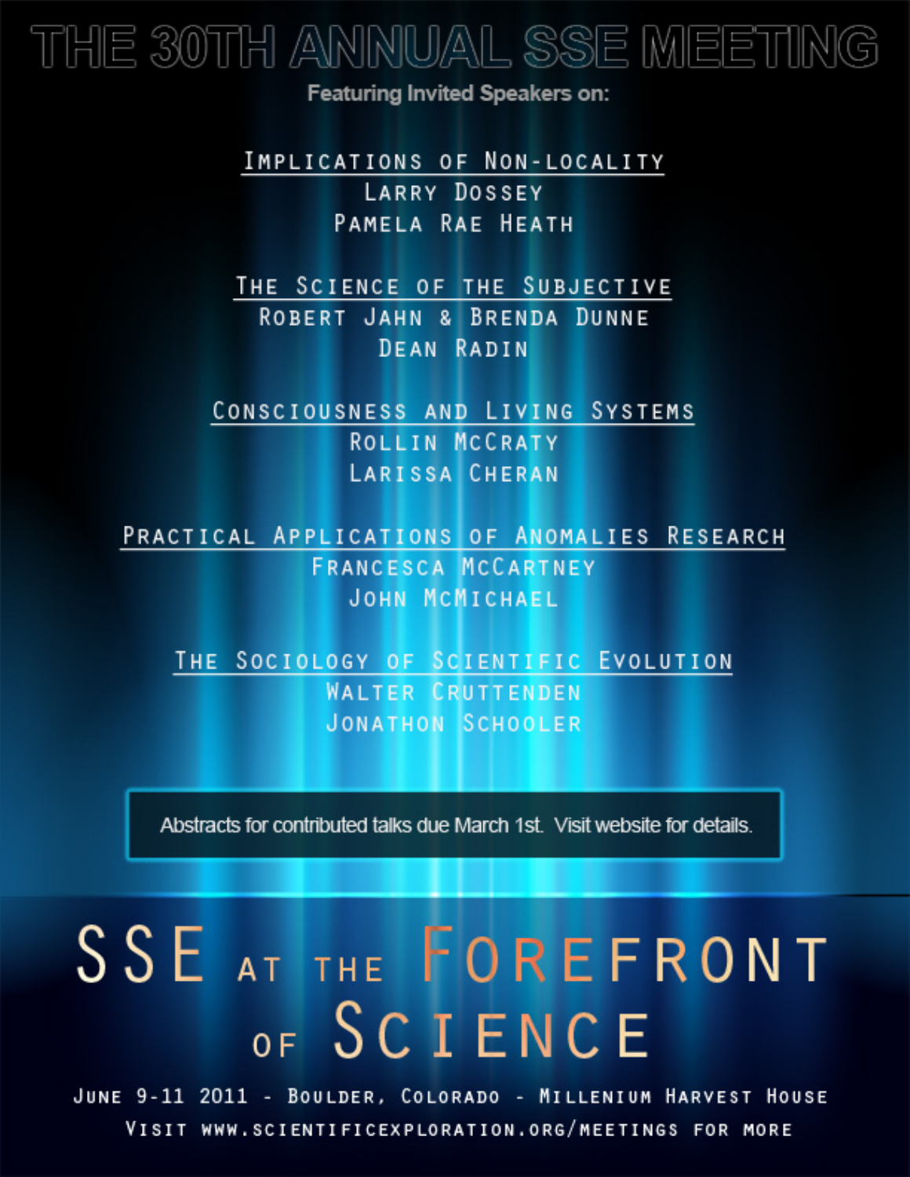# THE 30TH ANNUAL SSE MEETING

Featuring Invited Speakers on:

**Implications of Non-Locality**

Larry Dossey

Pamela Rae Heath

**The Science of the Subjective**

Robert Jahn & Brenda Dunne

Dean Radin

**Consciousness and Living Systems**

Rollin McCraty

Larissa Cheran

**Practical Applications of Anomalies Research**

Francesca McCartney

John McMichael

**The Sociology of Scientific Evolution**

Walter Cruttenden

Jonathon Schooler

Abstracts for contributed talks due March 1st. Visit website for details.

## SSE at the Forefront of Science

June 9-11 2011 - Boulder, Colorado - Millenium Harvest House

Visit www.scientificexploration.org/meetings for more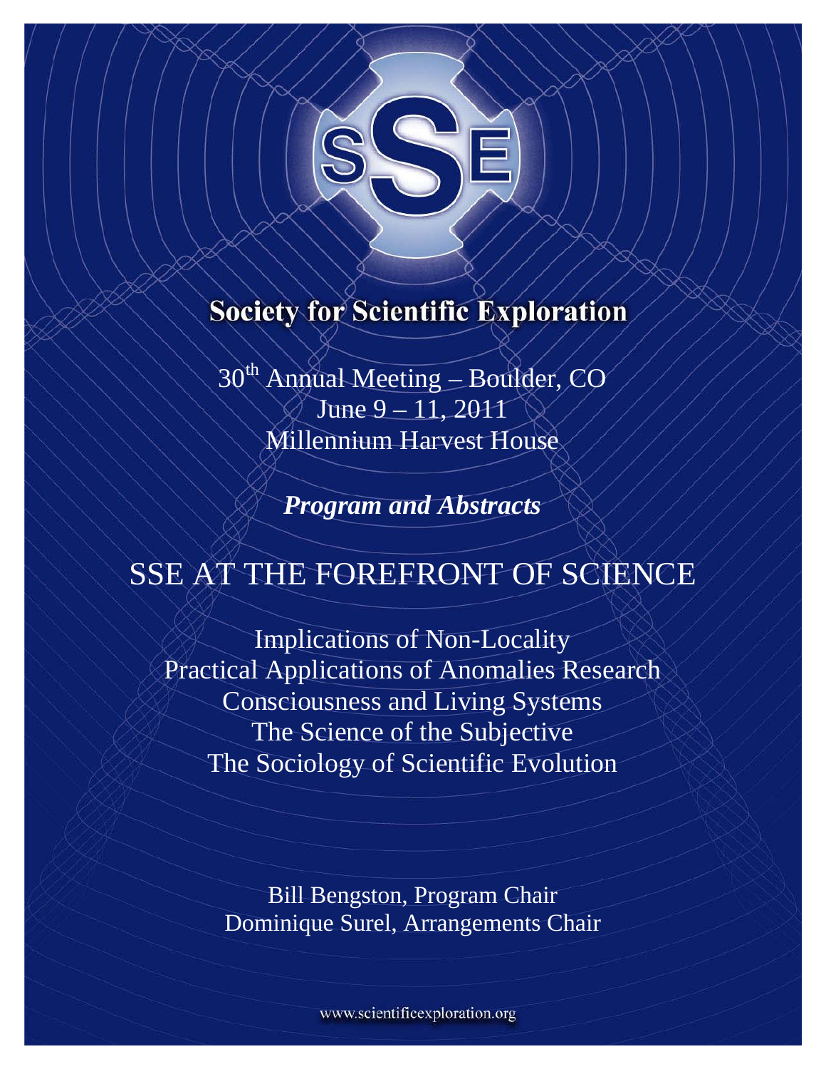# Society for Scientific Exploration

30th Annual Meeting – Boulder, CO
June 9 – 11, 2011
Millennium Harvest House

***Program and Abstracts***

## SSE AT THE FOREFRONT OF SCIENCE

Implications of Non-Locality
Practical Applications of Anomalies Research
Consciousness and Living Systems
The Science of the Subjective
The Sociology of Scientific Evolution

Bill Bengston, Program Chair
Dominique Surel, Arrangements Chair

www.scientificexploration.org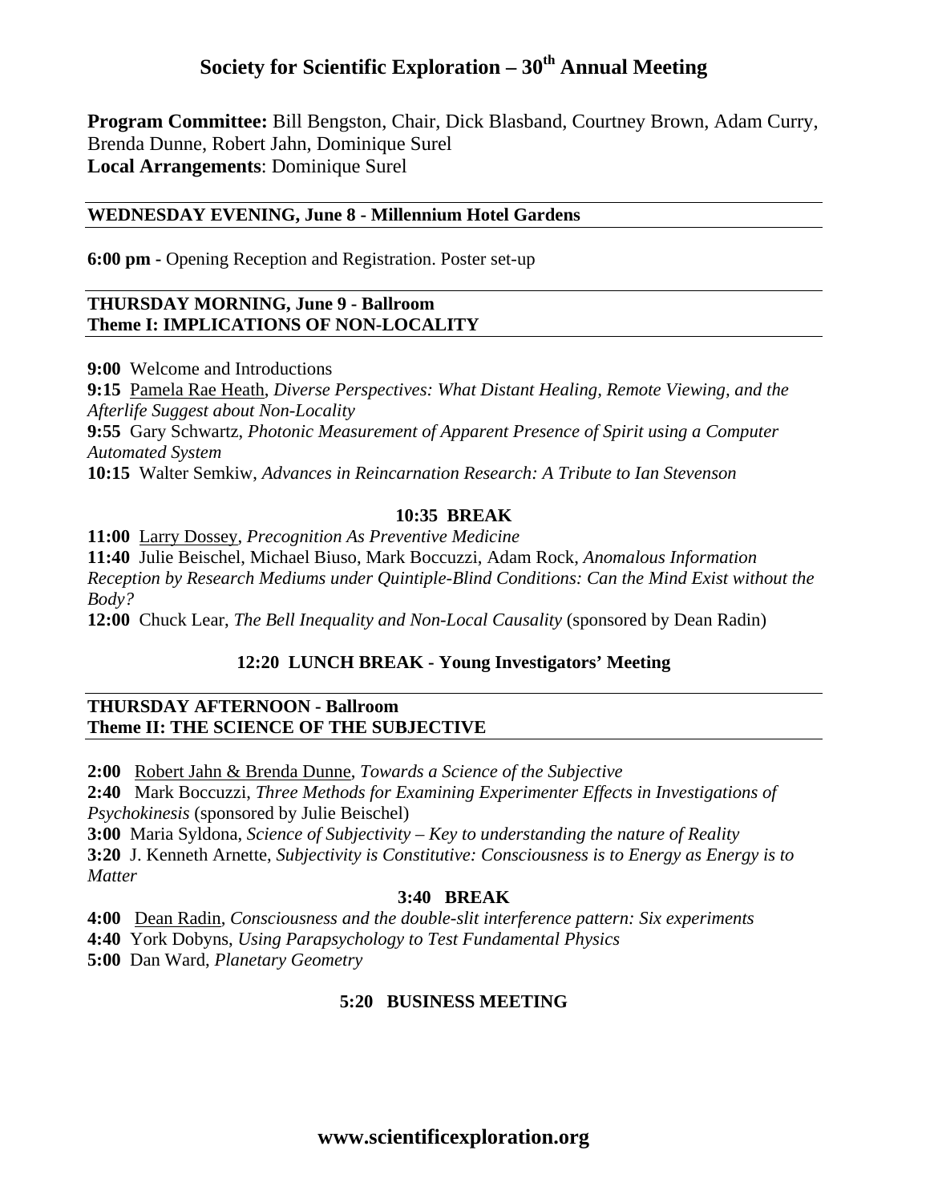# Society for Scientific Exploration – 30th Annual Meeting

**Program Committee:** Bill Bengston, Chair, Dick Blasband, Courtney Brown, Adam Curry, Brenda Dunne, Robert Jahn, Dominique Surel
**Local Arrangements**: Dominique Surel

---

**WEDNESDAY EVENING, June 8 - Millennium Hotel Gardens**

---

**6:00 pm -** Opening Reception and Registration. Poster set-up

---

**THURSDAY MORNING, June 9 - Ballroom**
**Theme I: IMPLICATIONS OF NON-LOCALITY**

---

**9:00** Welcome and Introductions
**9:15** Pamela Rae Heath, *Diverse Perspectives: What Distant Healing, Remote Viewing, and the Afterlife Suggest about Non-Locality*
**9:55** Gary Schwartz, *Photonic Measurement of Apparent Presence of Spirit using a Computer Automated System*
**10:15** Walter Semkiw, *Advances in Reincarnation Research: A Tribute to Ian Stevenson*

**10:35 BREAK**

**11:00** Larry Dossey, *Precognition As Preventive Medicine*
**11:40** Julie Beischel, Michael Biuso, Mark Boccuzzi, Adam Rock, *Anomalous Information Reception by Research Mediums under Quintiple-Blind Conditions: Can the Mind Exist without the Body?*
**12:00** Chuck Lear, *The Bell Inequality and Non-Local Causality* (sponsored by Dean Radin)

**12:20 LUNCH BREAK - Young Investigators' Meeting**

---

**THURSDAY AFTERNOON - Ballroom**
**Theme II: THE SCIENCE OF THE SUBJECTIVE**

---

**2:00** Robert Jahn & Brenda Dunne, *Towards a Science of the Subjective*
**2:40** Mark Boccuzzi, *Three Methods for Examining Experimenter Effects in Investigations of Psychokinesis* (sponsored by Julie Beischel)
**3:00** Maria Syldona, *Science of Subjectivity – Key to understanding the nature of Reality*
**3:20** J. Kenneth Arnette, *Subjectivity is Constitutive: Consciousness is to Energy as Energy is to Matter*

**3:40 BREAK**

**4:00** Dean Radin, *Consciousness and the double-slit interference pattern: Six experiments*
**4:40** York Dobyns, *Using Parapsychology to Test Fundamental Physics*
**5:00** Dan Ward, *Planetary Geometry*

**5:20 BUSINESS MEETING**

**www.scientificexploration.org**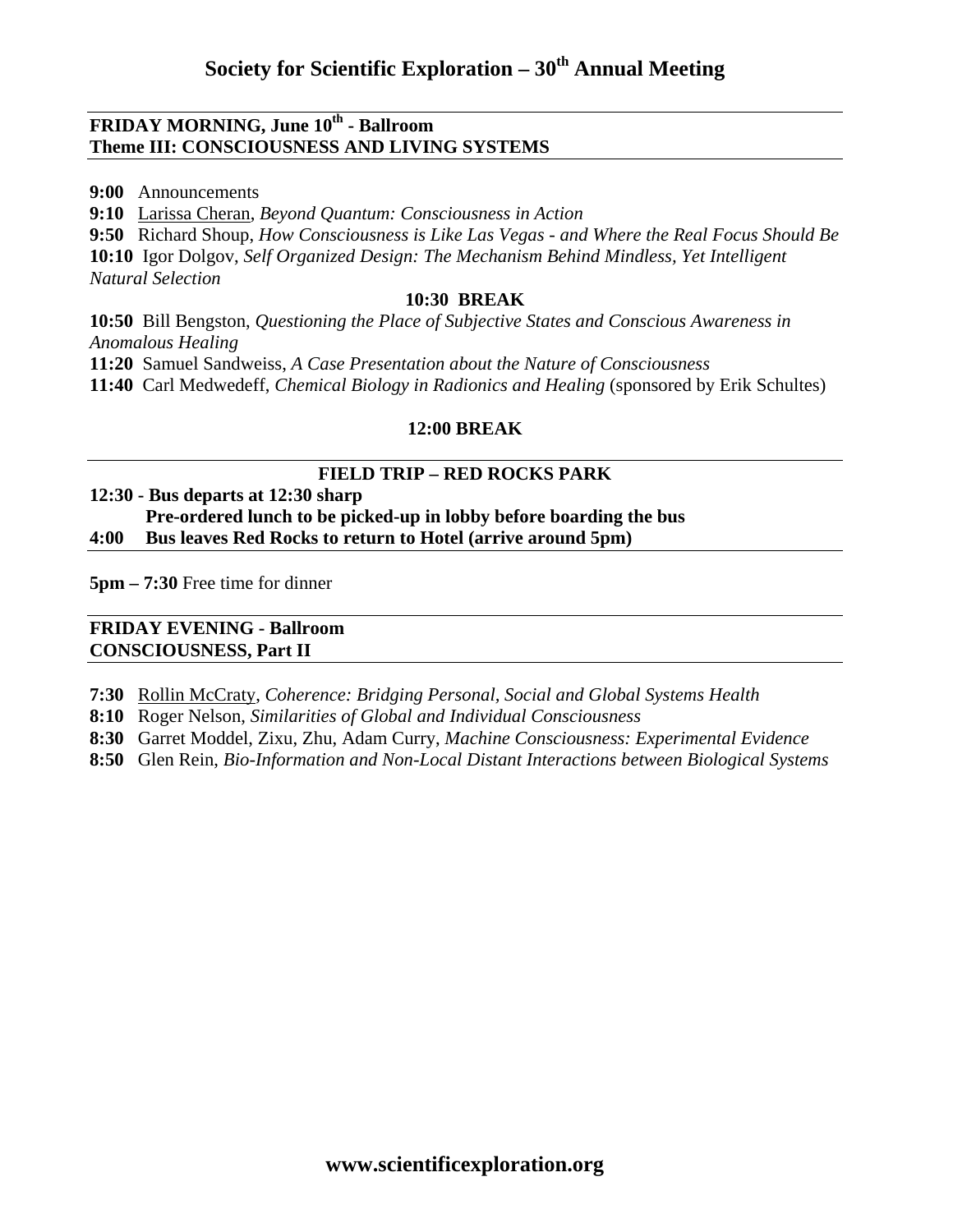# Society for Scientific Exploration – 30th Annual Meeting

**FRIDAY MORNING, June 10th - Ballroom**
**Theme III: CONSCIOUSNESS AND LIVING SYSTEMS**

**9:00** Announcements
**9:10** Larissa Cheran, *Beyond Quantum: Consciousness in Action*
**9:50** Richard Shoup, *How Consciousness is Like Las Vegas - and Where the Real Focus Should Be*
**10:10** Igor Dolgov, *Self Organized Design: The Mechanism Behind Mindless, Yet Intelligent Natural Selection*

**10:30 BREAK**

**10:50** Bill Bengston, *Questioning the Place of Subjective States and Conscious Awareness in Anomalous Healing*
**11:20** Samuel Sandweiss, *A Case Presentation about the Nature of Consciousness*
**11:40** Carl Medwedeff, *Chemical Biology in Radionics and Healing* (sponsored by Erik Schultes)

**12:00 BREAK**

**FIELD TRIP – RED ROCKS PARK**

**12:30 - Bus departs at 12:30 sharp**
**Pre-ordered lunch to be picked-up in lobby before boarding the bus**
**4:00 Bus leaves Red Rocks to return to Hotel (arrive around 5pm)**

**5pm – 7:30** Free time for dinner

**FRIDAY EVENING - Ballroom**
**CONSCIOUSNESS, Part II**

**7:30** Rollin McCraty, *Coherence: Bridging Personal, Social and Global Systems Health*
**8:10** Roger Nelson, *Similarities of Global and Individual Consciousness*
**8:30** Garret Moddel, Zixu, Zhu, Adam Curry, *Machine Consciousness: Experimental Evidence*
**8:50** Glen Rein, *Bio-Information and Non-Local Distant Interactions between Biological Systems*

**www.scientificexploration.org**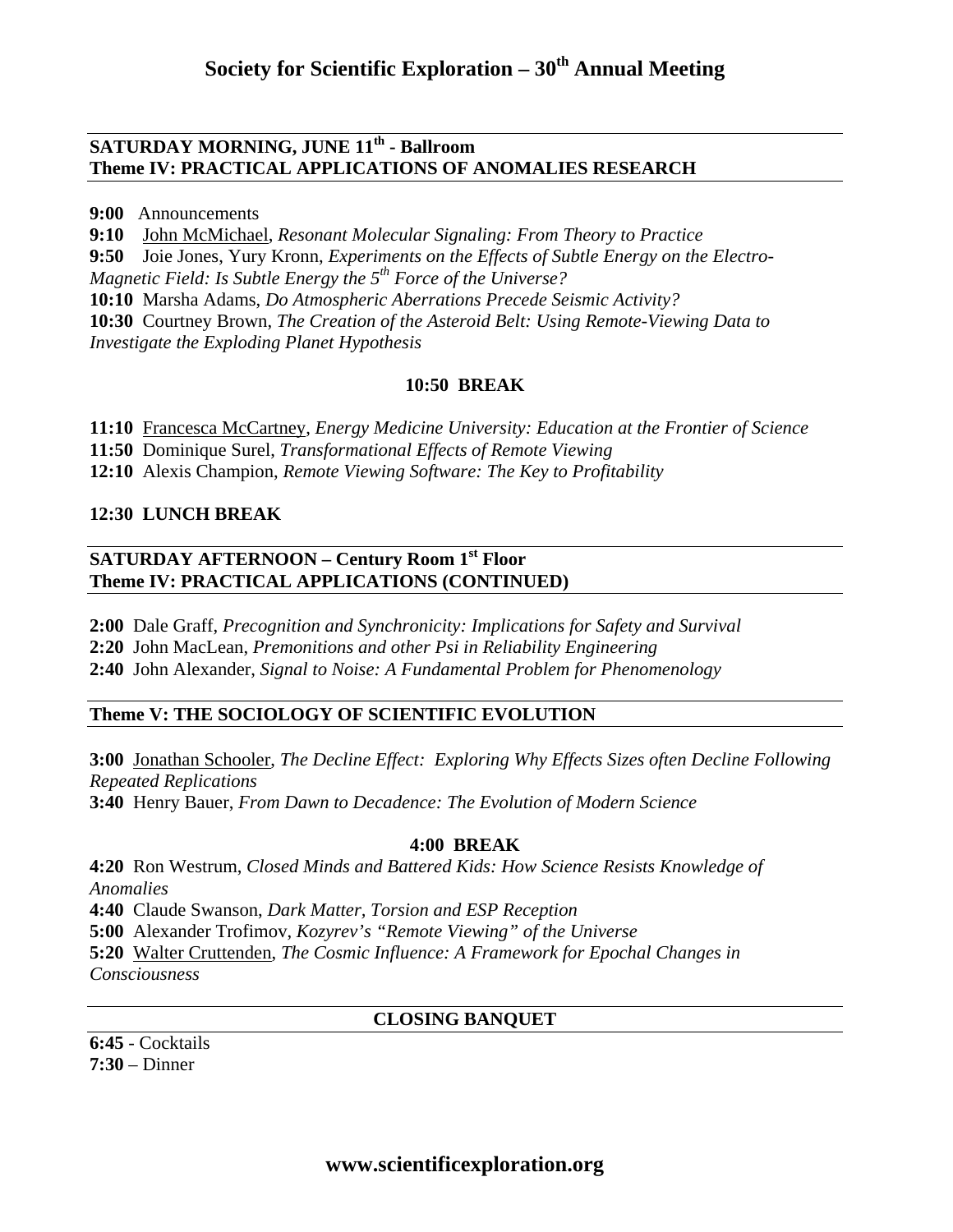# Society for Scientific Exploration – 30th Annual Meeting

## SATURDAY MORNING, JUNE 11th - Ballroom
## Theme IV: PRACTICAL APPLICATIONS OF ANOMALIES RESEARCH

**9:00** Announcements
**9:10** John McMichael, *Resonant Molecular Signaling: From Theory to Practice*
**9:50** Joie Jones, Yury Kronn, *Experiments on the Effects of Subtle Energy on the Electro-Magnetic Field: Is Subtle Energy the 5th Force of the Universe?*
**10:10** Marsha Adams, *Do Atmospheric Aberrations Precede Seismic Activity?*
**10:30** Courtney Brown, *The Creation of the Asteroid Belt: Using Remote-Viewing Data to Investigate the Exploding Planet Hypothesis*

**10:50 BREAK**

**11:10** Francesca McCartney, *Energy Medicine University: Education at the Frontier of Science*
**11:50** Dominique Surel, *Transformational Effects of Remote Viewing*
**12:10** Alexis Champion, *Remote Viewing Software: The Key to Profitability*

**12:30 LUNCH BREAK**

## SATURDAY AFTERNOON – Century Room 1st Floor
## Theme IV: PRACTICAL APPLICATIONS (CONTINUED)

**2:00** Dale Graff, *Precognition and Synchronicity: Implications for Safety and Survival*
**2:20** John MacLean, *Premonitions and other Psi in Reliability Engineering*
**2:40** John Alexander, *Signal to Noise: A Fundamental Problem for Phenomenology*

## Theme V: THE SOCIOLOGY OF SCIENTIFIC EVOLUTION

**3:00** Jonathan Schooler, *The Decline Effect: Exploring Why Effects Sizes often Decline Following Repeated Replications*
**3:40** Henry Bauer, *From Dawn to Decadence: The Evolution of Modern Science*

**4:00 BREAK**

**4:20** Ron Westrum, *Closed Minds and Battered Kids: How Science Resists Knowledge of Anomalies*
**4:40** Claude Swanson, *Dark Matter, Torsion and ESP Reception*
**5:00** Alexander Trofimov, *Kozyrev's "Remote Viewing" of the Universe*
**5:20** Walter Cruttenden, *The Cosmic Influence: A Framework for Epochal Changes in Consciousness*

## CLOSING BANQUET

**6:45** - Cocktails
**7:30** – Dinner

**www.scientificexploration.org**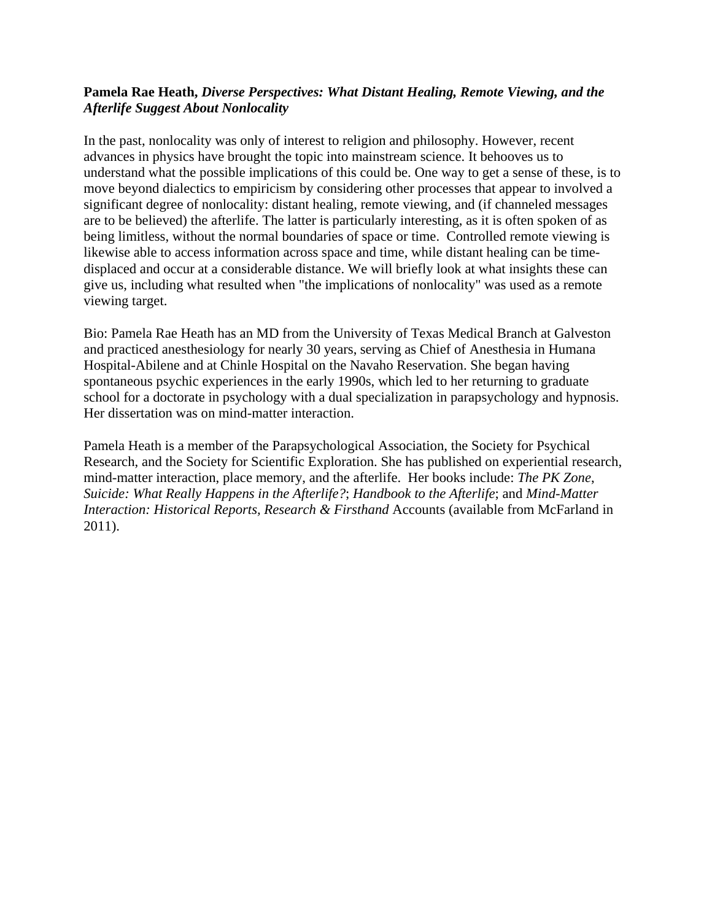**Pamela Rae Heath,** ***Diverse Perspectives: What Distant Healing, Remote Viewing, and the Afterlife Suggest About Nonlocality***

In the past, nonlocality was only of interest to religion and philosophy. However, recent advances in physics have brought the topic into mainstream science. It behooves us to understand what the possible implications of this could be. One way to get a sense of these, is to move beyond dialectics to empiricism by considering other processes that appear to involved a significant degree of nonlocality: distant healing, remote viewing, and (if channeled messages are to be believed) the afterlife. The latter is particularly interesting, as it is often spoken of as being limitless, without the normal boundaries of space or time. Controlled remote viewing is likewise able to access information across space and time, while distant healing can be time-displaced and occur at a considerable distance. We will briefly look at what insights these can give us, including what resulted when "the implications of nonlocality" was used as a remote viewing target.

Bio: Pamela Rae Heath has an MD from the University of Texas Medical Branch at Galveston and practiced anesthesiology for nearly 30 years, serving as Chief of Anesthesia in Humana Hospital-Abilene and at Chinle Hospital on the Navaho Reservation. She began having spontaneous psychic experiences in the early 1990s, which led to her returning to graduate school for a doctorate in psychology with a dual specialization in parapsychology and hypnosis. Her dissertation was on mind-matter interaction.

Pamela Heath is a member of the Parapsychological Association, the Society for Psychical Research, and the Society for Scientific Exploration. She has published on experiential research, mind-matter interaction, place memory, and the afterlife. Her books include: *The PK Zone*, *Suicide: What Really Happens in the Afterlife?*; *Handbook to the Afterlife*; and *Mind-Matter Interaction: Historical Reports, Research & Firsthand* Accounts (available from McFarland in 2011).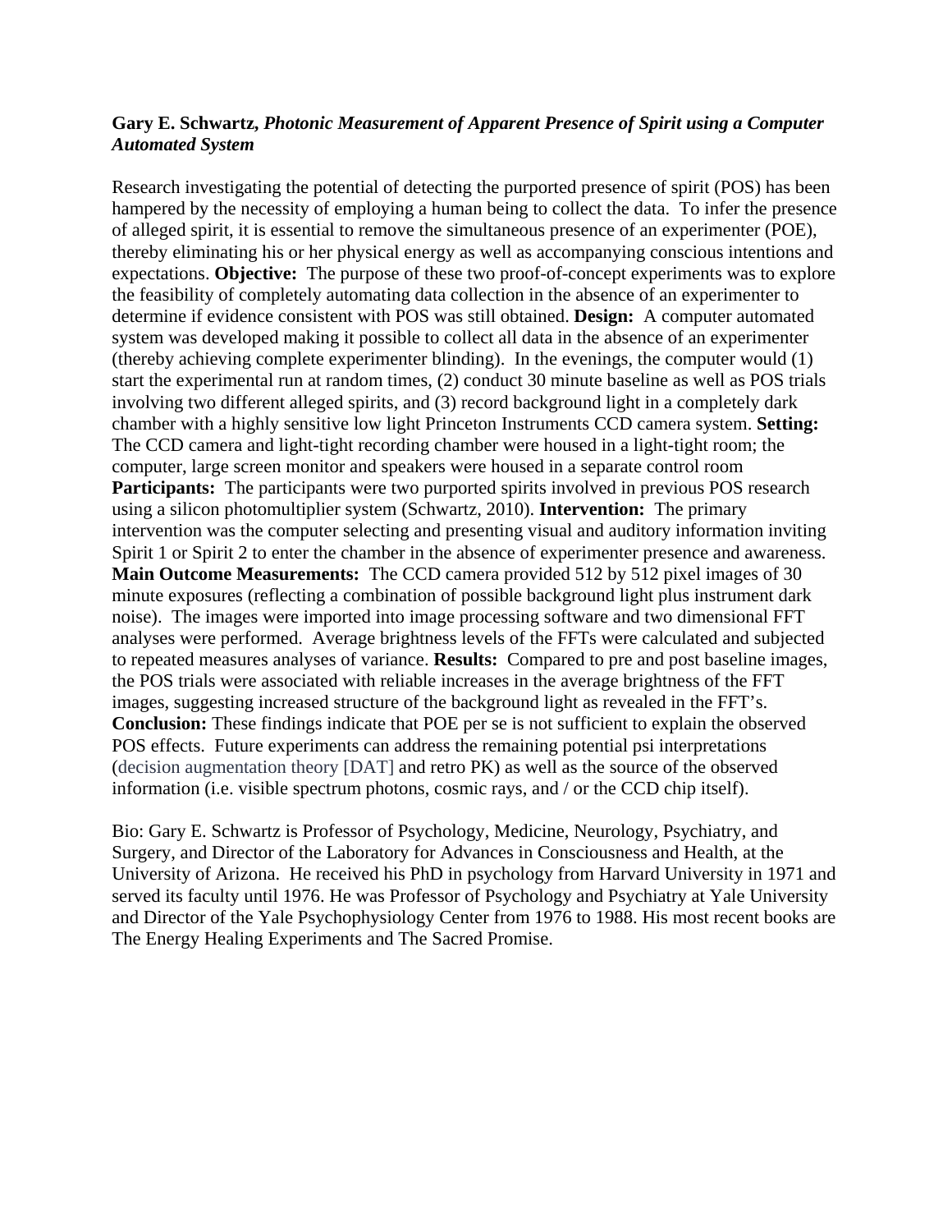**Gary E. Schwartz, *Photonic Measurement of Apparent Presence of Spirit using a Computer Automated System***

Research investigating the potential of detecting the purported presence of spirit (POS) has been hampered by the necessity of employing a human being to collect the data. To infer the presence of alleged spirit, it is essential to remove the simultaneous presence of an experimenter (POE), thereby eliminating his or her physical energy as well as accompanying conscious intentions and expectations. **Objective:** The purpose of these two proof-of-concept experiments was to explore the feasibility of completely automating data collection in the absence of an experimenter to determine if evidence consistent with POS was still obtained. **Design:** A computer automated system was developed making it possible to collect all data in the absence of an experimenter (thereby achieving complete experimenter blinding). In the evenings, the computer would (1) start the experimental run at random times, (2) conduct 30 minute baseline as well as POS trials involving two different alleged spirits, and (3) record background light in a completely dark chamber with a highly sensitive low light Princeton Instruments CCD camera system. **Setting:** The CCD camera and light-tight recording chamber were housed in a light-tight room; the computer, large screen monitor and speakers were housed in a separate control room **Participants:** The participants were two purported spirits involved in previous POS research using a silicon photomultiplier system (Schwartz, 2010). **Intervention:** The primary intervention was the computer selecting and presenting visual and auditory information inviting Spirit 1 or Spirit 2 to enter the chamber in the absence of experimenter presence and awareness. **Main Outcome Measurements:** The CCD camera provided 512 by 512 pixel images of 30 minute exposures (reflecting a combination of possible background light plus instrument dark noise). The images were imported into image processing software and two dimensional FFT analyses were performed. Average brightness levels of the FFTs were calculated and subjected to repeated measures analyses of variance. **Results:** Compared to pre and post baseline images, the POS trials were associated with reliable increases in the average brightness of the FFT images, suggesting increased structure of the background light as revealed in the FFT's. **Conclusion:** These findings indicate that POE per se is not sufficient to explain the observed POS effects. Future experiments can address the remaining potential psi interpretations (decision augmentation theory [DAT] and retro PK) as well as the source of the observed information (i.e. visible spectrum photons, cosmic rays, and / or the CCD chip itself).

Bio: Gary E. Schwartz is Professor of Psychology, Medicine, Neurology, Psychiatry, and Surgery, and Director of the Laboratory for Advances in Consciousness and Health, at the University of Arizona. He received his PhD in psychology from Harvard University in 1971 and served its faculty until 1976. He was Professor of Psychology and Psychiatry at Yale University and Director of the Yale Psychophysiology Center from 1976 to 1988. His most recent books are The Energy Healing Experiments and The Sacred Promise.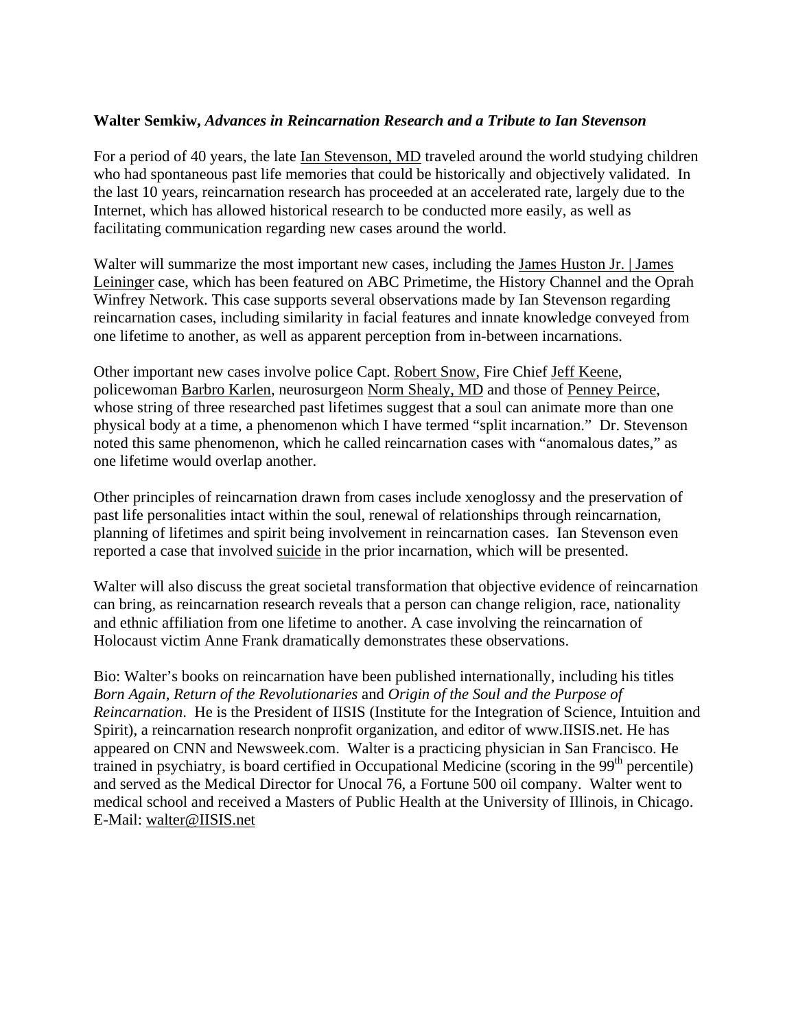**Walter Semkiw,** ***Advances in Reincarnation Research and a Tribute to Ian Stevenson***

For a period of 40 years, the late Ian Stevenson, MD traveled around the world studying children who had spontaneous past life memories that could be historically and objectively validated. In the last 10 years, reincarnation research has proceeded at an accelerated rate, largely due to the Internet, which has allowed historical research to be conducted more easily, as well as facilitating communication regarding new cases around the world.

Walter will summarize the most important new cases, including the James Huston Jr. | James Leininger case, which has been featured on ABC Primetime, the History Channel and the Oprah Winfrey Network. This case supports several observations made by Ian Stevenson regarding reincarnation cases, including similarity in facial features and innate knowledge conveyed from one lifetime to another, as well as apparent perception from in-between incarnations.

Other important new cases involve police Capt. Robert Snow, Fire Chief Jeff Keene, policewoman Barbro Karlen, neurosurgeon Norm Shealy, MD and those of Penney Peirce, whose string of three researched past lifetimes suggest that a soul can animate more than one physical body at a time, a phenomenon which I have termed "split incarnation." Dr. Stevenson noted this same phenomenon, which he called reincarnation cases with "anomalous dates," as one lifetime would overlap another.

Other principles of reincarnation drawn from cases include xenoglossy and the preservation of past life personalities intact within the soul, renewal of relationships through reincarnation, planning of lifetimes and spirit being involvement in reincarnation cases. Ian Stevenson even reported a case that involved suicide in the prior incarnation, which will be presented.

Walter will also discuss the great societal transformation that objective evidence of reincarnation can bring, as reincarnation research reveals that a person can change religion, race, nationality and ethnic affiliation from one lifetime to another. A case involving the reincarnation of Holocaust victim Anne Frank dramatically demonstrates these observations.

Bio: Walter's books on reincarnation have been published internationally, including his titles *Born Again*, *Return of the Revolutionaries* and *Origin of the Soul and the Purpose of Reincarnation*. He is the President of IISIS (Institute for the Integration of Science, Intuition and Spirit), a reincarnation research nonprofit organization, and editor of www.IISIS.net. He has appeared on CNN and Newsweek.com. Walter is a practicing physician in San Francisco. He trained in psychiatry, is board certified in Occupational Medicine (scoring in the 99th percentile) and served as the Medical Director for Unocal 76, a Fortune 500 oil company. Walter went to medical school and received a Masters of Public Health at the University of Illinois, in Chicago. E-Mail: walter@IISIS.net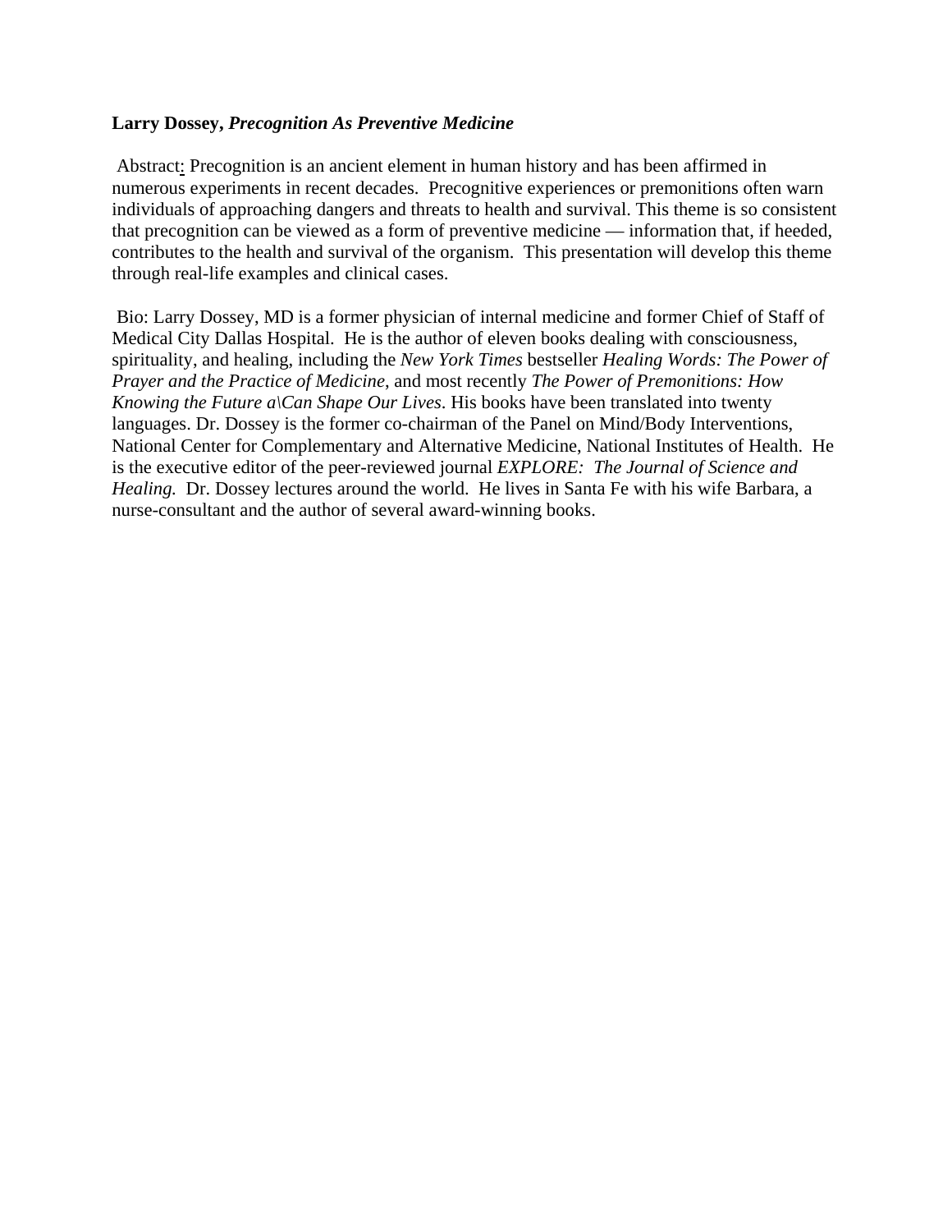**Larry Dossey, *Precognition As Preventive Medicine***

Abstract: Precognition is an ancient element in human history and has been affirmed in numerous experiments in recent decades. Precognitive experiences or premonitions often warn individuals of approaching dangers and threats to health and survival. This theme is so consistent that precognition can be viewed as a form of preventive medicine — information that, if heeded, contributes to the health and survival of the organism. This presentation will develop this theme through real-life examples and clinical cases.

Bio: Larry Dossey, MD is a former physician of internal medicine and former Chief of Staff of Medical City Dallas Hospital. He is the author of eleven books dealing with consciousness, spirituality, and healing, including the *New York Times* bestseller *Healing Words: The Power of Prayer and the Practice of Medicine*, and most recently *The Power of Premonitions: How Knowing the Future a\Can Shape Our Lives*. His books have been translated into twenty languages. Dr. Dossey is the former co-chairman of the Panel on Mind/Body Interventions, National Center for Complementary and Alternative Medicine, National Institutes of Health. He is the executive editor of the peer-reviewed journal *EXPLORE: The Journal of Science and Healing.* Dr. Dossey lectures around the world. He lives in Santa Fe with his wife Barbara, a nurse-consultant and the author of several award-winning books.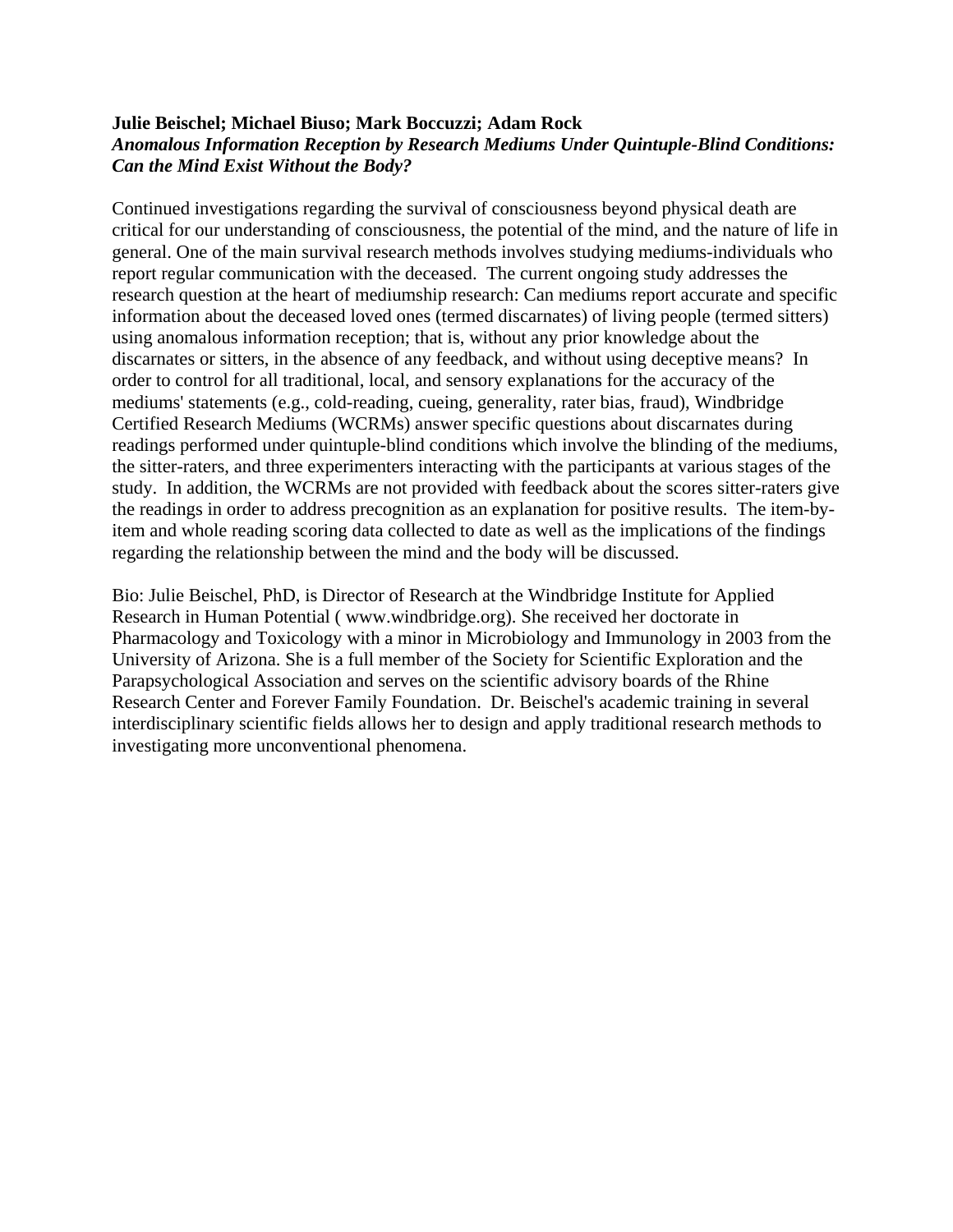**Julie Beischel; Michael Biuso; Mark Boccuzzi; Adam Rock**
***Anomalous Information Reception by Research Mediums Under Quintuple-Blind Conditions: Can the Mind Exist Without the Body?***

Continued investigations regarding the survival of consciousness beyond physical death are critical for our understanding of consciousness, the potential of the mind, and the nature of life in general. One of the main survival research methods involves studying mediums-individuals who report regular communication with the deceased. The current ongoing study addresses the research question at the heart of mediumship research: Can mediums report accurate and specific information about the deceased loved ones (termed discarnates) of living people (termed sitters) using anomalous information reception; that is, without any prior knowledge about the discarnates or sitters, in the absence of any feedback, and without using deceptive means? In order to control for all traditional, local, and sensory explanations for the accuracy of the mediums' statements (e.g., cold-reading, cueing, generality, rater bias, fraud), Windbridge Certified Research Mediums (WCRMs) answer specific questions about discarnates during readings performed under quintuple-blind conditions which involve the blinding of the mediums, the sitter-raters, and three experimenters interacting with the participants at various stages of the study. In addition, the WCRMs are not provided with feedback about the scores sitter-raters give the readings in order to address precognition as an explanation for positive results. The item-by-item and whole reading scoring data collected to date as well as the implications of the findings regarding the relationship between the mind and the body will be discussed.

Bio: Julie Beischel, PhD, is Director of Research at the Windbridge Institute for Applied Research in Human Potential ( www.windbridge.org). She received her doctorate in Pharmacology and Toxicology with a minor in Microbiology and Immunology in 2003 from the University of Arizona. She is a full member of the Society for Scientific Exploration and the Parapsychological Association and serves on the scientific advisory boards of the Rhine Research Center and Forever Family Foundation. Dr. Beischel's academic training in several interdisciplinary scientific fields allows her to design and apply traditional research methods to investigating more unconventional phenomena.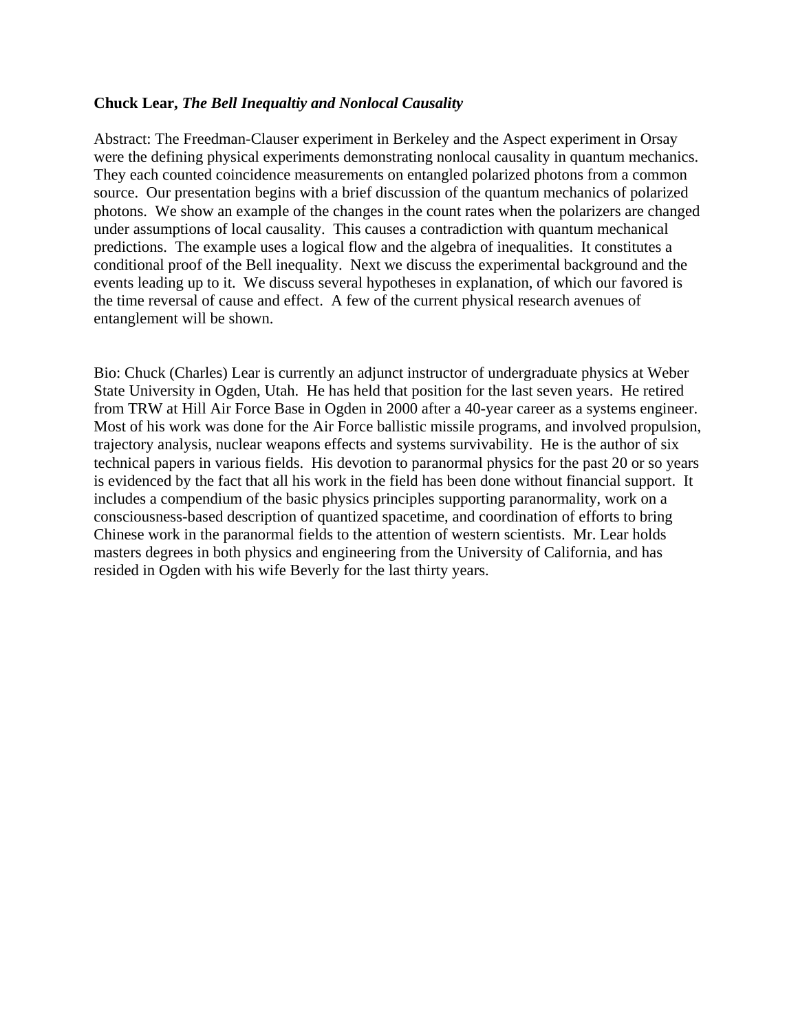**Chuck Lear, *The Bell Inequaltiy and Nonlocal Causality***

Abstract: The Freedman-Clauser experiment in Berkeley and the Aspect experiment in Orsay were the defining physical experiments demonstrating nonlocal causality in quantum mechanics. They each counted coincidence measurements on entangled polarized photons from a common source. Our presentation begins with a brief discussion of the quantum mechanics of polarized photons. We show an example of the changes in the count rates when the polarizers are changed under assumptions of local causality. This causes a contradiction with quantum mechanical predictions. The example uses a logical flow and the algebra of inequalities. It constitutes a conditional proof of the Bell inequality. Next we discuss the experimental background and the events leading up to it. We discuss several hypotheses in explanation, of which our favored is the time reversal of cause and effect. A few of the current physical research avenues of entanglement will be shown.

Bio: Chuck (Charles) Lear is currently an adjunct instructor of undergraduate physics at Weber State University in Ogden, Utah. He has held that position for the last seven years. He retired from TRW at Hill Air Force Base in Ogden in 2000 after a 40-year career as a systems engineer. Most of his work was done for the Air Force ballistic missile programs, and involved propulsion, trajectory analysis, nuclear weapons effects and systems survivability. He is the author of six technical papers in various fields. His devotion to paranormal physics for the past 20 or so years is evidenced by the fact that all his work in the field has been done without financial support. It includes a compendium of the basic physics principles supporting paranormality, work on a consciousness-based description of quantized spacetime, and coordination of efforts to bring Chinese work in the paranormal fields to the attention of western scientists. Mr. Lear holds masters degrees in both physics and engineering from the University of California, and has resided in Ogden with his wife Beverly for the last thirty years.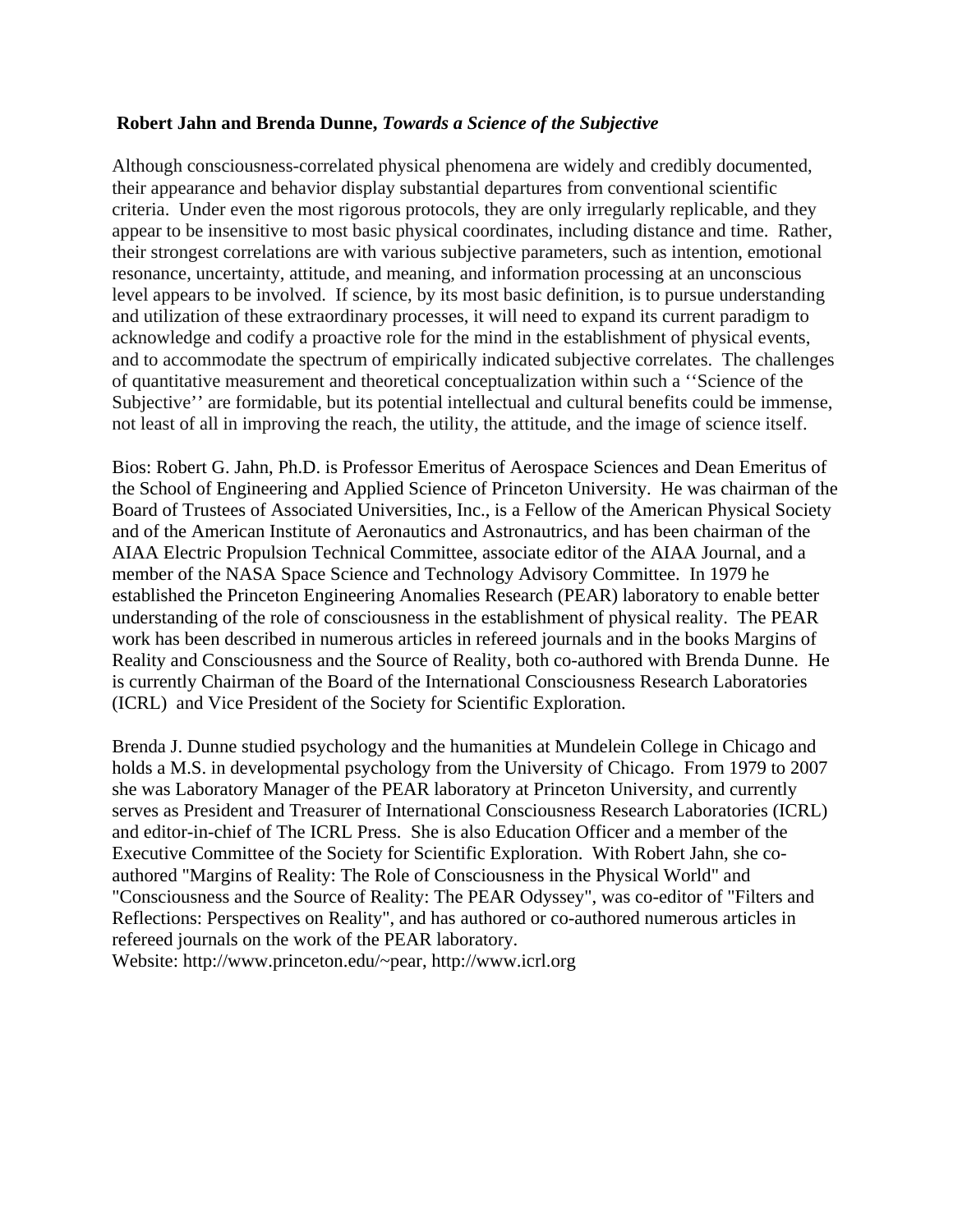**Robert Jahn and Brenda Dunne, *Towards a Science of the Subjective***

Although consciousness-correlated physical phenomena are widely and credibly documented, their appearance and behavior display substantial departures from conventional scientific criteria. Under even the most rigorous protocols, they are only irregularly replicable, and they appear to be insensitive to most basic physical coordinates, including distance and time. Rather, their strongest correlations are with various subjective parameters, such as intention, emotional resonance, uncertainty, attitude, and meaning, and information processing at an unconscious level appears to be involved. If science, by its most basic definition, is to pursue understanding and utilization of these extraordinary processes, it will need to expand its current paradigm to acknowledge and codify a proactive role for the mind in the establishment of physical events, and to accommodate the spectrum of empirically indicated subjective correlates. The challenges of quantitative measurement and theoretical conceptualization within such a ''Science of the Subjective'' are formidable, but its potential intellectual and cultural benefits could be immense, not least of all in improving the reach, the utility, the attitude, and the image of science itself.

Bios: Robert G. Jahn, Ph.D. is Professor Emeritus of Aerospace Sciences and Dean Emeritus of the School of Engineering and Applied Science of Princeton University. He was chairman of the Board of Trustees of Associated Universities, Inc., is a Fellow of the American Physical Society and of the American Institute of Aeronautics and Astronautrics, and has been chairman of the AIAA Electric Propulsion Technical Committee, associate editor of the AIAA Journal, and a member of the NASA Space Science and Technology Advisory Committee. In 1979 he established the Princeton Engineering Anomalies Research (PEAR) laboratory to enable better understanding of the role of consciousness in the establishment of physical reality. The PEAR work has been described in numerous articles in refereed journals and in the books Margins of Reality and Consciousness and the Source of Reality, both co-authored with Brenda Dunne. He is currently Chairman of the Board of the International Consciousness Research Laboratories (ICRL) and Vice President of the Society for Scientific Exploration.

Brenda J. Dunne studied psychology and the humanities at Mundelein College in Chicago and holds a M.S. in developmental psychology from the University of Chicago. From 1979 to 2007 she was Laboratory Manager of the PEAR laboratory at Princeton University, and currently serves as President and Treasurer of International Consciousness Research Laboratories (ICRL) and editor-in-chief of The ICRL Press. She is also Education Officer and a member of the Executive Committee of the Society for Scientific Exploration. With Robert Jahn, she co-authored "Margins of Reality: The Role of Consciousness in the Physical World" and "Consciousness and the Source of Reality: The PEAR Odyssey", was co-editor of "Filters and Reflections: Perspectives on Reality", and has authored or co-authored numerous articles in refereed journals on the work of the PEAR laboratory.
Website: http://www.princeton.edu/~pear, http://www.icrl.org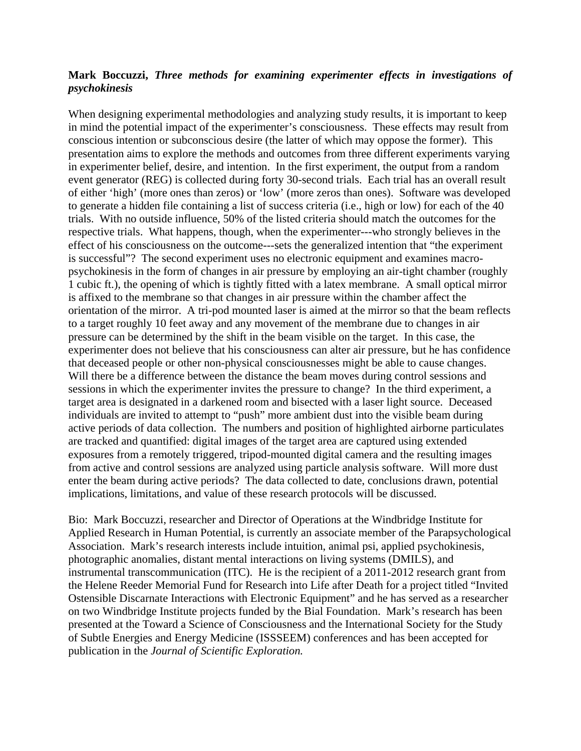**Mark Boccuzzi,** ***Three methods for examining experimenter effects in investigations of psychokinesis***

When designing experimental methodologies and analyzing study results, it is important to keep in mind the potential impact of the experimenter's consciousness. These effects may result from conscious intention or subconscious desire (the latter of which may oppose the former). This presentation aims to explore the methods and outcomes from three different experiments varying in experimenter belief, desire, and intention. In the first experiment, the output from a random event generator (REG) is collected during forty 30-second trials. Each trial has an overall result of either 'high' (more ones than zeros) or 'low' (more zeros than ones). Software was developed to generate a hidden file containing a list of success criteria (i.e., high or low) for each of the 40 trials. With no outside influence, 50% of the listed criteria should match the outcomes for the respective trials. What happens, though, when the experimenter---who strongly believes in the effect of his consciousness on the outcome---sets the generalized intention that "the experiment is successful"? The second experiment uses no electronic equipment and examines macro-psychokinesis in the form of changes in air pressure by employing an air-tight chamber (roughly 1 cubic ft.), the opening of which is tightly fitted with a latex membrane. A small optical mirror is affixed to the membrane so that changes in air pressure within the chamber affect the orientation of the mirror. A tri-pod mounted laser is aimed at the mirror so that the beam reflects to a target roughly 10 feet away and any movement of the membrane due to changes in air pressure can be determined by the shift in the beam visible on the target. In this case, the experimenter does not believe that his consciousness can alter air pressure, but he has confidence that deceased people or other non-physical consciousnesses might be able to cause changes. Will there be a difference between the distance the beam moves during control sessions and sessions in which the experimenter invites the pressure to change? In the third experiment, a target area is designated in a darkened room and bisected with a laser light source. Deceased individuals are invited to attempt to "push" more ambient dust into the visible beam during active periods of data collection. The numbers and position of highlighted airborne particulates are tracked and quantified: digital images of the target area are captured using extended exposures from a remotely triggered, tripod-mounted digital camera and the resulting images from active and control sessions are analyzed using particle analysis software. Will more dust enter the beam during active periods? The data collected to date, conclusions drawn, potential implications, limitations, and value of these research protocols will be discussed.

Bio: Mark Boccuzzi, researcher and Director of Operations at the Windbridge Institute for Applied Research in Human Potential, is currently an associate member of the Parapsychological Association. Mark's research interests include intuition, animal psi, applied psychokinesis, photographic anomalies, distant mental interactions on living systems (DMILS), and instrumental transcommunication (ITC). He is the recipient of a 2011-2012 research grant from the Helene Reeder Memorial Fund for Research into Life after Death for a project titled "Invited Ostensible Discarnate Interactions with Electronic Equipment" and he has served as a researcher on two Windbridge Institute projects funded by the Bial Foundation. Mark's research has been presented at the Toward a Science of Consciousness and the International Society for the Study of Subtle Energies and Energy Medicine (ISSSEEM) conferences and has been accepted for publication in the *Journal of Scientific Exploration.*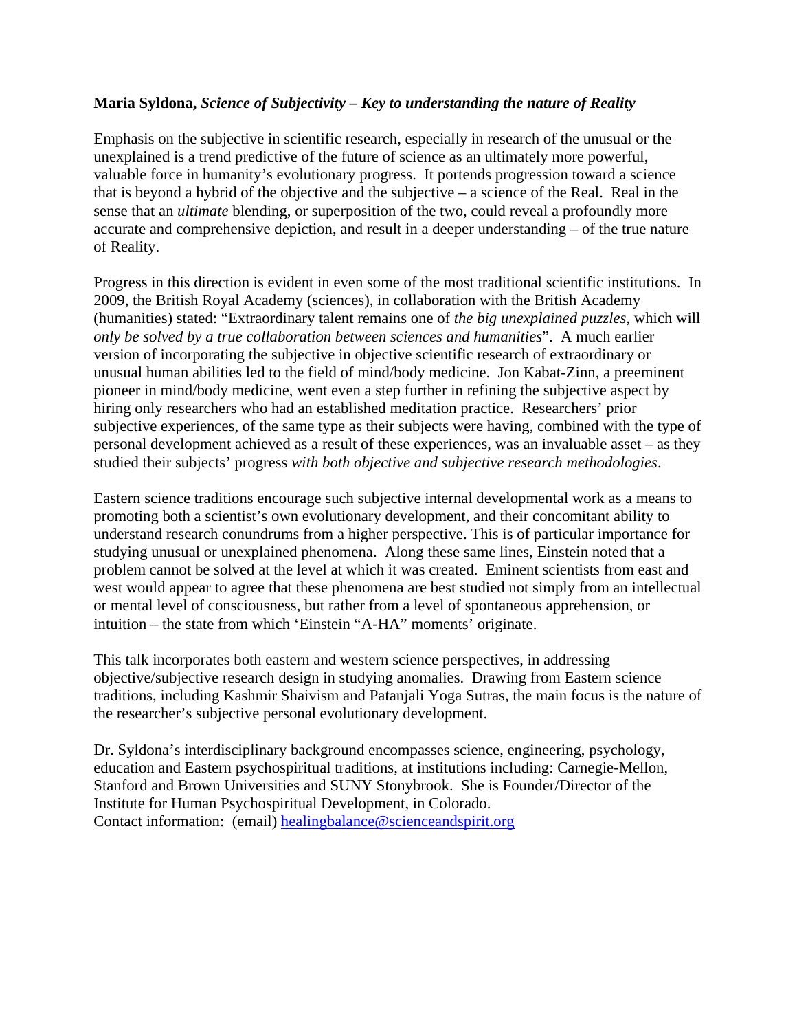**Maria Syldona,** ***Science of Subjectivity – Key to understanding the nature of Reality***

Emphasis on the subjective in scientific research, especially in research of the unusual or the unexplained is a trend predictive of the future of science as an ultimately more powerful, valuable force in humanity's evolutionary progress. It portends progression toward a science that is beyond a hybrid of the objective and the subjective – a science of the Real. Real in the sense that an *ultimate* blending, or superposition of the two, could reveal a profoundly more accurate and comprehensive depiction, and result in a deeper understanding – of the true nature of Reality.

Progress in this direction is evident in even some of the most traditional scientific institutions. In 2009, the British Royal Academy (sciences), in collaboration with the British Academy (humanities) stated: "Extraordinary talent remains one of *the big unexplained puzzles*, which will *only be solved by a true collaboration between sciences and humanities*". A much earlier version of incorporating the subjective in objective scientific research of extraordinary or unusual human abilities led to the field of mind/body medicine. Jon Kabat-Zinn, a preeminent pioneer in mind/body medicine, went even a step further in refining the subjective aspect by hiring only researchers who had an established meditation practice. Researchers' prior subjective experiences, of the same type as their subjects were having, combined with the type of personal development achieved as a result of these experiences, was an invaluable asset – as they studied their subjects' progress *with both objective and subjective research methodologies*.

Eastern science traditions encourage such subjective internal developmental work as a means to promoting both a scientist's own evolutionary development, and their concomitant ability to understand research conundrums from a higher perspective. This is of particular importance for studying unusual or unexplained phenomena. Along these same lines, Einstein noted that a problem cannot be solved at the level at which it was created. Eminent scientists from east and west would appear to agree that these phenomena are best studied not simply from an intellectual or mental level of consciousness, but rather from a level of spontaneous apprehension, or intuition – the state from which 'Einstein "A-HA" moments' originate.

This talk incorporates both eastern and western science perspectives, in addressing objective/subjective research design in studying anomalies. Drawing from Eastern science traditions, including Kashmir Shaivism and Patanjali Yoga Sutras, the main focus is the nature of the researcher's subjective personal evolutionary development.

Dr. Syldona's interdisciplinary background encompasses science, engineering, psychology, education and Eastern psychospiritual traditions, at institutions including: Carnegie-Mellon, Stanford and Brown Universities and SUNY Stonybrook. She is Founder/Director of the Institute for Human Psychospiritual Development, in Colorado.
Contact information: (email) healingbalance@scienceandspirit.org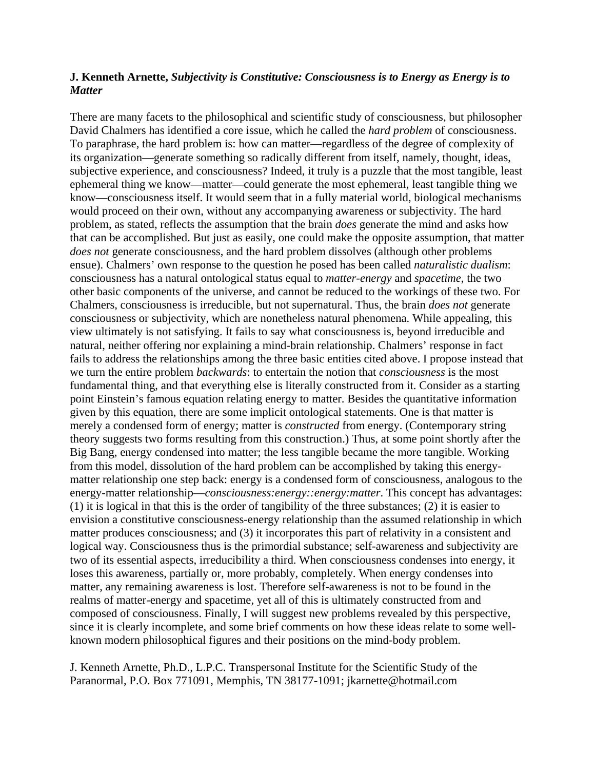**J. Kenneth Arnette,** ***Subjectivity is Constitutive: Consciousness is to Energy as Energy is to Matter***

There are many facets to the philosophical and scientific study of consciousness, but philosopher David Chalmers has identified a core issue, which he called the *hard problem* of consciousness. To paraphrase, the hard problem is: how can matter—regardless of the degree of complexity of its organization—generate something so radically different from itself, namely, thought, ideas, subjective experience, and consciousness? Indeed, it truly is a puzzle that the most tangible, least ephemeral thing we know—matter—could generate the most ephemeral, least tangible thing we know—consciousness itself. It would seem that in a fully material world, biological mechanisms would proceed on their own, without any accompanying awareness or subjectivity. The hard problem, as stated, reflects the assumption that the brain *does* generate the mind and asks how that can be accomplished. But just as easily, one could make the opposite assumption, that matter *does not* generate consciousness, and the hard problem dissolves (although other problems ensue). Chalmers' own response to the question he posed has been called *naturalistic dualism*: consciousness has a natural ontological status equal to *matter-energy* and *spacetime*, the two other basic components of the universe, and cannot be reduced to the workings of these two. For Chalmers, consciousness is irreducible, but not supernatural. Thus, the brain *does not* generate consciousness or subjectivity, which are nonetheless natural phenomena. While appealing, this view ultimately is not satisfying. It fails to say what consciousness is, beyond irreducible and natural, neither offering nor explaining a mind-brain relationship. Chalmers' response in fact fails to address the relationships among the three basic entities cited above. I propose instead that we turn the entire problem *backwards*: to entertain the notion that *consciousness* is the most fundamental thing, and that everything else is literally constructed from it. Consider as a starting point Einstein's famous equation relating energy to matter. Besides the quantitative information given by this equation, there are some implicit ontological statements. One is that matter is merely a condensed form of energy; matter is *constructed* from energy. (Contemporary string theory suggests two forms resulting from this construction.) Thus, at some point shortly after the Big Bang, energy condensed into matter; the less tangible became the more tangible. Working from this model, dissolution of the hard problem can be accomplished by taking this energy-matter relationship one step back: energy is a condensed form of consciousness, analogous to the energy-matter relationship—*consciousness:energy::energy:matter*. This concept has advantages: (1) it is logical in that this is the order of tangibility of the three substances; (2) it is easier to envision a constitutive consciousness-energy relationship than the assumed relationship in which matter produces consciousness; and (3) it incorporates this part of relativity in a consistent and logical way. Consciousness thus is the primordial substance; self-awareness and subjectivity are two of its essential aspects, irreducibility a third. When consciousness condenses into energy, it loses this awareness, partially or, more probably, completely. When energy condenses into matter, any remaining awareness is lost. Therefore self-awareness is not to be found in the realms of matter-energy and spacetime, yet all of this is ultimately constructed from and composed of consciousness. Finally, I will suggest new problems revealed by this perspective, since it is clearly incomplete, and some brief comments on how these ideas relate to some well-known modern philosophical figures and their positions on the mind-body problem.

J. Kenneth Arnette, Ph.D., L.P.C. Transpersonal Institute for the Scientific Study of the Paranormal, P.O. Box 771091, Memphis, TN 38177-1091; jkarnette@hotmail.com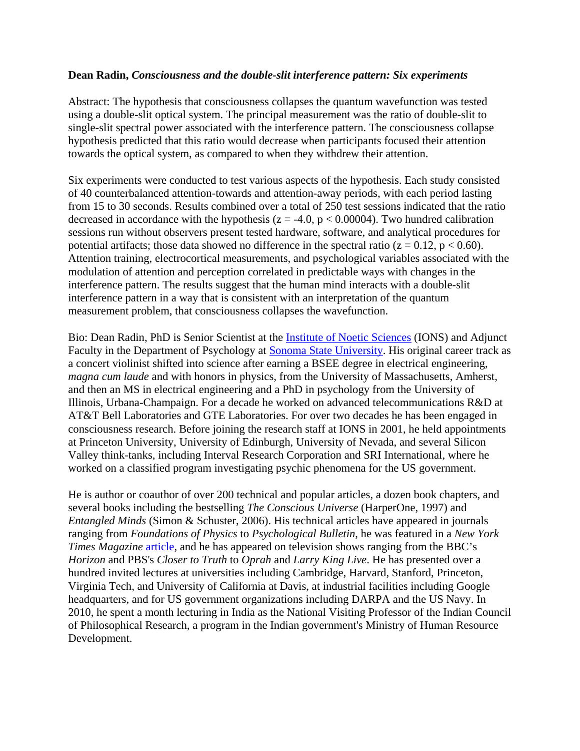**Dean Radin, *Consciousness and the double-slit interference pattern: Six experiments***

Abstract: The hypothesis that consciousness collapses the quantum wavefunction was tested using a double-slit optical system. The principal measurement was the ratio of double-slit to single-slit spectral power associated with the interference pattern. The consciousness collapse hypothesis predicted that this ratio would decrease when participants focused their attention towards the optical system, as compared to when they withdrew their attention.

Six experiments were conducted to test various aspects of the hypothesis. Each study consisted of 40 counterbalanced attention-towards and attention-away periods, with each period lasting from 15 to 30 seconds. Results combined over a total of 250 test sessions indicated that the ratio decreased in accordance with the hypothesis ($z = -4.0$, $p < 0.00004$). Two hundred calibration sessions run without observers present tested hardware, software, and analytical procedures for potential artifacts; those data showed no difference in the spectral ratio ($z = 0.12$, $p < 0.60$). Attention training, electrocortical measurements, and psychological variables associated with the modulation of attention and perception correlated in predictable ways with changes in the interference pattern. The results suggest that the human mind interacts with a double-slit interference pattern in a way that is consistent with an interpretation of the quantum measurement problem, that consciousness collapses the wavefunction.

Bio: Dean Radin, PhD is Senior Scientist at the Institute of Noetic Sciences (IONS) and Adjunct Faculty in the Department of Psychology at Sonoma State University. His original career track as a concert violinist shifted into science after earning a BSEE degree in electrical engineering, *magna cum laude* and with honors in physics, from the University of Massachusetts, Amherst, and then an MS in electrical engineering and a PhD in psychology from the University of Illinois, Urbana-Champaign. For a decade he worked on advanced telecommunications R&D at AT&T Bell Laboratories and GTE Laboratories. For over two decades he has been engaged in consciousness research. Before joining the research staff at IONS in 2001, he held appointments at Princeton University, University of Edinburgh, University of Nevada, and several Silicon Valley think-tanks, including Interval Research Corporation and SRI International, where he worked on a classified program investigating psychic phenomena for the US government.

He is author or coauthor of over 200 technical and popular articles, a dozen book chapters, and several books including the bestselling *The Conscious Universe* (HarperOne, 1997) and *Entangled Minds* (Simon & Schuster, 2006). His technical articles have appeared in journals ranging from *Foundations of Physics* to *Psychological Bulletin*, he was featured in a *New York Times Magazine* article, and he has appeared on television shows ranging from the BBC's *Horizon* and PBS's *Closer to Truth* to *Oprah* and *Larry King Live*. He has presented over a hundred invited lectures at universities including Cambridge, Harvard, Stanford, Princeton, Virginia Tech, and University of California at Davis, at industrial facilities including Google headquarters, and for US government organizations including DARPA and the US Navy. In 2010, he spent a month lecturing in India as the National Visiting Professor of the Indian Council of Philosophical Research, a program in the Indian government's Ministry of Human Resource Development.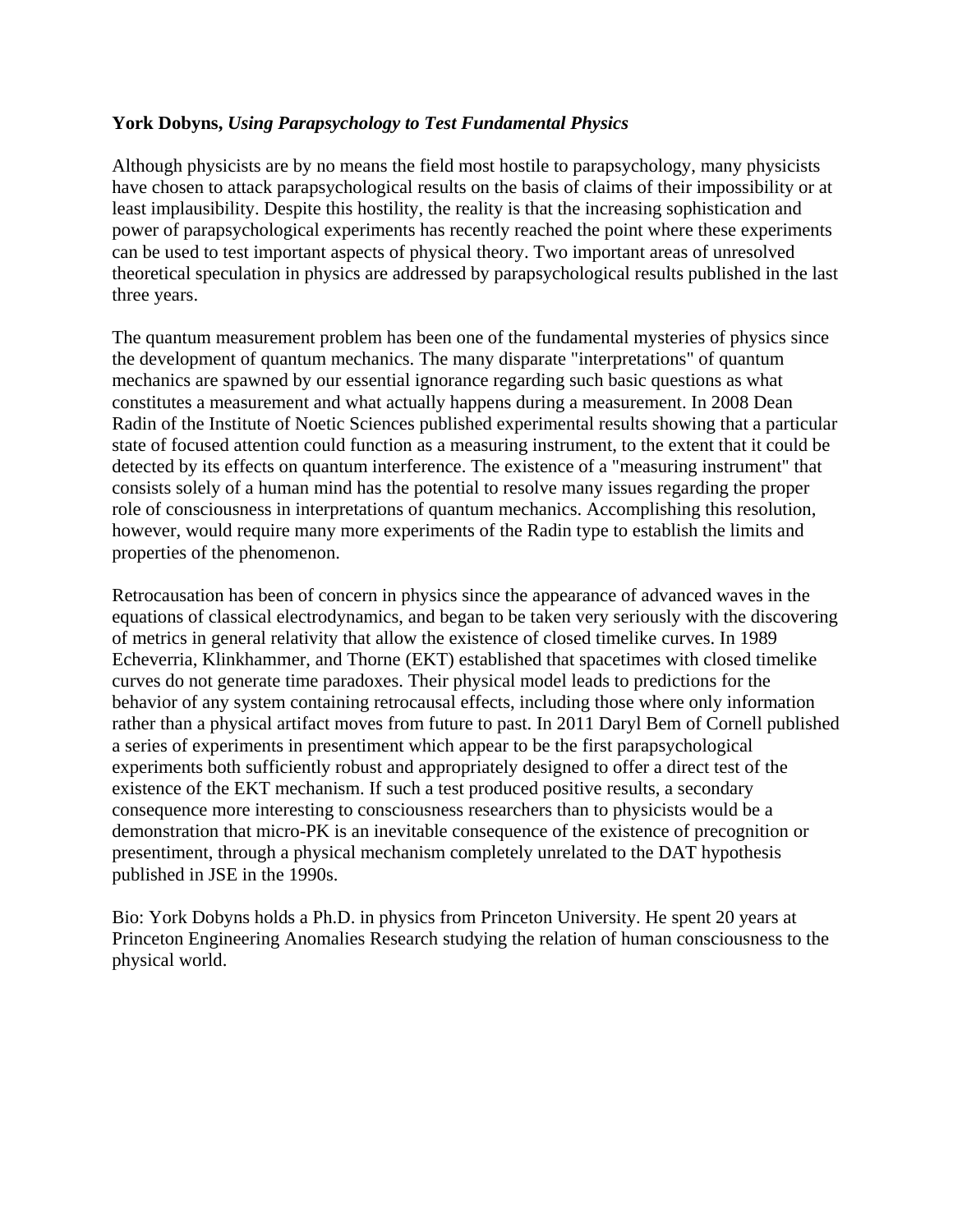**York Dobyns,** ***Using Parapsychology to Test Fundamental Physics***

Although physicists are by no means the field most hostile to parapsychology, many physicists have chosen to attack parapsychological results on the basis of claims of their impossibility or at least implausibility. Despite this hostility, the reality is that the increasing sophistication and power of parapsychological experiments has recently reached the point where these experiments can be used to test important aspects of physical theory. Two important areas of unresolved theoretical speculation in physics are addressed by parapsychological results published in the last three years.

The quantum measurement problem has been one of the fundamental mysteries of physics since the development of quantum mechanics. The many disparate "interpretations" of quantum mechanics are spawned by our essential ignorance regarding such basic questions as what constitutes a measurement and what actually happens during a measurement. In 2008 Dean Radin of the Institute of Noetic Sciences published experimental results showing that a particular state of focused attention could function as a measuring instrument, to the extent that it could be detected by its effects on quantum interference. The existence of a "measuring instrument" that consists solely of a human mind has the potential to resolve many issues regarding the proper role of consciousness in interpretations of quantum mechanics. Accomplishing this resolution, however, would require many more experiments of the Radin type to establish the limits and properties of the phenomenon.

Retrocausation has been of concern in physics since the appearance of advanced waves in the equations of classical electrodynamics, and began to be taken very seriously with the discovering of metrics in general relativity that allow the existence of closed timelike curves. In 1989 Echeverria, Klinkhammer, and Thorne (EKT) established that spacetimes with closed timelike curves do not generate time paradoxes. Their physical model leads to predictions for the behavior of any system containing retrocausal effects, including those where only information rather than a physical artifact moves from future to past. In 2011 Daryl Bem of Cornell published a series of experiments in presentiment which appear to be the first parapsychological experiments both sufficiently robust and appropriately designed to offer a direct test of the existence of the EKT mechanism. If such a test produced positive results, a secondary consequence more interesting to consciousness researchers than to physicists would be a demonstration that micro-PK is an inevitable consequence of the existence of precognition or presentiment, through a physical mechanism completely unrelated to the DAT hypothesis published in JSE in the 1990s.

Bio: York Dobyns holds a Ph.D. in physics from Princeton University. He spent 20 years at Princeton Engineering Anomalies Research studying the relation of human consciousness to the physical world.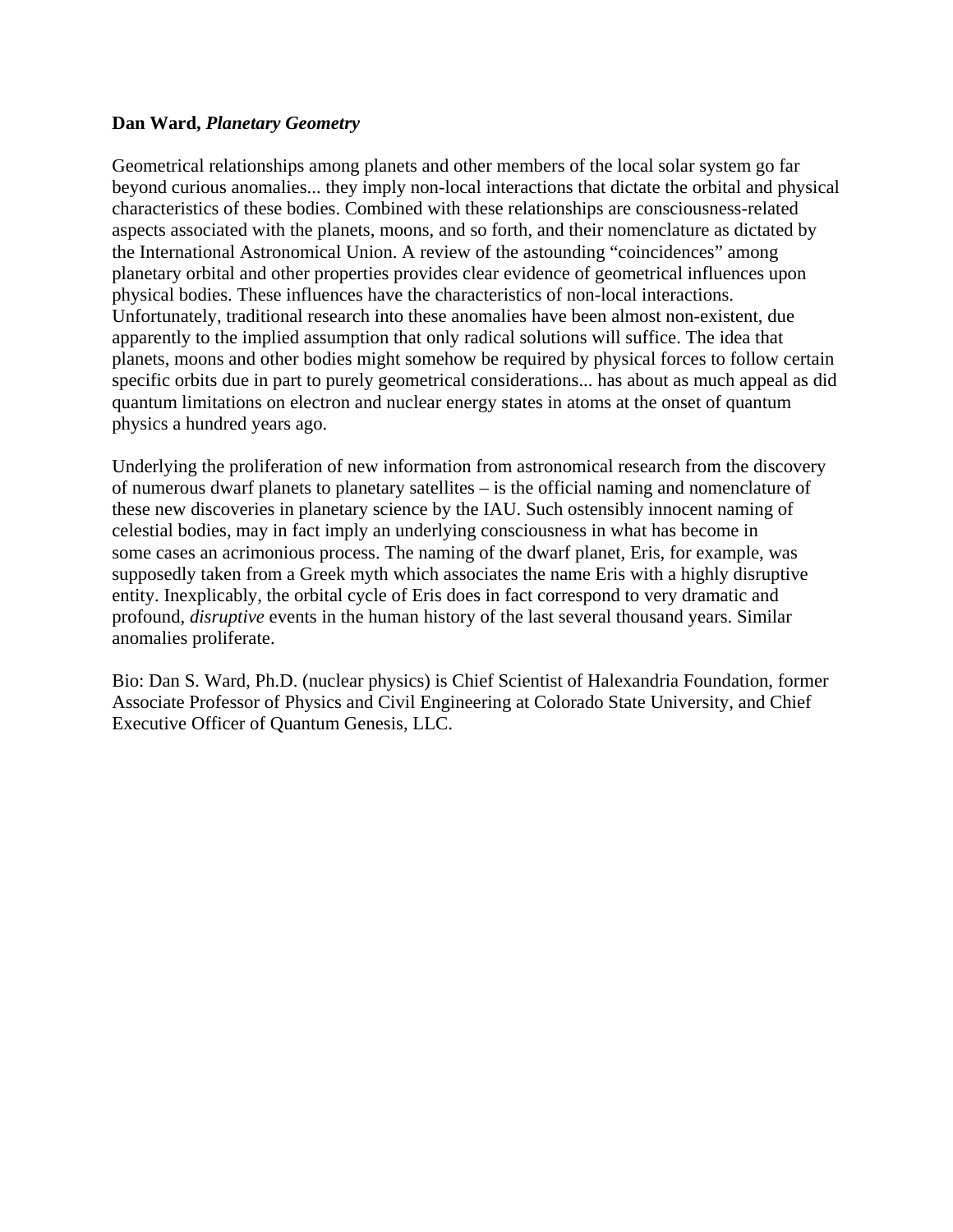**Dan Ward, *Planetary Geometry***

Geometrical relationships among planets and other members of the local solar system go far beyond curious anomalies... they imply non-local interactions that dictate the orbital and physical characteristics of these bodies. Combined with these relationships are consciousness-related aspects associated with the planets, moons, and so forth, and their nomenclature as dictated by the International Astronomical Union. A review of the astounding "coincidences" among planetary orbital and other properties provides clear evidence of geometrical influences upon physical bodies. These influences have the characteristics of non-local interactions. Unfortunately, traditional research into these anomalies have been almost non-existent, due apparently to the implied assumption that only radical solutions will suffice. The idea that planets, moons and other bodies might somehow be required by physical forces to follow certain specific orbits due in part to purely geometrical considerations... has about as much appeal as did quantum limitations on electron and nuclear energy states in atoms at the onset of quantum physics a hundred years ago.

Underlying the proliferation of new information from astronomical research from the discovery of numerous dwarf planets to planetary satellites – is the official naming and nomenclature of these new discoveries in planetary science by the IAU. Such ostensibly innocent naming of celestial bodies, may in fact imply an underlying consciousness in what has become in some cases an acrimonious process. The naming of the dwarf planet, Eris, for example, was supposedly taken from a Greek myth which associates the name Eris with a highly disruptive entity. Inexplicably, the orbital cycle of Eris does in fact correspond to very dramatic and profound, *disruptive* events in the human history of the last several thousand years. Similar anomalies proliferate.

Bio: Dan S. Ward, Ph.D. (nuclear physics) is Chief Scientist of Halexandria Foundation, former Associate Professor of Physics and Civil Engineering at Colorado State University, and Chief Executive Officer of Quantum Genesis, LLC.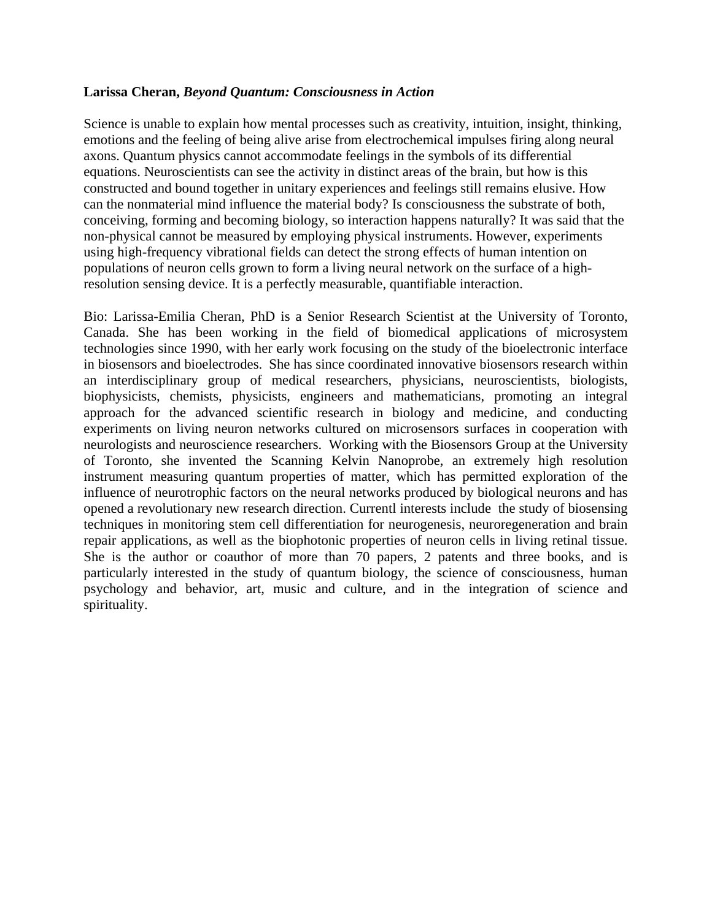**Larissa Cheran,** ***Beyond Quantum: Consciousness in Action***

Science is unable to explain how mental processes such as creativity, intuition, insight, thinking, emotions and the feeling of being alive arise from electrochemical impulses firing along neural axons. Quantum physics cannot accommodate feelings in the symbols of its differential equations. Neuroscientists can see the activity in distinct areas of the brain, but how is this constructed and bound together in unitary experiences and feelings still remains elusive. How can the nonmaterial mind influence the material body? Is consciousness the substrate of both, conceiving, forming and becoming biology, so interaction happens naturally? It was said that the non-physical cannot be measured by employing physical instruments. However, experiments using high-frequency vibrational fields can detect the strong effects of human intention on populations of neuron cells grown to form a living neural network on the surface of a high-resolution sensing device. It is a perfectly measurable, quantifiable interaction.

Bio: Larissa-Emilia Cheran, PhD is a Senior Research Scientist at the University of Toronto, Canada. She has been working in the field of biomedical applications of microsystem technologies since 1990, with her early work focusing on the study of the bioelectronic interface in biosensors and bioelectrodes. She has since coordinated innovative biosensors research within an interdisciplinary group of medical researchers, physicians, neuroscientists, biologists, biophysicists, chemists, physicists, engineers and mathematicians, promoting an integral approach for the advanced scientific research in biology and medicine, and conducting experiments on living neuron networks cultured on microsensors surfaces in cooperation with neurologists and neuroscience researchers. Working with the Biosensors Group at the University of Toronto, she invented the Scanning Kelvin Nanoprobe, an extremely high resolution instrument measuring quantum properties of matter, which has permitted exploration of the influence of neurotrophic factors on the neural networks produced by biological neurons and has opened a revolutionary new research direction. Currentl interests include the study of biosensing techniques in monitoring stem cell differentiation for neurogenesis, neuroregeneration and brain repair applications, as well as the biophotonic properties of neuron cells in living retinal tissue. She is the author or coauthor of more than 70 papers, 2 patents and three books, and is particularly interested in the study of quantum biology, the science of consciousness, human psychology and behavior, art, music and culture, and in the integration of science and spirituality.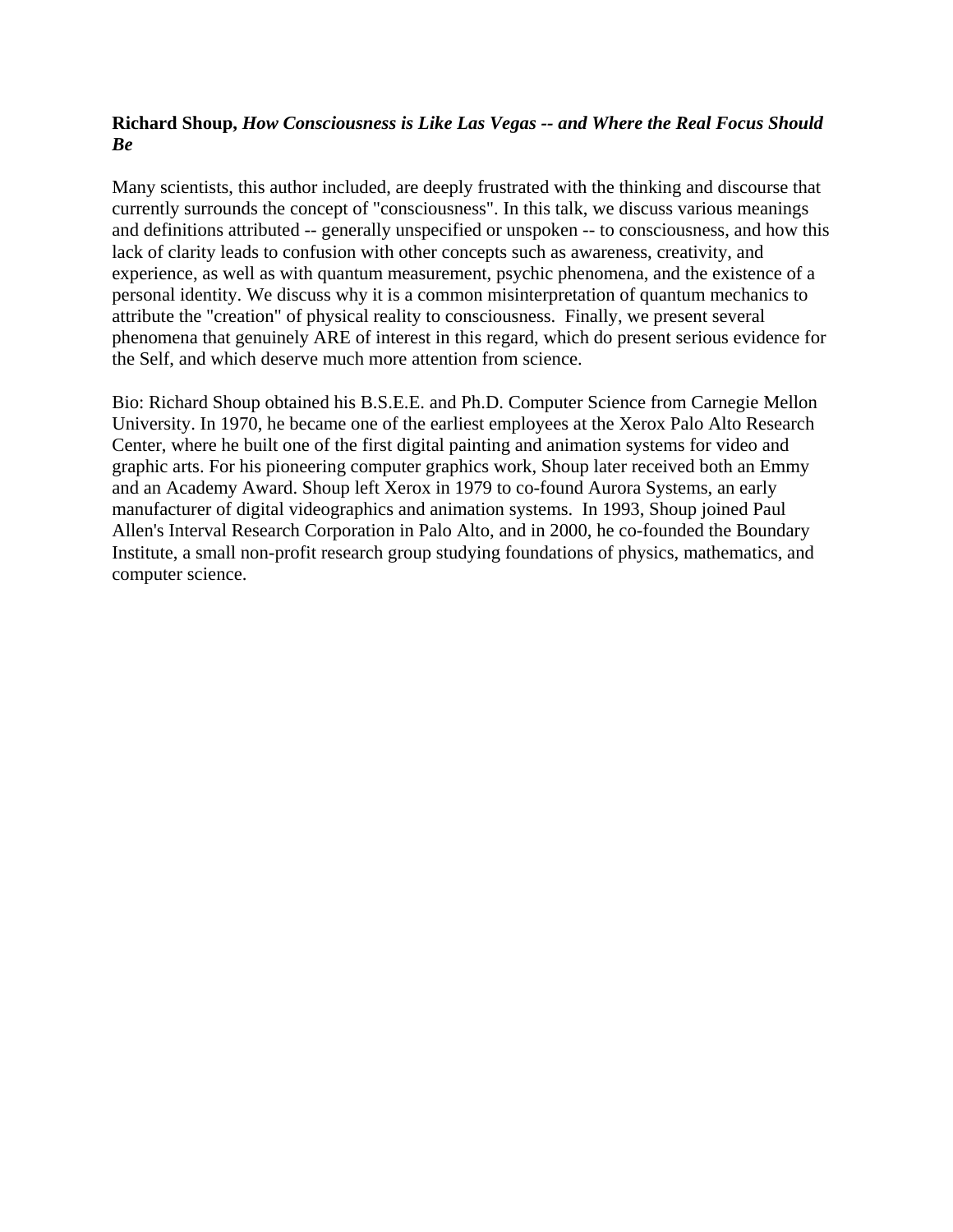**Richard Shoup,** ***How Consciousness is Like Las Vegas -- and Where the Real Focus Should Be***

Many scientists, this author included, are deeply frustrated with the thinking and discourse that currently surrounds the concept of "consciousness". In this talk, we discuss various meanings and definitions attributed -- generally unspecified or unspoken -- to consciousness, and how this lack of clarity leads to confusion with other concepts such as awareness, creativity, and experience, as well as with quantum measurement, psychic phenomena, and the existence of a personal identity. We discuss why it is a common misinterpretation of quantum mechanics to attribute the "creation" of physical reality to consciousness. Finally, we present several phenomena that genuinely ARE of interest in this regard, which do present serious evidence for the Self, and which deserve much more attention from science.

Bio: Richard Shoup obtained his B.S.E.E. and Ph.D. Computer Science from Carnegie Mellon University. In 1970, he became one of the earliest employees at the Xerox Palo Alto Research Center, where he built one of the first digital painting and animation systems for video and graphic arts. For his pioneering computer graphics work, Shoup later received both an Emmy and an Academy Award. Shoup left Xerox in 1979 to co-found Aurora Systems, an early manufacturer of digital videographics and animation systems. In 1993, Shoup joined Paul Allen's Interval Research Corporation in Palo Alto, and in 2000, he co-founded the Boundary Institute, a small non-profit research group studying foundations of physics, mathematics, and computer science.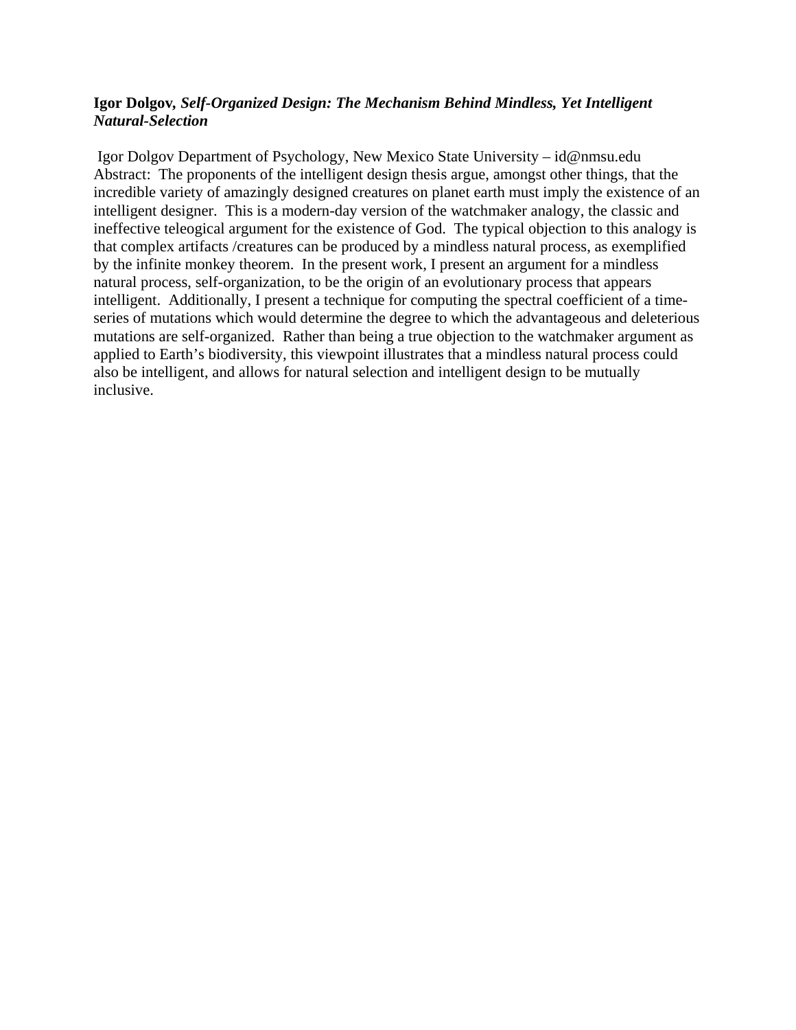**Igor Dolgov,** ***Self-Organized Design: The Mechanism Behind Mindless, Yet Intelligent Natural-Selection***

Igor Dolgov Department of Psychology, New Mexico State University – id@nmsu.edu
Abstract: The proponents of the intelligent design thesis argue, amongst other things, that the incredible variety of amazingly designed creatures on planet earth must imply the existence of an intelligent designer. This is a modern-day version of the watchmaker analogy, the classic and ineffective teleogical argument for the existence of God. The typical objection to this analogy is that complex artifacts /creatures can be produced by a mindless natural process, as exemplified by the infinite monkey theorem. In the present work, I present an argument for a mindless natural process, self-organization, to be the origin of an evolutionary process that appears intelligent. Additionally, I present a technique for computing the spectral coefficient of a time-series of mutations which would determine the degree to which the advantageous and deleterious mutations are self-organized. Rather than being a true objection to the watchmaker argument as applied to Earth's biodiversity, this viewpoint illustrates that a mindless natural process could also be intelligent, and allows for natural selection and intelligent design to be mutually inclusive.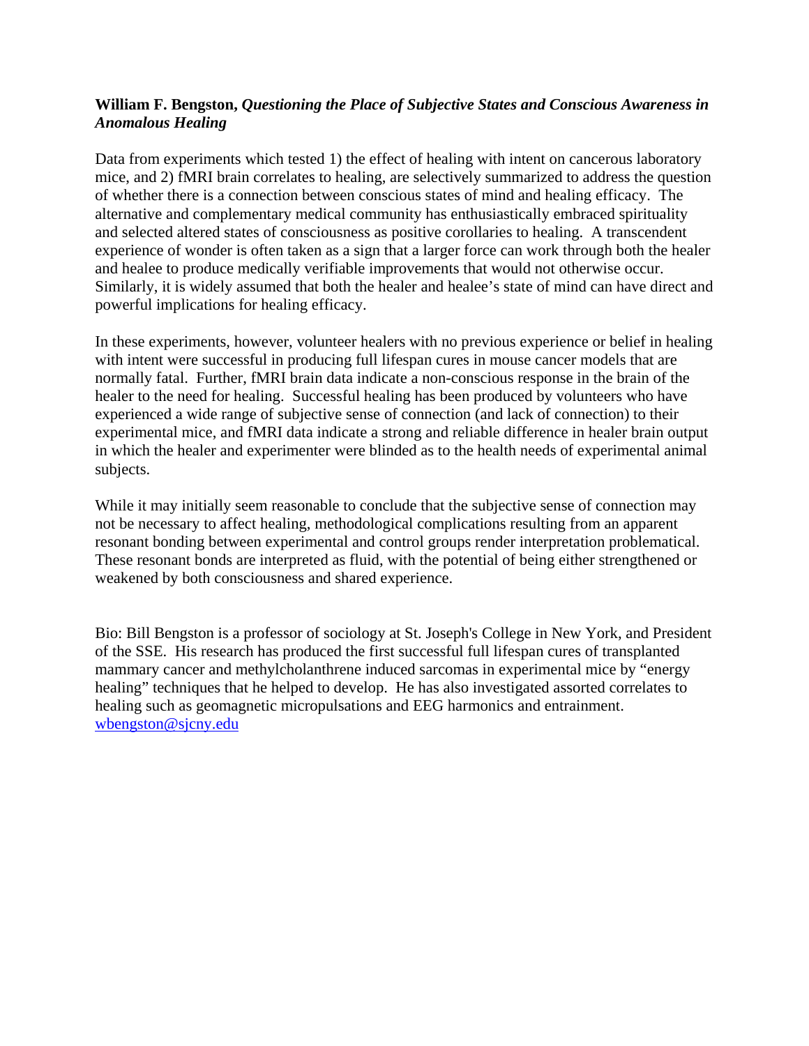**William F. Bengston,** ***Questioning the Place of Subjective States and Conscious Awareness in Anomalous Healing***

Data from experiments which tested 1) the effect of healing with intent on cancerous laboratory mice, and 2) fMRI brain correlates to healing, are selectively summarized to address the question of whether there is a connection between conscious states of mind and healing efficacy. The alternative and complementary medical community has enthusiastically embraced spirituality and selected altered states of consciousness as positive corollaries to healing. A transcendent experience of wonder is often taken as a sign that a larger force can work through both the healer and healee to produce medically verifiable improvements that would not otherwise occur. Similarly, it is widely assumed that both the healer and healee's state of mind can have direct and powerful implications for healing efficacy.

In these experiments, however, volunteer healers with no previous experience or belief in healing with intent were successful in producing full lifespan cures in mouse cancer models that are normally fatal. Further, fMRI brain data indicate a non-conscious response in the brain of the healer to the need for healing. Successful healing has been produced by volunteers who have experienced a wide range of subjective sense of connection (and lack of connection) to their experimental mice, and fMRI data indicate a strong and reliable difference in healer brain output in which the healer and experimenter were blinded as to the health needs of experimental animal subjects.

While it may initially seem reasonable to conclude that the subjective sense of connection may not be necessary to affect healing, methodological complications resulting from an apparent resonant bonding between experimental and control groups render interpretation problematical. These resonant bonds are interpreted as fluid, with the potential of being either strengthened or weakened by both consciousness and shared experience.

Bio: Bill Bengston is a professor of sociology at St. Joseph's College in New York, and President of the SSE. His research has produced the first successful full lifespan cures of transplanted mammary cancer and methylcholanthrene induced sarcomas in experimental mice by "energy healing" techniques that he helped to develop. He has also investigated assorted correlates to healing such as geomagnetic micropulsations and EEG harmonics and entrainment. wbengston@sjcny.edu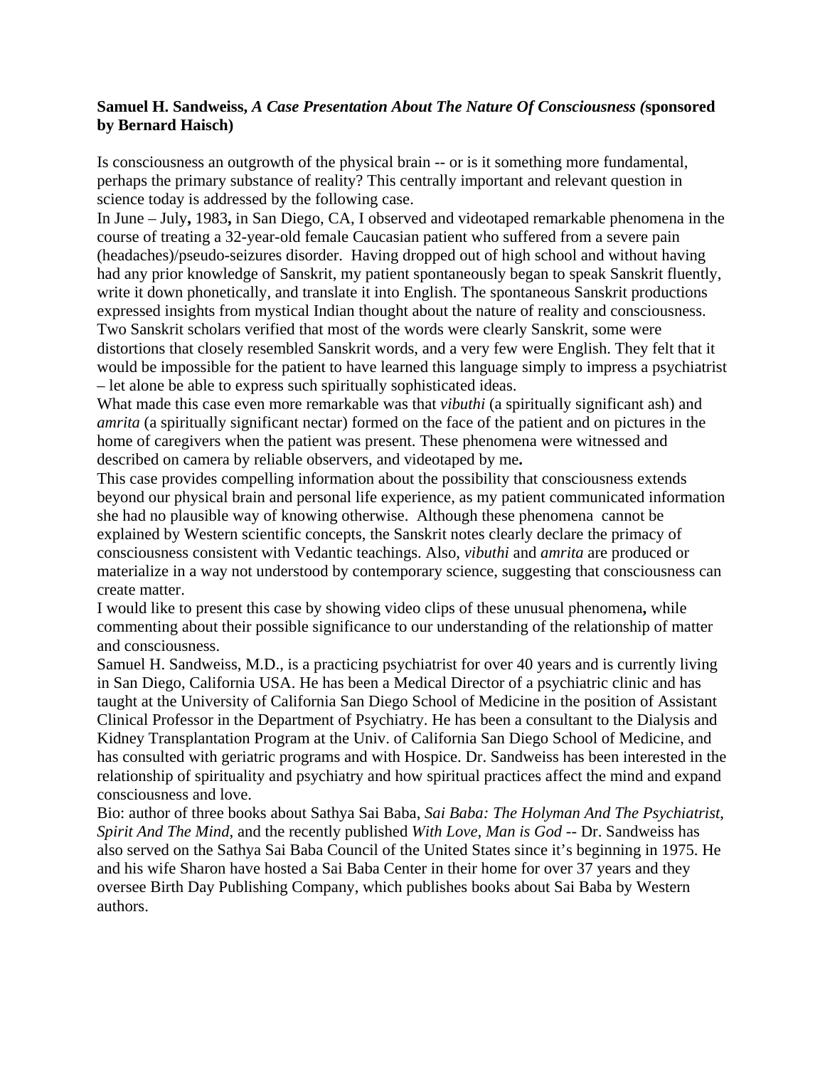**Samuel H. Sandweiss, *A Case Presentation About The Nature Of Consciousness (*sponsored by Bernard Haisch)**

Is consciousness an outgrowth of the physical brain -- or is it something more fundamental, perhaps the primary substance of reality? This centrally important and relevant question in science today is addressed by the following case.

In June – July**,** 1983**,** in San Diego, CA, I observed and videotaped remarkable phenomena in the course of treating a 32-year-old female Caucasian patient who suffered from a severe pain (headaches)/pseudo-seizures disorder. Having dropped out of high school and without having had any prior knowledge of Sanskrit, my patient spontaneously began to speak Sanskrit fluently, write it down phonetically, and translate it into English. The spontaneous Sanskrit productions expressed insights from mystical Indian thought about the nature of reality and consciousness. Two Sanskrit scholars verified that most of the words were clearly Sanskrit, some were distortions that closely resembled Sanskrit words, and a very few were English. They felt that it would be impossible for the patient to have learned this language simply to impress a psychiatrist – let alone be able to express such spiritually sophisticated ideas.

What made this case even more remarkable was that *vibuthi* (a spiritually significant ash) and *amrita* (a spiritually significant nectar) formed on the face of the patient and on pictures in the home of caregivers when the patient was present. These phenomena were witnessed and described on camera by reliable observers, and videotaped by me**.**

This case provides compelling information about the possibility that consciousness extends beyond our physical brain and personal life experience, as my patient communicated information she had no plausible way of knowing otherwise. Although these phenomena cannot be explained by Western scientific concepts, the Sanskrit notes clearly declare the primacy of consciousness consistent with Vedantic teachings. Also, *vibuthi* and *amrita* are produced or materialize in a way not understood by contemporary science, suggesting that consciousness can create matter.

I would like to present this case by showing video clips of these unusual phenomena**,** while commenting about their possible significance to our understanding of the relationship of matter and consciousness.

Samuel H. Sandweiss, M.D., is a practicing psychiatrist for over 40 years and is currently living in San Diego, California USA. He has been a Medical Director of a psychiatric clinic and has taught at the University of California San Diego School of Medicine in the position of Assistant Clinical Professor in the Department of Psychiatry. He has been a consultant to the Dialysis and Kidney Transplantation Program at the Univ. of California San Diego School of Medicine, and has consulted with geriatric programs and with Hospice. Dr. Sandweiss has been interested in the relationship of spirituality and psychiatry and how spiritual practices affect the mind and expand consciousness and love.

Bio: author of three books about Sathya Sai Baba, *Sai Baba: The Holyman And The Psychiatrist*, *Spirit And The Mind*, and the recently published *With Love, Man is God* -- Dr. Sandweiss has also served on the Sathya Sai Baba Council of the United States since it's beginning in 1975. He and his wife Sharon have hosted a Sai Baba Center in their home for over 37 years and they oversee Birth Day Publishing Company, which publishes books about Sai Baba by Western authors.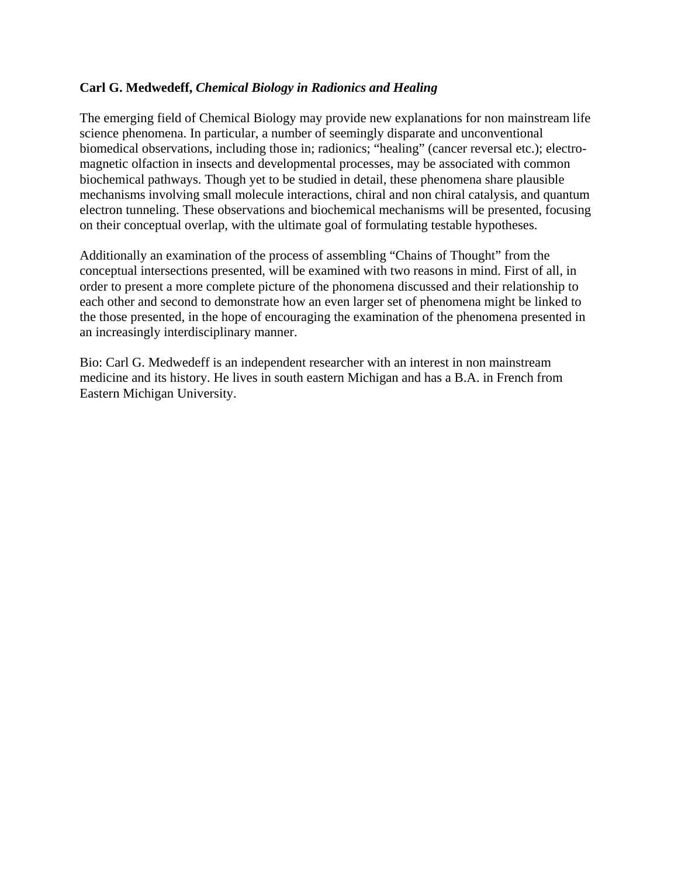**Carl G. Medwedeff,** ***Chemical Biology in Radionics and Healing***

The emerging field of Chemical Biology may provide new explanations for non mainstream life science phenomena. In particular, a number of seemingly disparate and unconventional biomedical observations, including those in; radionics; “healing” (cancer reversal etc.); electro-magnetic olfaction in insects and developmental processes, may be associated with common biochemical pathways. Though yet to be studied in detail, these phenomena share plausible mechanisms involving small molecule interactions, chiral and non chiral catalysis, and quantum electron tunneling. These observations and biochemical mechanisms will be presented, focusing on their conceptual overlap, with the ultimate goal of formulating testable hypotheses.

Additionally an examination of the process of assembling “Chains of Thought” from the conceptual intersections presented, will be examined with two reasons in mind. First of all, in order to present a more complete picture of the phonomena discussed and their relationship to each other and second to demonstrate how an even larger set of phenomena might be linked to the those presented, in the hope of encouraging the examination of the phenomena presented in an increasingly interdisciplinary manner.

Bio: Carl G. Medwedeff is an independent researcher with an interest in non mainstream medicine and its history. He lives in south eastern Michigan and has a B.A. in French from Eastern Michigan University.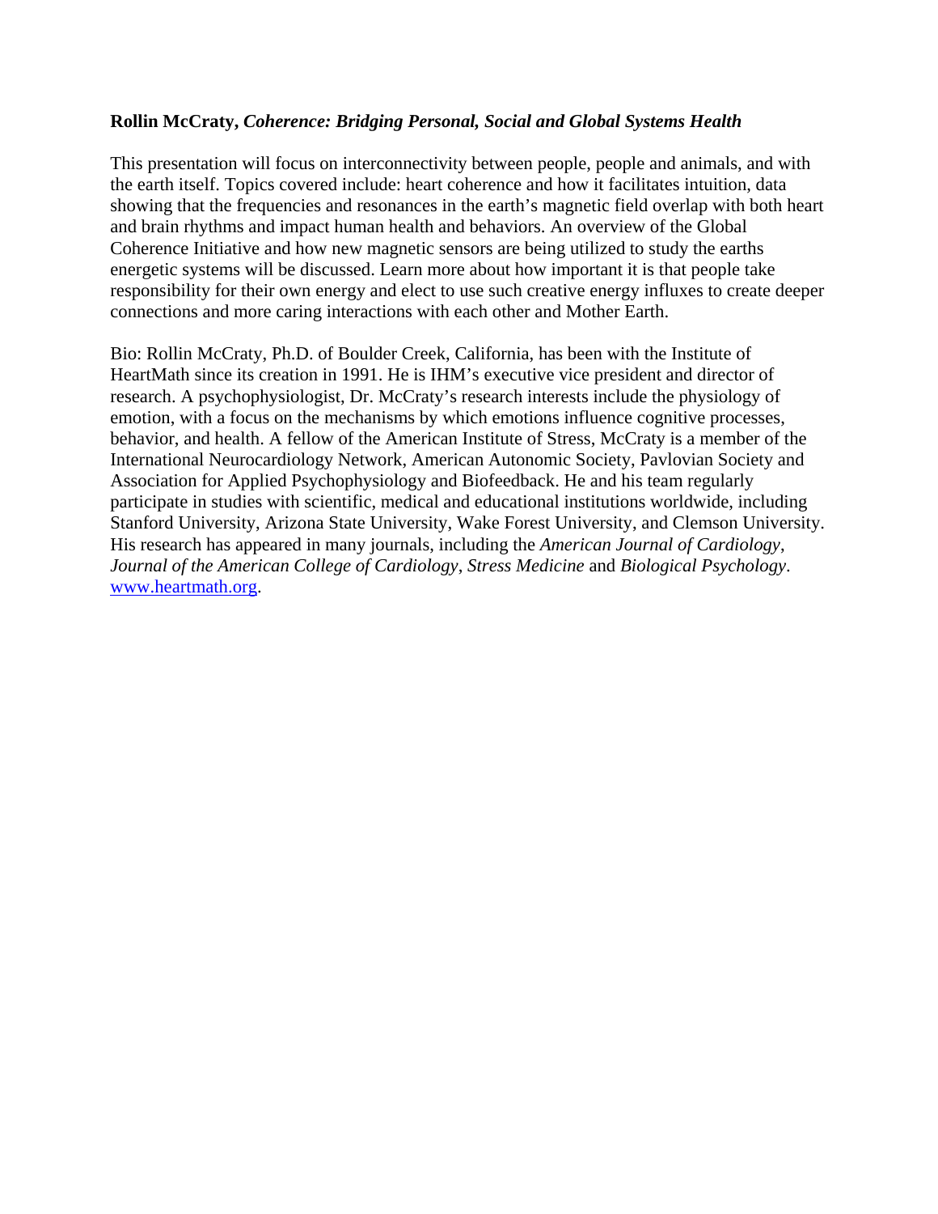**Rollin McCraty,** ***Coherence: Bridging Personal, Social and Global Systems Health***

This presentation will focus on interconnectivity between people, people and animals, and with the earth itself. Topics covered include: heart coherence and how it facilitates intuition, data showing that the frequencies and resonances in the earth's magnetic field overlap with both heart and brain rhythms and impact human health and behaviors. An overview of the Global Coherence Initiative and how new magnetic sensors are being utilized to study the earths energetic systems will be discussed. Learn more about how important it is that people take responsibility for their own energy and elect to use such creative energy influxes to create deeper connections and more caring interactions with each other and Mother Earth.

Bio: Rollin McCraty, Ph.D. of Boulder Creek, California, has been with the Institute of HeartMath since its creation in 1991. He is IHM's executive vice president and director of research. A psychophysiologist, Dr. McCraty's research interests include the physiology of emotion, with a focus on the mechanisms by which emotions influence cognitive processes, behavior, and health. A fellow of the American Institute of Stress, McCraty is a member of the International Neurocardiology Network, American Autonomic Society, Pavlovian Society and Association for Applied Psychophysiology and Biofeedback. He and his team regularly participate in studies with scientific, medical and educational institutions worldwide, including Stanford University, Arizona State University, Wake Forest University, and Clemson University. His research has appeared in many journals, including the *American Journal of Cardiology*, *Journal of the American College of Cardiology*, *Stress Medicine* and *Biological Psychology*. [www.heartmath.org](http://www.heartmath.org).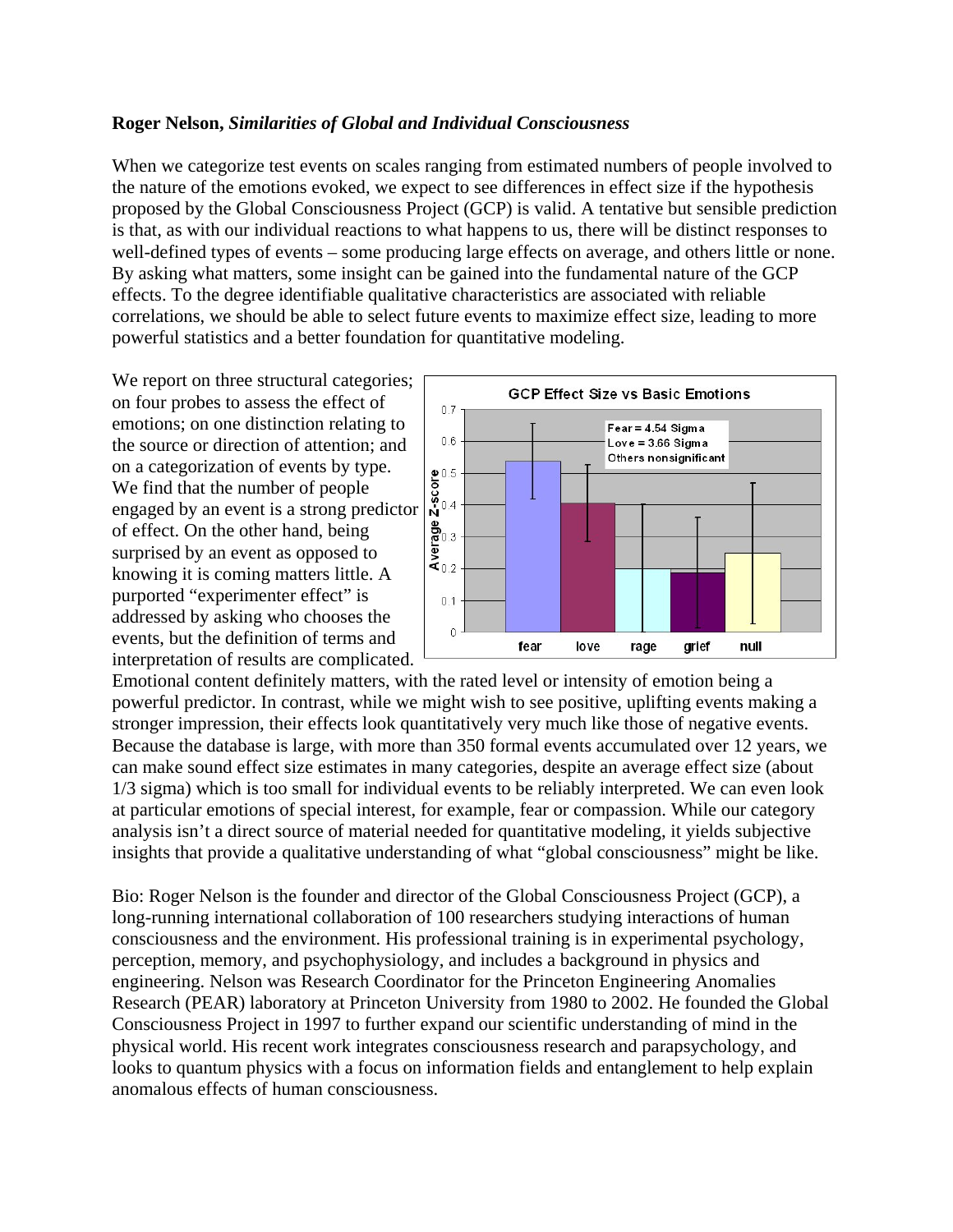**Roger Nelson, *Similarities of Global and Individual Consciousness***

When we categorize test events on scales ranging from estimated numbers of people involved to the nature of the emotions evoked, we expect to see differences in effect size if the hypothesis proposed by the Global Consciousness Project (GCP) is valid. A tentative but sensible prediction is that, as with our individual reactions to what happens to us, there will be distinct responses to well-defined types of events – some producing large effects on average, and others little or none. By asking what matters, some insight can be gained into the fundamental nature of the GCP effects. To the degree identifiable qualitative characteristics are associated with reliable correlations, we should be able to select future events to maximize effect size, leading to more powerful statistics and a better foundation for quantitative modeling.

We report on three structural categories; on four probes to assess the effect of emotions; on one distinction relating to the source or direction of attention; and on a categorization of events by type. We find that the number of people engaged by an event is a strong predictor of effect. On the other hand, being surprised by an event as opposed to knowing it is coming matters little. A purported "experimenter effect" is addressed by asking who chooses the events, but the definition of terms and interpretation of results are complicated. Emotional content definitely matters, with the rated level or intensity of emotion being a powerful predictor. In contrast, while we might wish to see positive, uplifting events making a stronger impression, their effects look quantitatively very much like those of negative events. Because the database is large, with more than 350 formal events accumulated over 12 years, we can make sound effect size estimates in many categories, despite an average effect size (about 1/3 sigma) which is too small for individual events to be reliably interpreted. We can even look at particular emotions of special interest, for example, fear or compassion. While our category analysis isn't a direct source of material needed for quantitative modeling, it yields subjective insights that provide a qualitative understanding of what "global consciousness" might be like.

**GCP Effect Size vs Basic Emotions**

Fear = 4.54 Sigma
Love = 3.66 Sigma
Others nonsignificant

(Average Z-score by category: fear, love, rage, grief, null)

Bio: Roger Nelson is the founder and director of the Global Consciousness Project (GCP), a long-running international collaboration of 100 researchers studying interactions of human consciousness and the environment. His professional training is in experimental psychology, perception, memory, and psychophysiology, and includes a background in physics and engineering. Nelson was Research Coordinator for the Princeton Engineering Anomalies Research (PEAR) laboratory at Princeton University from 1980 to 2002. He founded the Global Consciousness Project in 1997 to further expand our scientific understanding of mind in the physical world. His recent work integrates consciousness research and parapsychology, and looks to quantum physics with a focus on information fields and entanglement to help explain anomalous effects of human consciousness.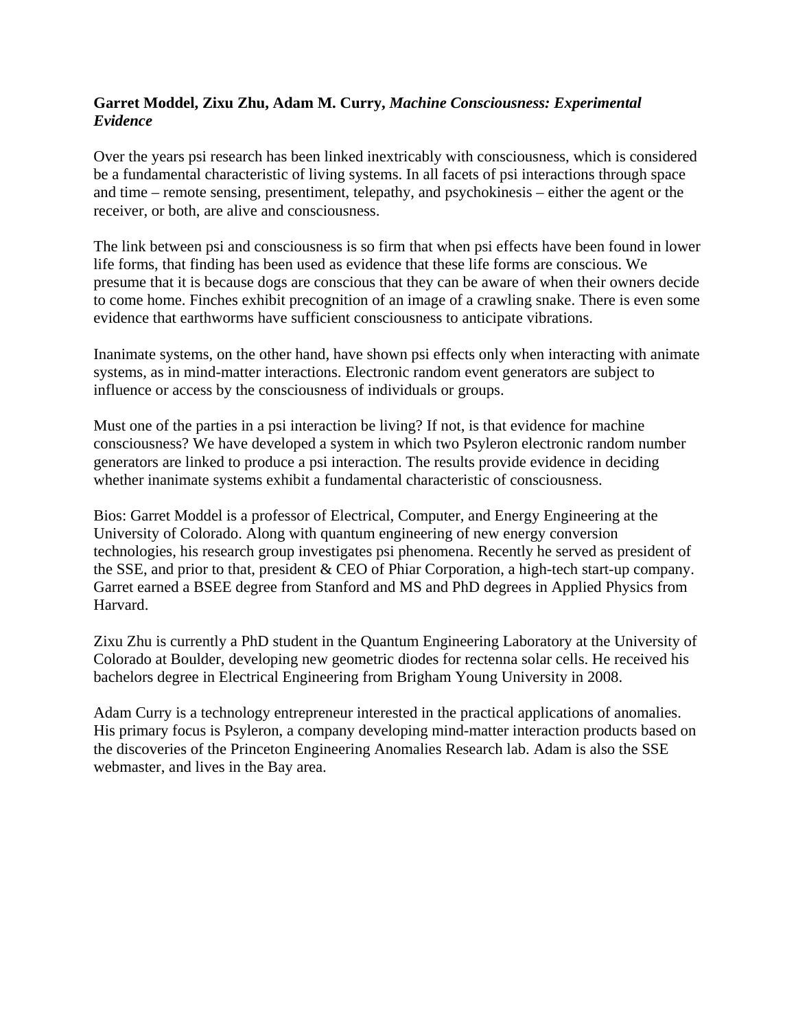**Garret Moddel, Zixu Zhu, Adam M. Curry,** ***Machine Consciousness: Experimental Evidence***

Over the years psi research has been linked inextricably with consciousness, which is considered be a fundamental characteristic of living systems. In all facets of psi interactions through space and time – remote sensing, presentiment, telepathy, and psychokinesis – either the agent or the receiver, or both, are alive and consciousness.

The link between psi and consciousness is so firm that when psi effects have been found in lower life forms, that finding has been used as evidence that these life forms are conscious. We presume that it is because dogs are conscious that they can be aware of when their owners decide to come home. Finches exhibit precognition of an image of a crawling snake. There is even some evidence that earthworms have sufficient consciousness to anticipate vibrations.

Inanimate systems, on the other hand, have shown psi effects only when interacting with animate systems, as in mind-matter interactions. Electronic random event generators are subject to influence or access by the consciousness of individuals or groups.

Must one of the parties in a psi interaction be living? If not, is that evidence for machine consciousness? We have developed a system in which two Psyleron electronic random number generators are linked to produce a psi interaction. The results provide evidence in deciding whether inanimate systems exhibit a fundamental characteristic of consciousness.

Bios: Garret Moddel is a professor of Electrical, Computer, and Energy Engineering at the University of Colorado. Along with quantum engineering of new energy conversion technologies, his research group investigates psi phenomena. Recently he served as president of the SSE, and prior to that, president & CEO of Phiar Corporation, a high-tech start-up company. Garret earned a BSEE degree from Stanford and MS and PhD degrees in Applied Physics from Harvard.

Zixu Zhu is currently a PhD student in the Quantum Engineering Laboratory at the University of Colorado at Boulder, developing new geometric diodes for rectenna solar cells. He received his bachelors degree in Electrical Engineering from Brigham Young University in 2008.

Adam Curry is a technology entrepreneur interested in the practical applications of anomalies. His primary focus is Psyleron, a company developing mind-matter interaction products based on the discoveries of the Princeton Engineering Anomalies Research lab. Adam is also the SSE webmaster, and lives in the Bay area.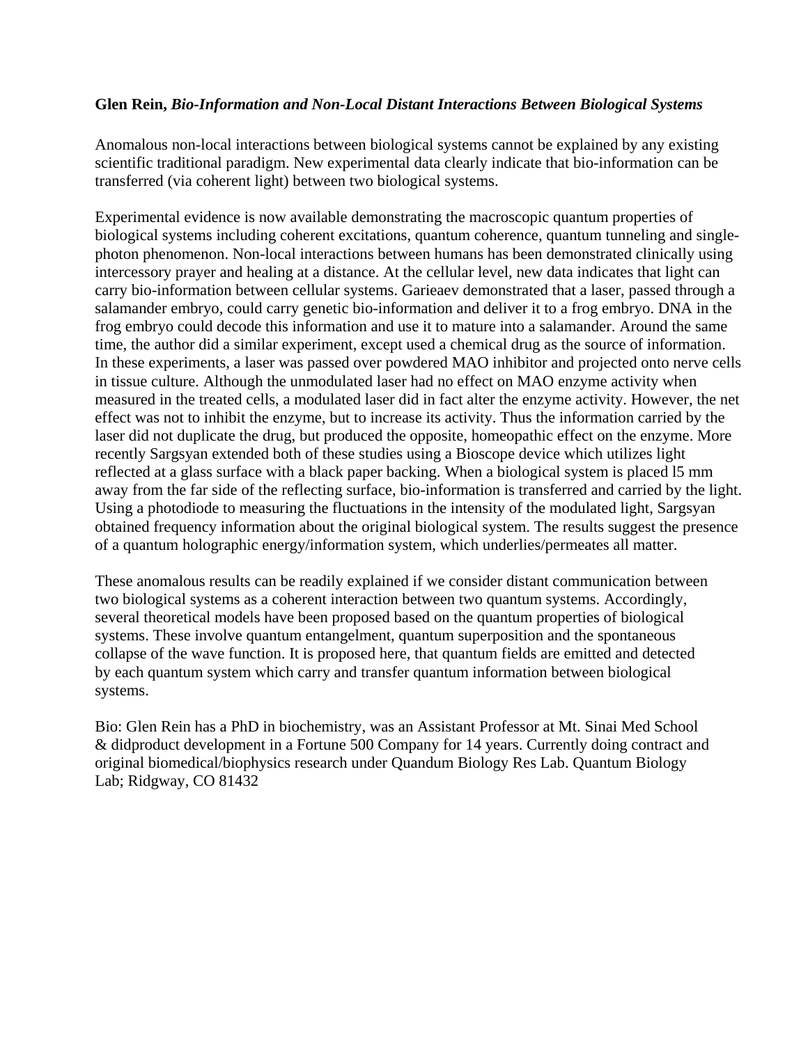**Glen Rein,** ***Bio-Information and Non-Local Distant Interactions Between Biological Systems***

Anomalous non-local interactions between biological systems cannot be explained by any existing scientific traditional paradigm. New experimental data clearly indicate that bio-information can be transferred (via coherent light) between two biological systems.

Experimental evidence is now available demonstrating the macroscopic quantum properties of biological systems including coherent excitations, quantum coherence, quantum tunneling and single-photon phenomenon. Non-local interactions between humans has been demonstrated clinically using intercessory prayer and healing at a distance. At the cellular level, new data indicates that light can carry bio-information between cellular systems. Garieaev demonstrated that a laser, passed through a salamander embryo, could carry genetic bio-information and deliver it to a frog embryo. DNA in the frog embryo could decode this information and use it to mature into a salamander. Around the same time, the author did a similar experiment, except used a chemical drug as the source of information. In these experiments, a laser was passed over powdered MAO inhibitor and projected onto nerve cells in tissue culture. Although the unmodulated laser had no effect on MAO enzyme activity when measured in the treated cells, a modulated laser did in fact alter the enzyme activity. However, the net effect was not to inhibit the enzyme, but to increase its activity. Thus the information carried by the laser did not duplicate the drug, but produced the opposite, homeopathic effect on the enzyme. More recently Sargsyan extended both of these studies using a Bioscope device which utilizes light reflected at a glass surface with a black paper backing. When a biological system is placed l5 mm away from the far side of the reflecting surface, bio-information is transferred and carried by the light. Using a photodiode to measuring the fluctuations in the intensity of the modulated light, Sargsyan obtained frequency information about the original biological system. The results suggest the presence of a quantum holographic energy/information system, which underlies/permeates all matter.

These anomalous results can be readily explained if we consider distant communication between two biological systems as a coherent interaction between two quantum systems. Accordingly, several theoretical models have been proposed based on the quantum properties of biological systems. These involve quantum entangelment, quantum superposition and the spontaneous collapse of the wave function. It is proposed here, that quantum fields are emitted and detected by each quantum system which carry and transfer quantum information between biological systems.

Bio: Glen Rein has a PhD in biochemistry, was an Assistant Professor at Mt. Sinai Med School & didproduct development in a Fortune 500 Company for 14 years. Currently doing contract and original biomedical/biophysics research under Quandum Biology Res Lab. Quantum Biology Lab; Ridgway, CO 81432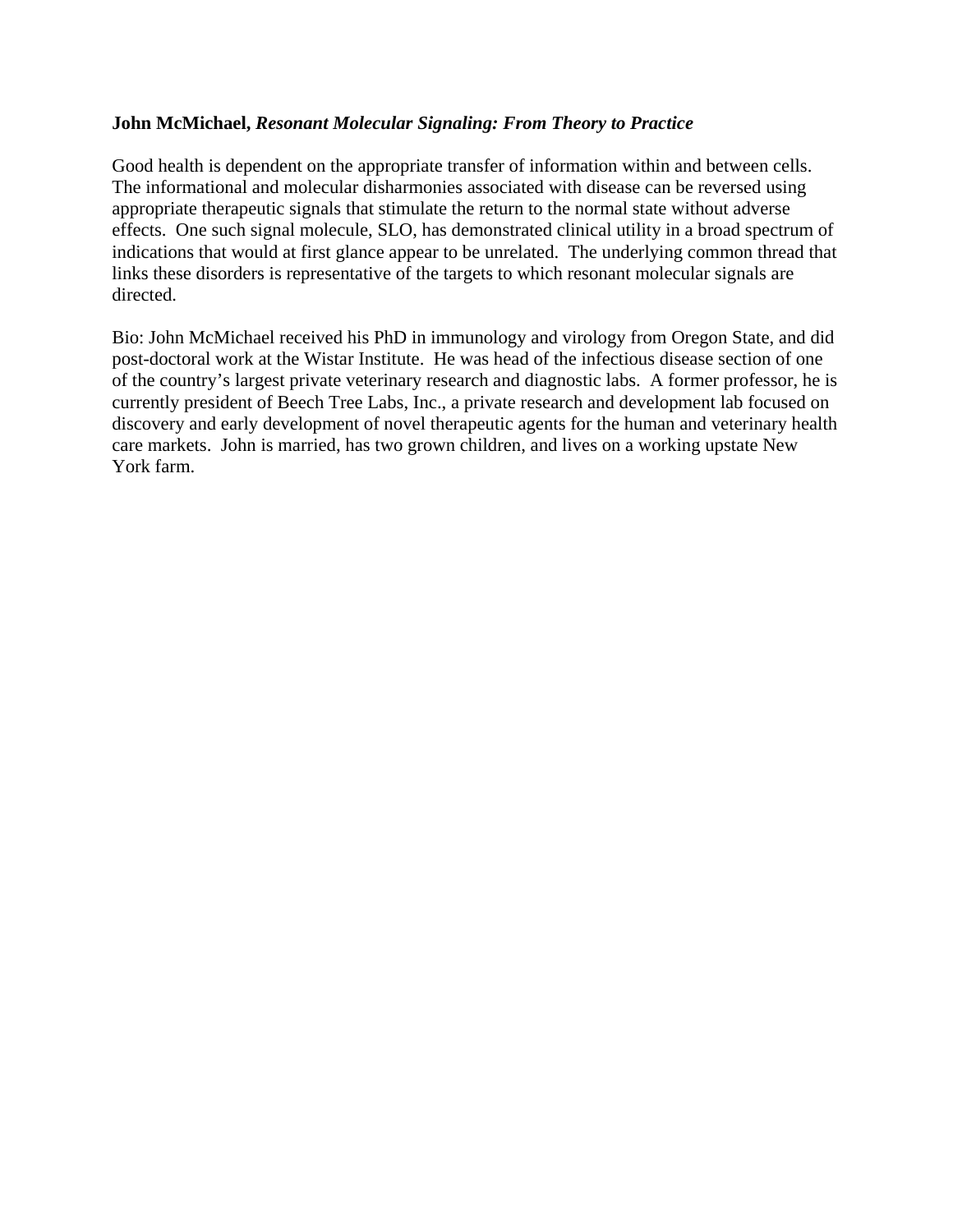**John McMichael,** ***Resonant Molecular Signaling: From Theory to Practice***

Good health is dependent on the appropriate transfer of information within and between cells. The informational and molecular disharmonies associated with disease can be reversed using appropriate therapeutic signals that stimulate the return to the normal state without adverse effects. One such signal molecule, SLO, has demonstrated clinical utility in a broad spectrum of indications that would at first glance appear to be unrelated. The underlying common thread that links these disorders is representative of the targets to which resonant molecular signals are directed.

Bio: John McMichael received his PhD in immunology and virology from Oregon State, and did post-doctoral work at the Wistar Institute. He was head of the infectious disease section of one of the country's largest private veterinary research and diagnostic labs. A former professor, he is currently president of Beech Tree Labs, Inc., a private research and development lab focused on discovery and early development of novel therapeutic agents for the human and veterinary health care markets. John is married, has two grown children, and lives on a working upstate New York farm.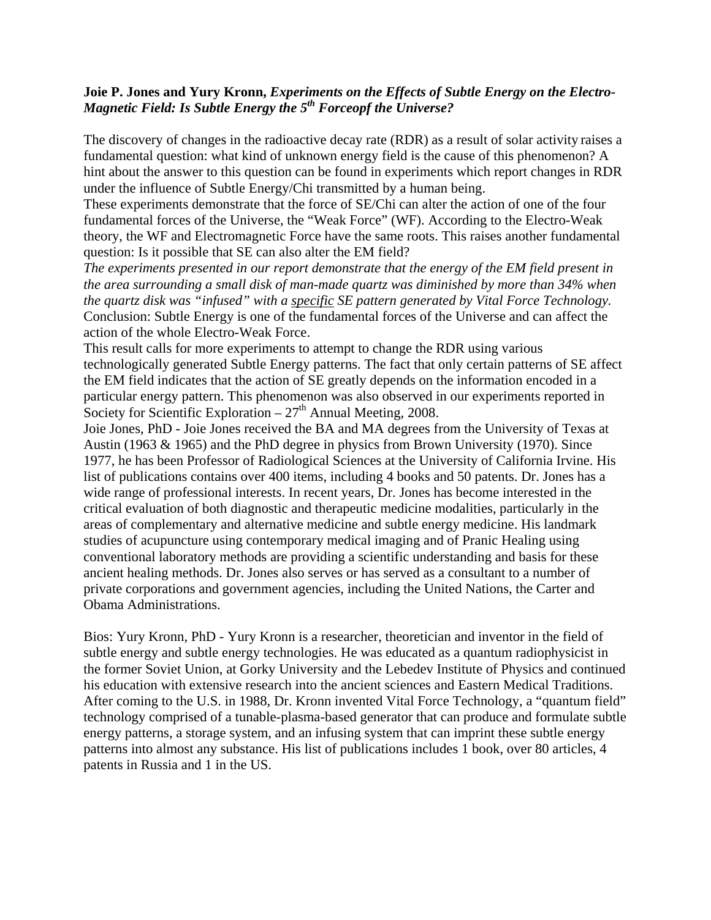**Joie P. Jones and Yury Kronn, *Experiments on the Effects of Subtle Energy on the Electro-Magnetic Field: Is Subtle Energy the 5th Forceopf the Universe?***

The discovery of changes in the radioactive decay rate (RDR) as a result of solar activity raises a fundamental question: what kind of unknown energy field is the cause of this phenomenon? A hint about the answer to this question can be found in experiments which report changes in RDR under the influence of Subtle Energy/Chi transmitted by a human being.

These experiments demonstrate that the force of SE/Chi can alter the action of one of the four fundamental forces of the Universe, the "Weak Force" (WF). According to the Electro-Weak theory, the WF and Electromagnetic Force have the same roots. This raises another fundamental question: Is it possible that SE can also alter the EM field?

*The experiments presented in our report demonstrate that the energy of the EM field present in the area surrounding a small disk of man-made quartz was diminished by more than 34% when the quartz disk was "infused" with a specific SE pattern generated by Vital Force Technology.*

Conclusion: Subtle Energy is one of the fundamental forces of the Universe and can affect the action of the whole Electro-Weak Force.

This result calls for more experiments to attempt to change the RDR using various technologically generated Subtle Energy patterns. The fact that only certain patterns of SE affect the EM field indicates that the action of SE greatly depends on the information encoded in a particular energy pattern. This phenomenon was also observed in our experiments reported in Society for Scientific Exploration – 27th Annual Meeting, 2008.

Joie Jones, PhD - Joie Jones received the BA and MA degrees from the University of Texas at Austin (1963 & 1965) and the PhD degree in physics from Brown University (1970). Since 1977, he has been Professor of Radiological Sciences at the University of California Irvine. His list of publications contains over 400 items, including 4 books and 50 patents. Dr. Jones has a wide range of professional interests. In recent years, Dr. Jones has become interested in the critical evaluation of both diagnostic and therapeutic medicine modalities, particularly in the areas of complementary and alternative medicine and subtle energy medicine. His landmark studies of acupuncture using contemporary medical imaging and of Pranic Healing using conventional laboratory methods are providing a scientific understanding and basis for these ancient healing methods. Dr. Jones also serves or has served as a consultant to a number of private corporations and government agencies, including the United Nations, the Carter and Obama Administrations.

Bios: Yury Kronn, PhD - Yury Kronn is a researcher, theoretician and inventor in the field of subtle energy and subtle energy technologies. He was educated as a quantum radiophysicist in the former Soviet Union, at Gorky University and the Lebedev Institute of Physics and continued his education with extensive research into the ancient sciences and Eastern Medical Traditions. After coming to the U.S. in 1988, Dr. Kronn invented Vital Force Technology, a "quantum field" technology comprised of a tunable-plasma-based generator that can produce and formulate subtle energy patterns, a storage system, and an infusing system that can imprint these subtle energy patterns into almost any substance. His list of publications includes 1 book, over 80 articles, 4 patents in Russia and 1 in the US.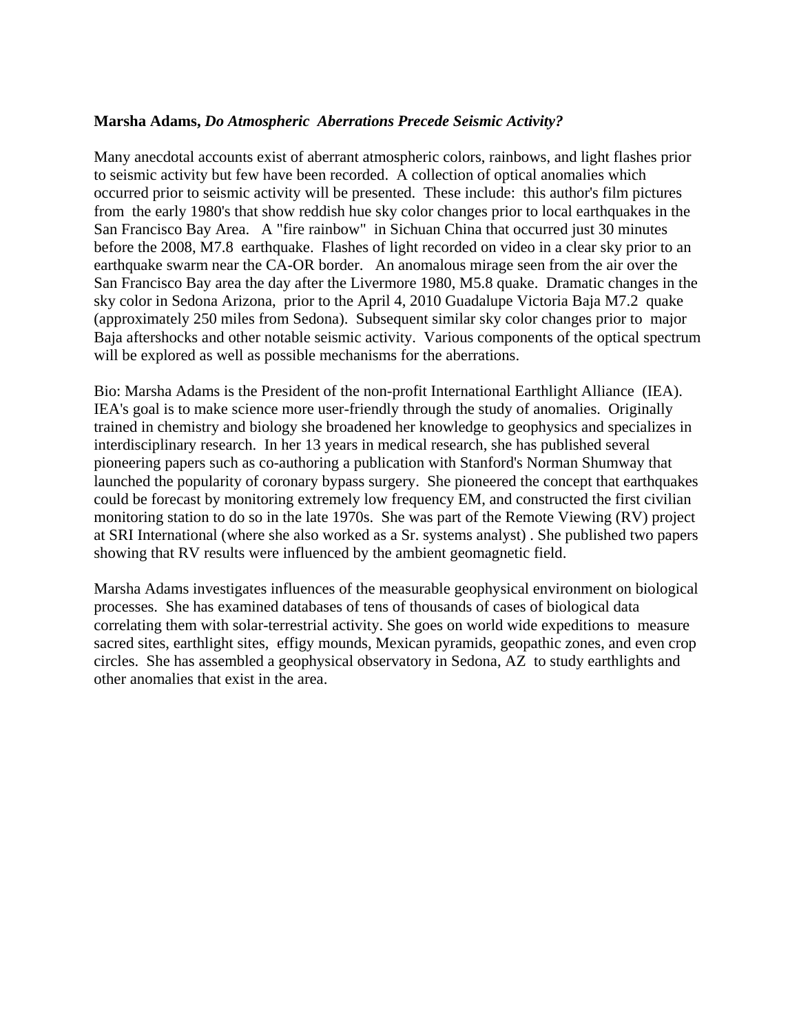**Marsha Adams,** ***Do Atmospheric Aberrations Precede Seismic Activity?***

Many anecdotal accounts exist of aberrant atmospheric colors, rainbows, and light flashes prior to seismic activity but few have been recorded. A collection of optical anomalies which occurred prior to seismic activity will be presented. These include: this author's film pictures from the early 1980's that show reddish hue sky color changes prior to local earthquakes in the San Francisco Bay Area. A "fire rainbow" in Sichuan China that occurred just 30 minutes before the 2008, M7.8 earthquake. Flashes of light recorded on video in a clear sky prior to an earthquake swarm near the CA-OR border. An anomalous mirage seen from the air over the San Francisco Bay area the day after the Livermore 1980, M5.8 quake. Dramatic changes in the sky color in Sedona Arizona, prior to the April 4, 2010 Guadalupe Victoria Baja M7.2 quake (approximately 250 miles from Sedona). Subsequent similar sky color changes prior to major Baja aftershocks and other notable seismic activity. Various components of the optical spectrum will be explored as well as possible mechanisms for the aberrations.

Bio: Marsha Adams is the President of the non-profit International Earthlight Alliance (IEA). IEA's goal is to make science more user-friendly through the study of anomalies. Originally trained in chemistry and biology she broadened her knowledge to geophysics and specializes in interdisciplinary research. In her 13 years in medical research, she has published several pioneering papers such as co-authoring a publication with Stanford's Norman Shumway that launched the popularity of coronary bypass surgery. She pioneered the concept that earthquakes could be forecast by monitoring extremely low frequency EM, and constructed the first civilian monitoring station to do so in the late 1970s. She was part of the Remote Viewing (RV) project at SRI International (where she also worked as a Sr. systems analyst) . She published two papers showing that RV results were influenced by the ambient geomagnetic field.

Marsha Adams investigates influences of the measurable geophysical environment on biological processes. She has examined databases of tens of thousands of cases of biological data correlating them with solar-terrestrial activity. She goes on world wide expeditions to measure sacred sites, earthlight sites, effigy mounds, Mexican pyramids, geopathic zones, and even crop circles. She has assembled a geophysical observatory in Sedona, AZ to study earthlights and other anomalies that exist in the area.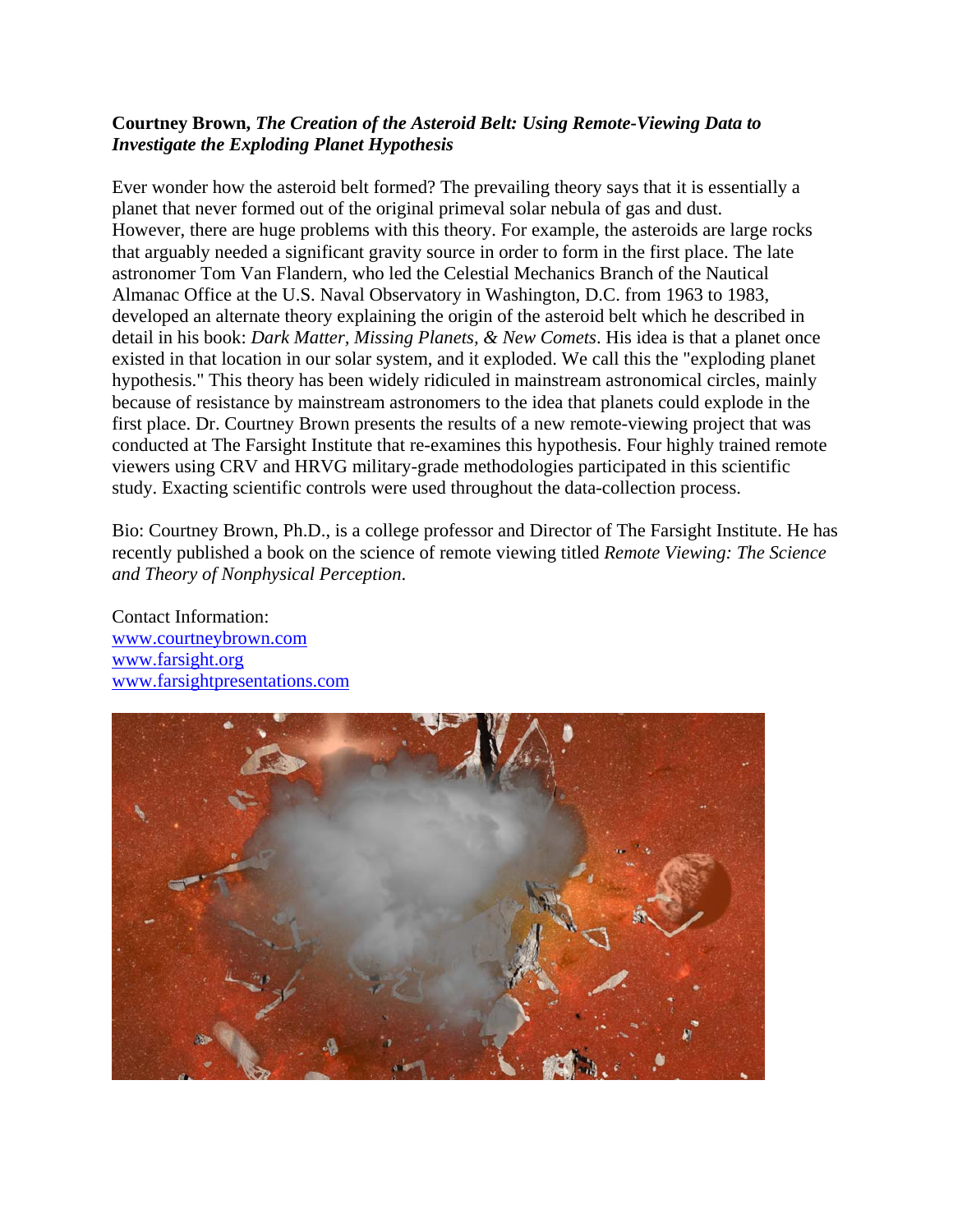**Courtney Brown,** ***The Creation of the Asteroid Belt: Using Remote-Viewing Data to Investigate the Exploding Planet Hypothesis***

Ever wonder how the asteroid belt formed? The prevailing theory says that it is essentially a planet that never formed out of the original primeval solar nebula of gas and dust. However, there are huge problems with this theory. For example, the asteroids are large rocks that arguably needed a significant gravity source in order to form in the first place. The late astronomer Tom Van Flandern, who led the Celestial Mechanics Branch of the Nautical Almanac Office at the U.S. Naval Observatory in Washington, D.C. from 1963 to 1983, developed an alternate theory explaining the origin of the asteroid belt which he described in detail in his book: *Dark Matter, Missing Planets, & New Comets*. His idea is that a planet once existed in that location in our solar system, and it exploded. We call this the "exploding planet hypothesis." This theory has been widely ridiculed in mainstream astronomical circles, mainly because of resistance by mainstream astronomers to the idea that planets could explode in the first place. Dr. Courtney Brown presents the results of a new remote-viewing project that was conducted at The Farsight Institute that re-examines this hypothesis. Four highly trained remote viewers using CRV and HRVG military-grade methodologies participated in this scientific study. Exacting scientific controls were used throughout the data-collection process.

Bio: Courtney Brown, Ph.D., is a college professor and Director of The Farsight Institute. He has recently published a book on the science of remote viewing titled *Remote Viewing: The Science and Theory of Nonphysical Perception*.

Contact Information:
www.courtneybrown.com
www.farsight.org
www.farsightpresentations.com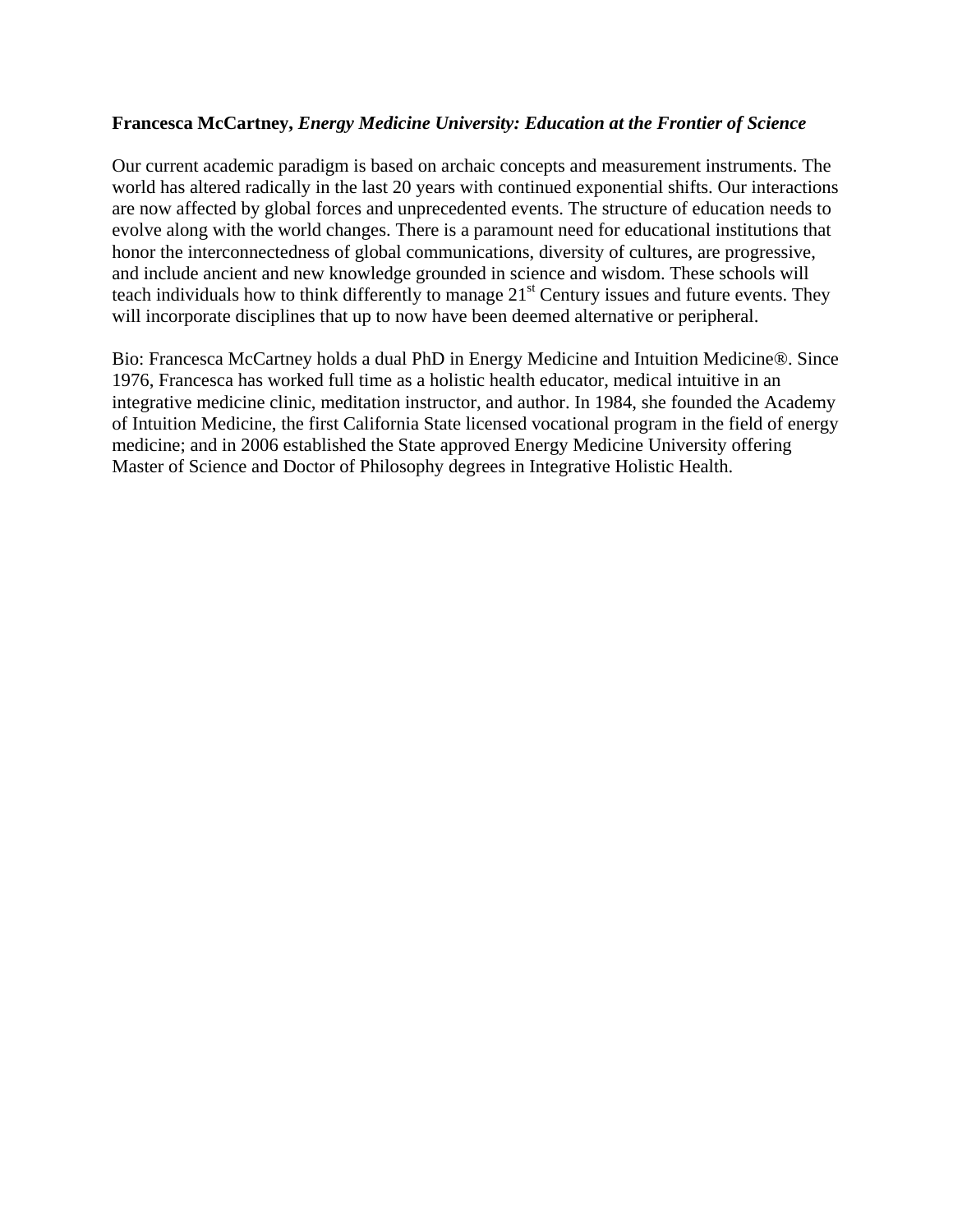**Francesca McCartney,** ***Energy Medicine University: Education at the Frontier of Science***

Our current academic paradigm is based on archaic concepts and measurement instruments. The world has altered radically in the last 20 years with continued exponential shifts. Our interactions are now affected by global forces and unprecedented events. The structure of education needs to evolve along with the world changes. There is a paramount need for educational institutions that honor the interconnectedness of global communications, diversity of cultures, are progressive, and include ancient and new knowledge grounded in science and wisdom. These schools will teach individuals how to think differently to manage 21st Century issues and future events. They will incorporate disciplines that up to now have been deemed alternative or peripheral.

Bio: Francesca McCartney holds a dual PhD in Energy Medicine and Intuition Medicine®. Since 1976, Francesca has worked full time as a holistic health educator, medical intuitive in an integrative medicine clinic, meditation instructor, and author. In 1984, she founded the Academy of Intuition Medicine, the first California State licensed vocational program in the field of energy medicine; and in 2006 established the State approved Energy Medicine University offering Master of Science and Doctor of Philosophy degrees in Integrative Holistic Health.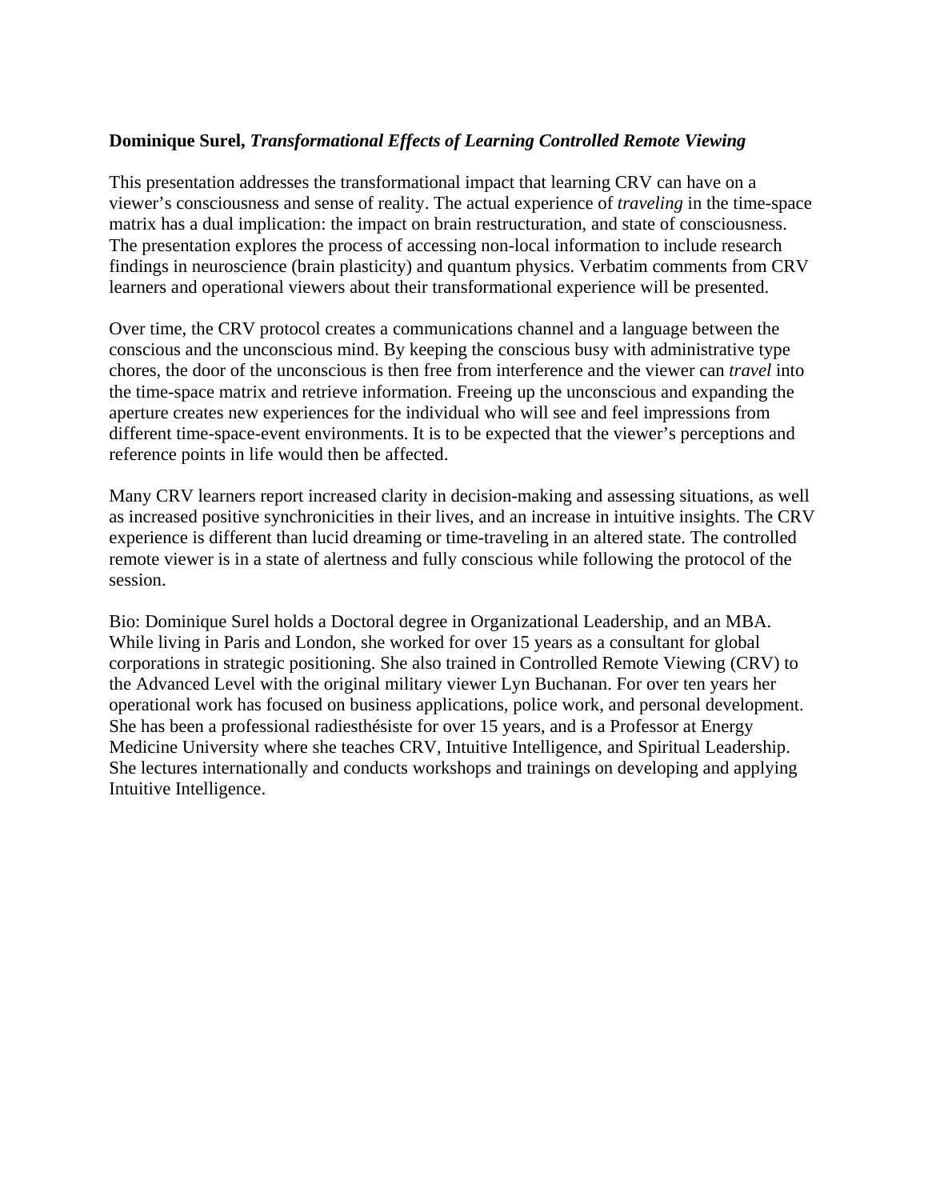**Dominique Surel, *Transformational Effects of Learning Controlled Remote Viewing***

This presentation addresses the transformational impact that learning CRV can have on a viewer's consciousness and sense of reality. The actual experience of *traveling* in the time-space matrix has a dual implication: the impact on brain restructuration, and state of consciousness. The presentation explores the process of accessing non-local information to include research findings in neuroscience (brain plasticity) and quantum physics. Verbatim comments from CRV learners and operational viewers about their transformational experience will be presented.

Over time, the CRV protocol creates a communications channel and a language between the conscious and the unconscious mind. By keeping the conscious busy with administrative type chores, the door of the unconscious is then free from interference and the viewer can *travel* into the time-space matrix and retrieve information. Freeing up the unconscious and expanding the aperture creates new experiences for the individual who will see and feel impressions from different time-space-event environments. It is to be expected that the viewer's perceptions and reference points in life would then be affected.

Many CRV learners report increased clarity in decision-making and assessing situations, as well as increased positive synchronicities in their lives, and an increase in intuitive insights. The CRV experience is different than lucid dreaming or time-traveling in an altered state. The controlled remote viewer is in a state of alertness and fully conscious while following the protocol of the session.

Bio: Dominique Surel holds a Doctoral degree in Organizational Leadership, and an MBA. While living in Paris and London, she worked for over 15 years as a consultant for global corporations in strategic positioning. She also trained in Controlled Remote Viewing (CRV) to the Advanced Level with the original military viewer Lyn Buchanan. For over ten years her operational work has focused on business applications, police work, and personal development. She has been a professional radiesthésiste for over 15 years, and is a Professor at Energy Medicine University where she teaches CRV, Intuitive Intelligence, and Spiritual Leadership. She lectures internationally and conducts workshops and trainings on developing and applying Intuitive Intelligence.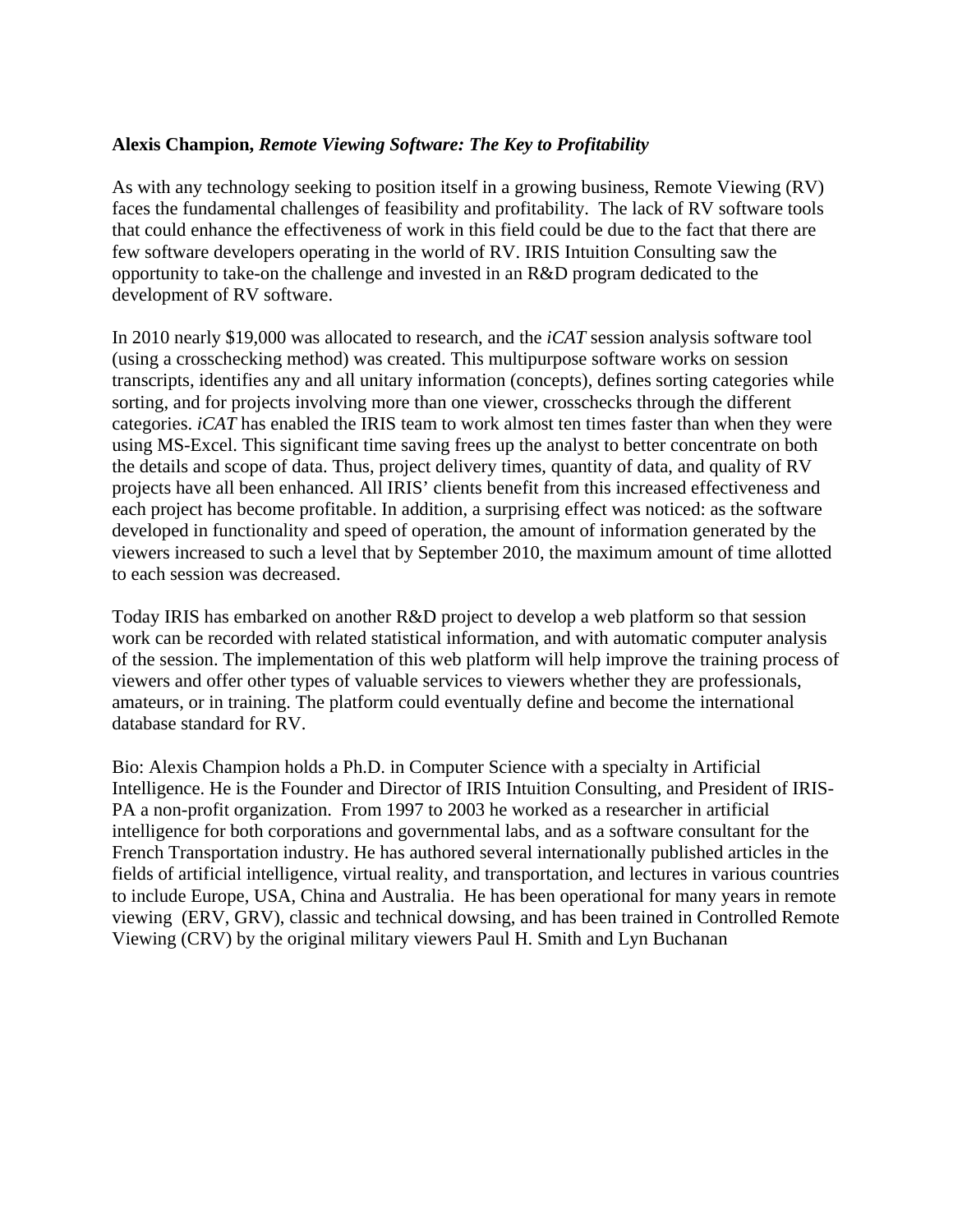**Alexis Champion,** ***Remote Viewing Software: The Key to Profitability***

As with any technology seeking to position itself in a growing business, Remote Viewing (RV) faces the fundamental challenges of feasibility and profitability. The lack of RV software tools that could enhance the effectiveness of work in this field could be due to the fact that there are few software developers operating in the world of RV. IRIS Intuition Consulting saw the opportunity to take-on the challenge and invested in an R&D program dedicated to the development of RV software.

In 2010 nearly $19,000 was allocated to research, and the *iCAT* session analysis software tool (using a crosschecking method) was created. This multipurpose software works on session transcripts, identifies any and all unitary information (concepts), defines sorting categories while sorting, and for projects involving more than one viewer, crosschecks through the different categories. *iCAT* has enabled the IRIS team to work almost ten times faster than when they were using MS-Excel. This significant time saving frees up the analyst to better concentrate on both the details and scope of data. Thus, project delivery times, quantity of data, and quality of RV projects have all been enhanced. All IRIS' clients benefit from this increased effectiveness and each project has become profitable. In addition, a surprising effect was noticed: as the software developed in functionality and speed of operation, the amount of information generated by the viewers increased to such a level that by September 2010, the maximum amount of time allotted to each session was decreased.

Today IRIS has embarked on another R&D project to develop a web platform so that session work can be recorded with related statistical information, and with automatic computer analysis of the session. The implementation of this web platform will help improve the training process of viewers and offer other types of valuable services to viewers whether they are professionals, amateurs, or in training. The platform could eventually define and become the international database standard for RV.

Bio: Alexis Champion holds a Ph.D. in Computer Science with a specialty in Artificial Intelligence. He is the Founder and Director of IRIS Intuition Consulting, and President of IRIS-PA a non-profit organization. From 1997 to 2003 he worked as a researcher in artificial intelligence for both corporations and governmental labs, and as a software consultant for the French Transportation industry. He has authored several internationally published articles in the fields of artificial intelligence, virtual reality, and transportation, and lectures in various countries to include Europe, USA, China and Australia. He has been operational for many years in remote viewing (ERV, GRV), classic and technical dowsing, and has been trained in Controlled Remote Viewing (CRV) by the original military viewers Paul H. Smith and Lyn Buchanan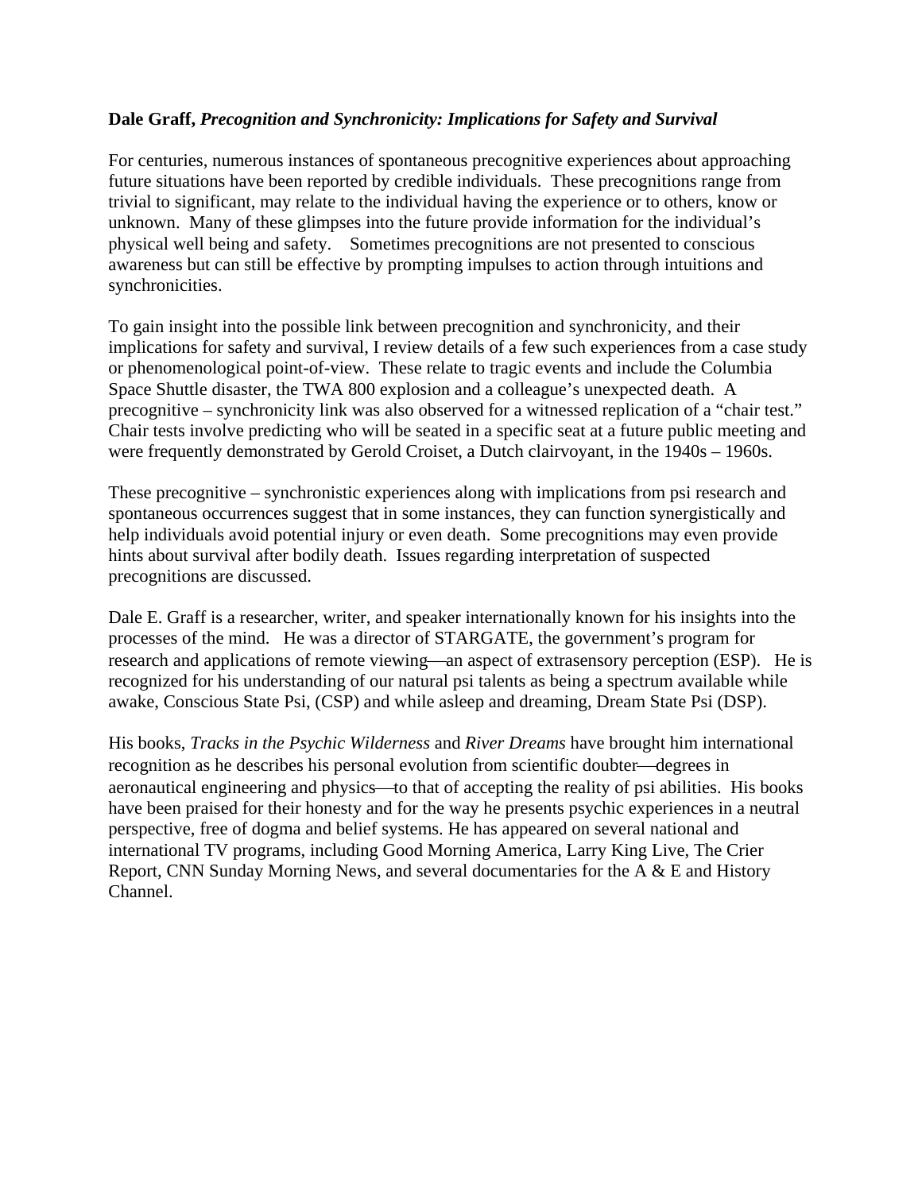**Dale Graff,** ***Precognition and Synchronicity: Implications for Safety and Survival***

For centuries, numerous instances of spontaneous precognitive experiences about approaching future situations have been reported by credible individuals. These precognitions range from trivial to significant, may relate to the individual having the experience or to others, know or unknown. Many of these glimpses into the future provide information for the individual's physical well being and safety. Sometimes precognitions are not presented to conscious awareness but can still be effective by prompting impulses to action through intuitions and synchronicities.

To gain insight into the possible link between precognition and synchronicity, and their implications for safety and survival, I review details of a few such experiences from a case study or phenomenological point-of-view. These relate to tragic events and include the Columbia Space Shuttle disaster, the TWA 800 explosion and a colleague's unexpected death. A precognitive – synchronicity link was also observed for a witnessed replication of a "chair test." Chair tests involve predicting who will be seated in a specific seat at a future public meeting and were frequently demonstrated by Gerold Croiset, a Dutch clairvoyant, in the 1940s – 1960s.

These precognitive – synchronistic experiences along with implications from psi research and spontaneous occurrences suggest that in some instances, they can function synergistically and help individuals avoid potential injury or even death. Some precognitions may even provide hints about survival after bodily death. Issues regarding interpretation of suspected precognitions are discussed.

Dale E. Graff is a researcher, writer, and speaker internationally known for his insights into the processes of the mind. He was a director of STARGATE, the government's program for research and applications of remote viewing—an aspect of extrasensory perception (ESP). He is recognized for his understanding of our natural psi talents as being a spectrum available while awake, Conscious State Psi, (CSP) and while asleep and dreaming, Dream State Psi (DSP).

His books, *Tracks in the Psychic Wilderness* and *River Dreams* have brought him international recognition as he describes his personal evolution from scientific doubter—degrees in aeronautical engineering and physics—to that of accepting the reality of psi abilities. His books have been praised for their honesty and for the way he presents psychic experiences in a neutral perspective, free of dogma and belief systems. He has appeared on several national and international TV programs, including Good Morning America, Larry King Live, The Crier Report, CNN Sunday Morning News, and several documentaries for the A & E and History Channel.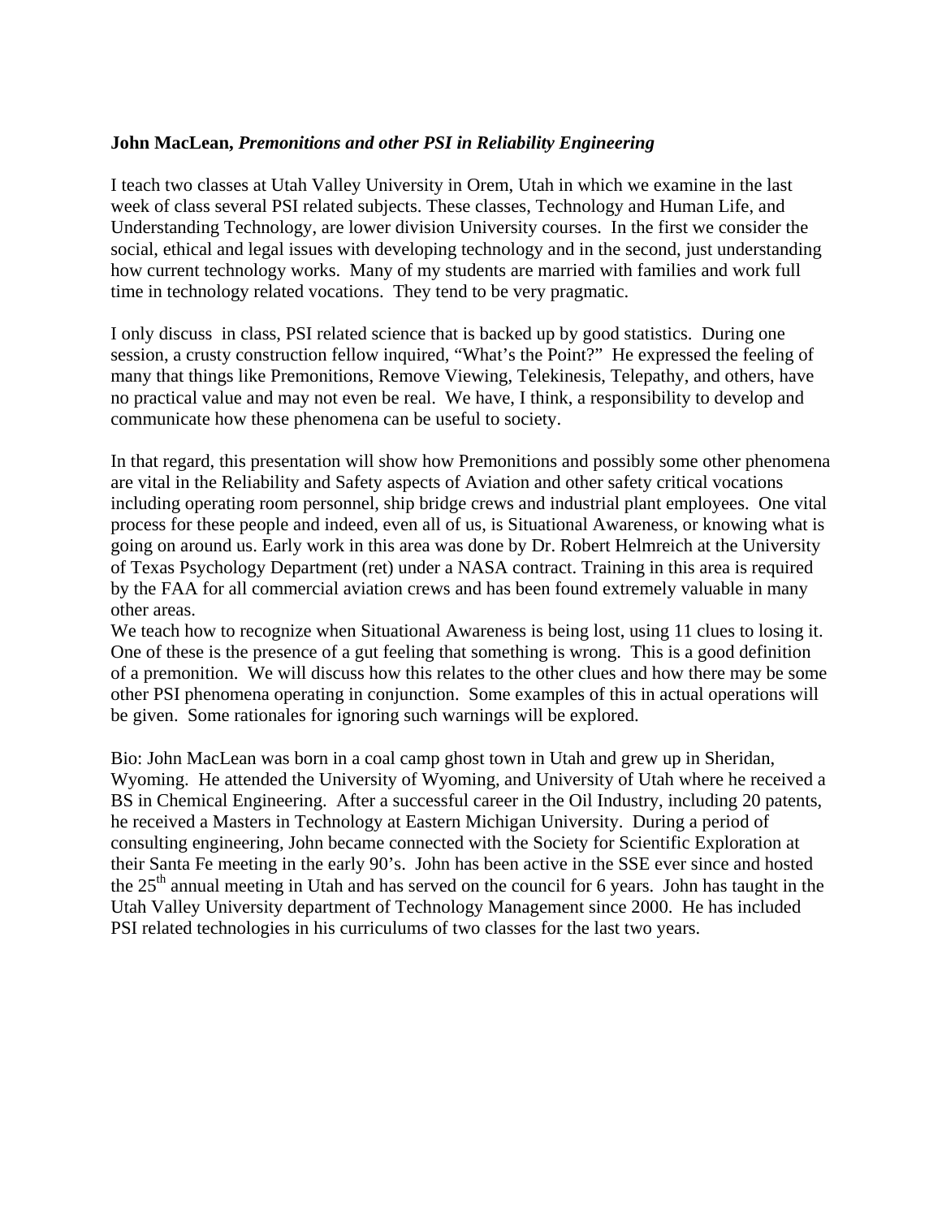**John MacLean,** ***Premonitions and other PSI in Reliability Engineering***

I teach two classes at Utah Valley University in Orem, Utah in which we examine in the last week of class several PSI related subjects. These classes, Technology and Human Life, and Understanding Technology, are lower division University courses. In the first we consider the social, ethical and legal issues with developing technology and in the second, just understanding how current technology works. Many of my students are married with families and work full time in technology related vocations. They tend to be very pragmatic.

I only discuss in class, PSI related science that is backed up by good statistics. During one session, a crusty construction fellow inquired, "What's the Point?" He expressed the feeling of many that things like Premonitions, Remove Viewing, Telekinesis, Telepathy, and others, have no practical value and may not even be real. We have, I think, a responsibility to develop and communicate how these phenomena can be useful to society.

In that regard, this presentation will show how Premonitions and possibly some other phenomena are vital in the Reliability and Safety aspects of Aviation and other safety critical vocations including operating room personnel, ship bridge crews and industrial plant employees. One vital process for these people and indeed, even all of us, is Situational Awareness, or knowing what is going on around us. Early work in this area was done by Dr. Robert Helmreich at the University of Texas Psychology Department (ret) under a NASA contract. Training in this area is required by the FAA for all commercial aviation crews and has been found extremely valuable in many other areas.

We teach how to recognize when Situational Awareness is being lost, using 11 clues to losing it. One of these is the presence of a gut feeling that something is wrong. This is a good definition of a premonition. We will discuss how this relates to the other clues and how there may be some other PSI phenomena operating in conjunction. Some examples of this in actual operations will be given. Some rationales for ignoring such warnings will be explored.

Bio: John MacLean was born in a coal camp ghost town in Utah and grew up in Sheridan, Wyoming. He attended the University of Wyoming, and University of Utah where he received a BS in Chemical Engineering. After a successful career in the Oil Industry, including 20 patents, he received a Masters in Technology at Eastern Michigan University. During a period of consulting engineering, John became connected with the Society for Scientific Exploration at their Santa Fe meeting in the early 90's. John has been active in the SSE ever since and hosted the 25th annual meeting in Utah and has served on the council for 6 years. John has taught in the Utah Valley University department of Technology Management since 2000. He has included PSI related technologies in his curriculums of two classes for the last two years.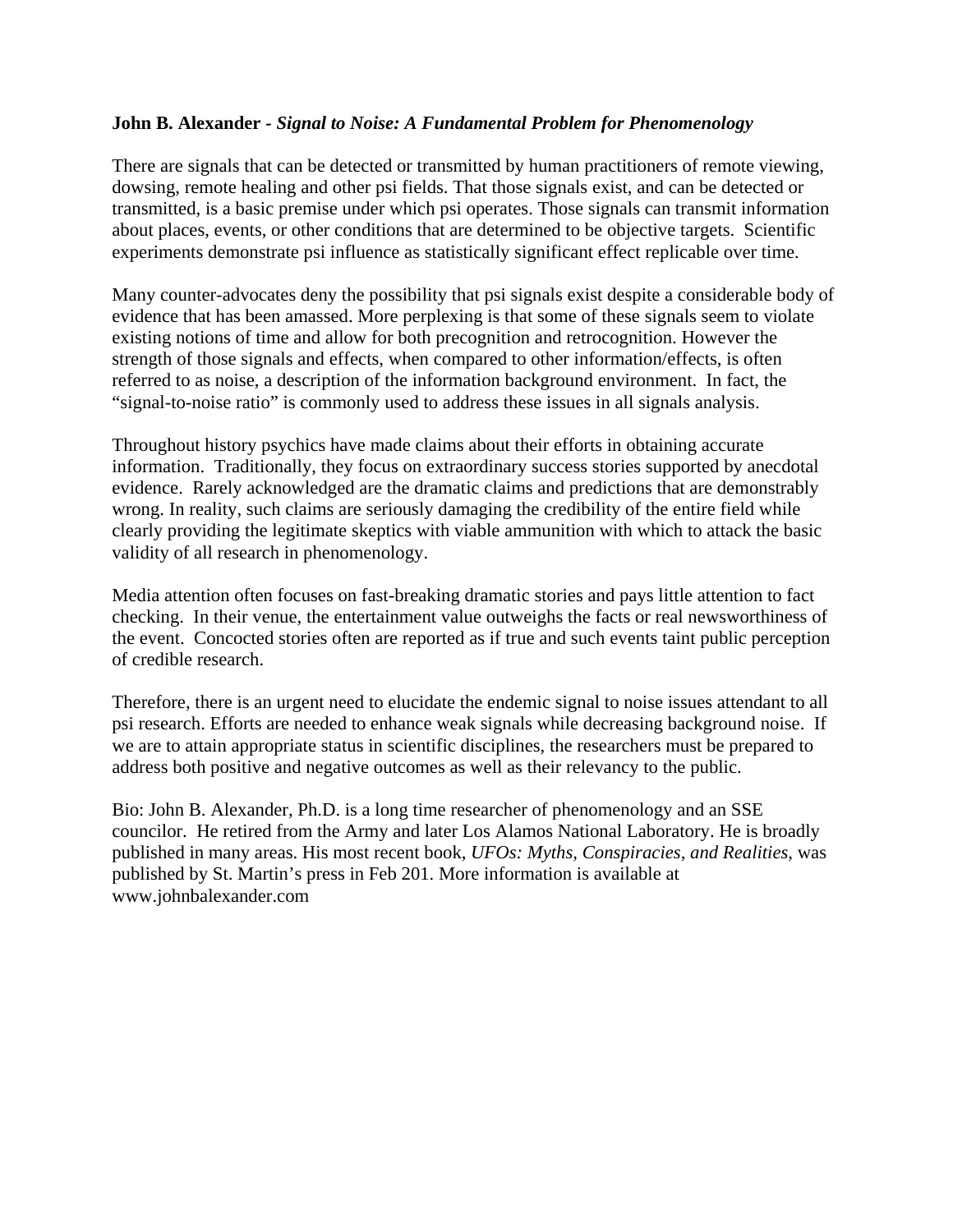**John B. Alexander -** ***Signal to Noise: A Fundamental Problem for Phenomenology***

There are signals that can be detected or transmitted by human practitioners of remote viewing, dowsing, remote healing and other psi fields. That those signals exist, and can be detected or transmitted, is a basic premise under which psi operates. Those signals can transmit information about places, events, or other conditions that are determined to be objective targets. Scientific experiments demonstrate psi influence as statistically significant effect replicable over time.

Many counter-advocates deny the possibility that psi signals exist despite a considerable body of evidence that has been amassed. More perplexing is that some of these signals seem to violate existing notions of time and allow for both precognition and retrocognition. However the strength of those signals and effects, when compared to other information/effects, is often referred to as noise, a description of the information background environment. In fact, the "signal-to-noise ratio" is commonly used to address these issues in all signals analysis.

Throughout history psychics have made claims about their efforts in obtaining accurate information. Traditionally, they focus on extraordinary success stories supported by anecdotal evidence. Rarely acknowledged are the dramatic claims and predictions that are demonstrably wrong. In reality, such claims are seriously damaging the credibility of the entire field while clearly providing the legitimate skeptics with viable ammunition with which to attack the basic validity of all research in phenomenology.

Media attention often focuses on fast-breaking dramatic stories and pays little attention to fact checking. In their venue, the entertainment value outweighs the facts or real newsworthiness of the event. Concocted stories often are reported as if true and such events taint public perception of credible research.

Therefore, there is an urgent need to elucidate the endemic signal to noise issues attendant to all psi research. Efforts are needed to enhance weak signals while decreasing background noise. If we are to attain appropriate status in scientific disciplines, the researchers must be prepared to address both positive and negative outcomes as well as their relevancy to the public.

Bio: John B. Alexander, Ph.D. is a long time researcher of phenomenology and an SSE councilor. He retired from the Army and later Los Alamos National Laboratory. He is broadly published in many areas. His most recent book, *UFOs: Myths, Conspiracies, and Realities*, was published by St. Martin's press in Feb 201. More information is available at www.johnbalexander.com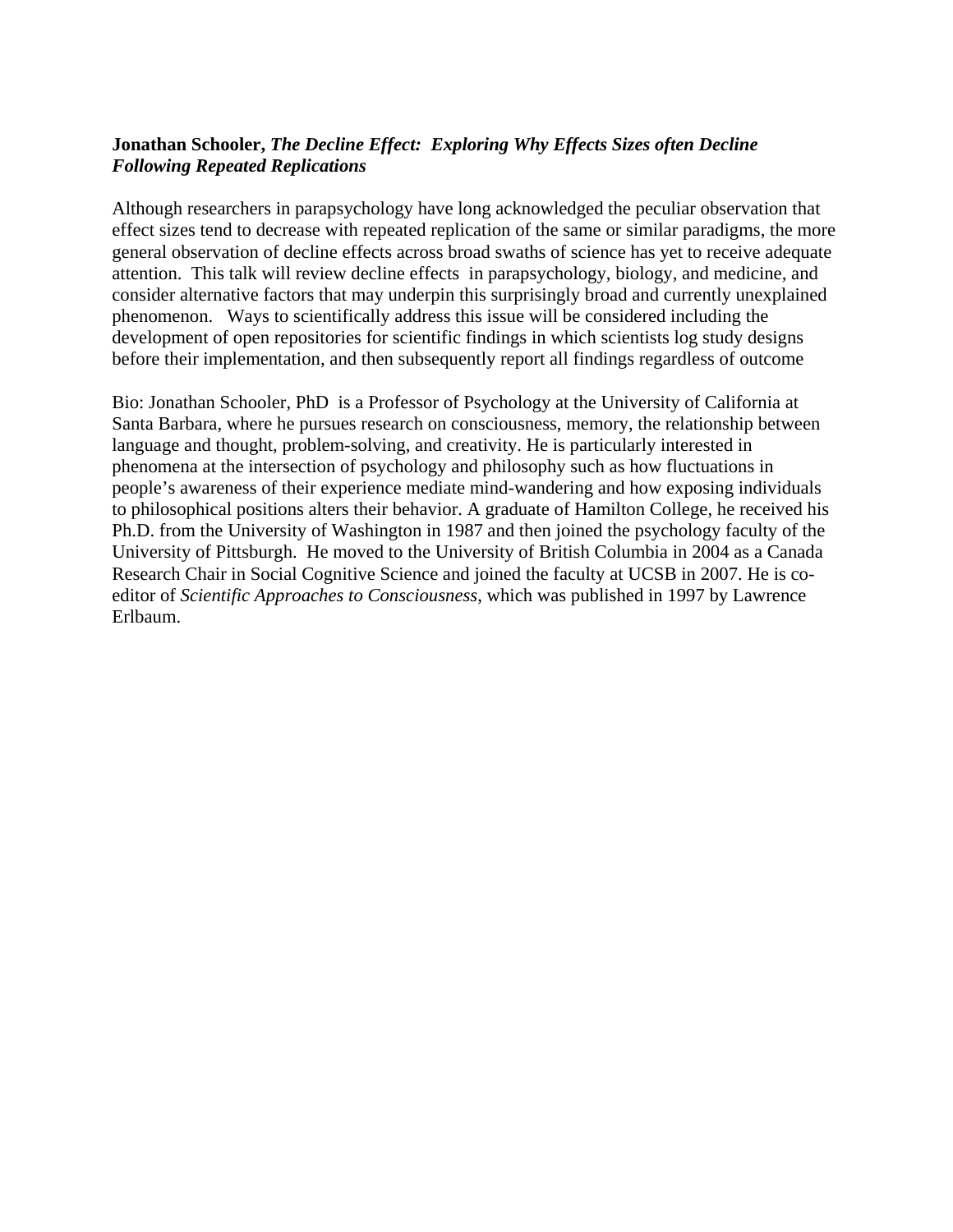**Jonathan Schooler,** ***The Decline Effect: Exploring Why Effects Sizes often Decline Following Repeated Replications***

Although researchers in parapsychology have long acknowledged the peculiar observation that effect sizes tend to decrease with repeated replication of the same or similar paradigms, the more general observation of decline effects across broad swaths of science has yet to receive adequate attention. This talk will review decline effects in parapsychology, biology, and medicine, and consider alternative factors that may underpin this surprisingly broad and currently unexplained phenomenon. Ways to scientifically address this issue will be considered including the development of open repositories for scientific findings in which scientists log study designs before their implementation, and then subsequently report all findings regardless of outcome

Bio: Jonathan Schooler, PhD is a Professor of Psychology at the University of California at Santa Barbara, where he pursues research on consciousness, memory, the relationship between language and thought, problem-solving, and creativity. He is particularly interested in phenomena at the intersection of psychology and philosophy such as how fluctuations in people's awareness of their experience mediate mind-wandering and how exposing individuals to philosophical positions alters their behavior. A graduate of Hamilton College, he received his Ph.D. from the University of Washington in 1987 and then joined the psychology faculty of the University of Pittsburgh. He moved to the University of British Columbia in 2004 as a Canada Research Chair in Social Cognitive Science and joined the faculty at UCSB in 2007. He is co-editor of *Scientific Approaches to Consciousness*, which was published in 1997 by Lawrence Erlbaum.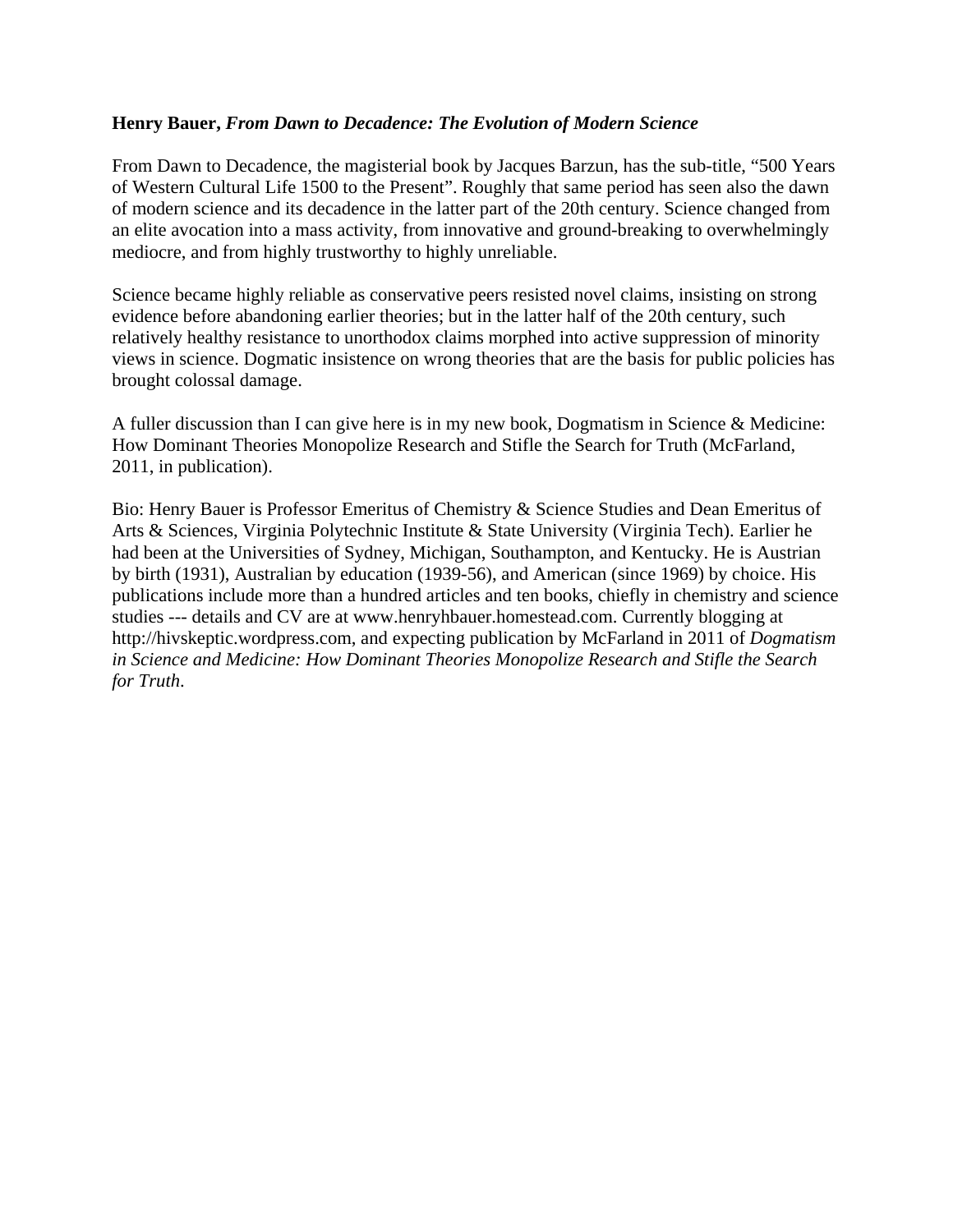**Henry Bauer,** ***From Dawn to Decadence: The Evolution of Modern Science***

From Dawn to Decadence, the magisterial book by Jacques Barzun, has the sub-title, "500 Years of Western Cultural Life 1500 to the Present". Roughly that same period has seen also the dawn of modern science and its decadence in the latter part of the 20th century. Science changed from an elite avocation into a mass activity, from innovative and ground-breaking to overwhelmingly mediocre, and from highly trustworthy to highly unreliable.

Science became highly reliable as conservative peers resisted novel claims, insisting on strong evidence before abandoning earlier theories; but in the latter half of the 20th century, such relatively healthy resistance to unorthodox claims morphed into active suppression of minority views in science. Dogmatic insistence on wrong theories that are the basis for public policies has brought colossal damage.

A fuller discussion than I can give here is in my new book, Dogmatism in Science & Medicine: How Dominant Theories Monopolize Research and Stifle the Search for Truth (McFarland, 2011, in publication).

Bio: Henry Bauer is Professor Emeritus of Chemistry & Science Studies and Dean Emeritus of Arts & Sciences, Virginia Polytechnic Institute & State University (Virginia Tech). Earlier he had been at the Universities of Sydney, Michigan, Southampton, and Kentucky. He is Austrian by birth (1931), Australian by education (1939-56), and American (since 1969) by choice. His publications include more than a hundred articles and ten books, chiefly in chemistry and science studies --- details and CV are at www.henryhbauer.homestead.com. Currently blogging at http://hivskeptic.wordpress.com, and expecting publication by McFarland in 2011 of *Dogmatism in Science and Medicine: How Dominant Theories Monopolize Research and Stifle the Search for Truth*.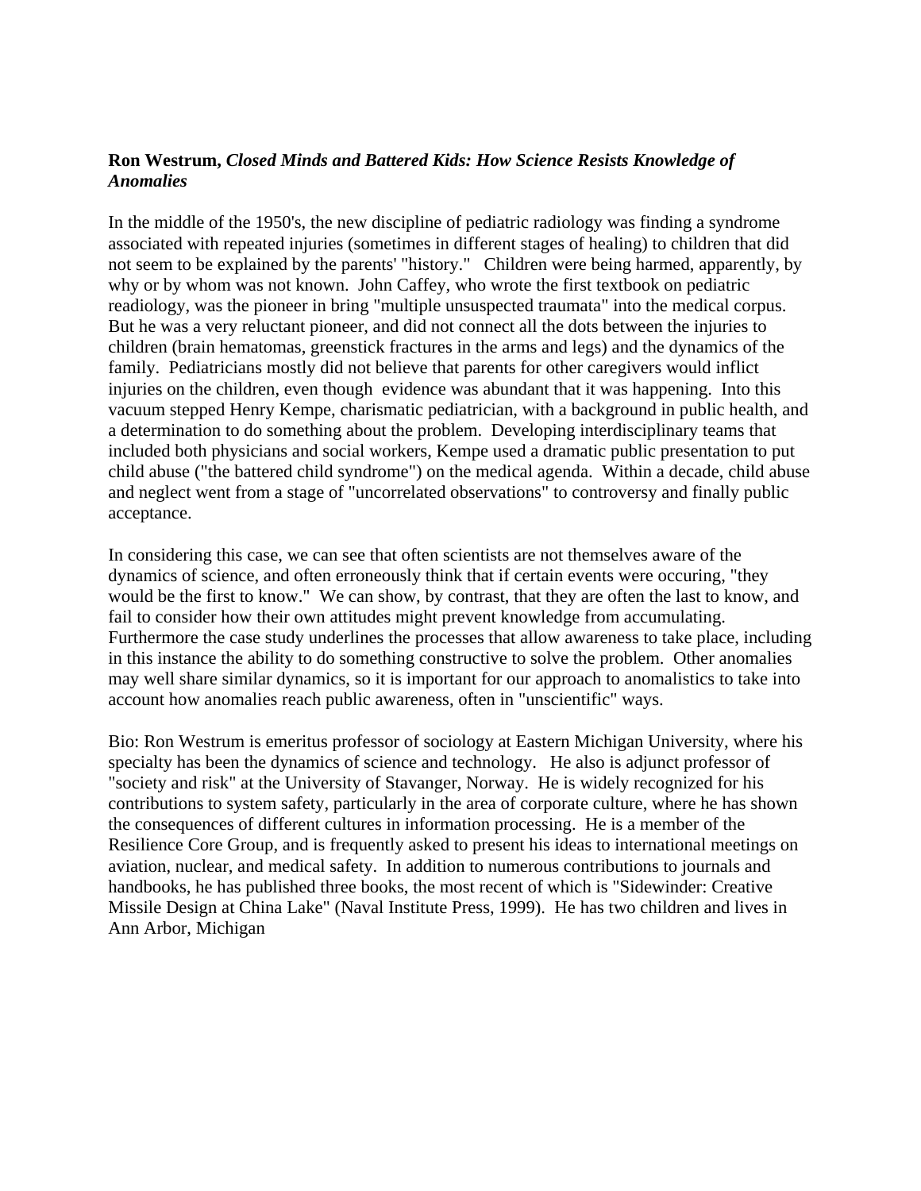**Ron Westrum,** ***Closed Minds and Battered Kids: How Science Resists Knowledge of Anomalies***

In the middle of the 1950's, the new discipline of pediatric radiology was finding a syndrome associated with repeated injuries (sometimes in different stages of healing) to children that did not seem to be explained by the parents' "history." Children were being harmed, apparently, by why or by whom was not known. John Caffey, who wrote the first textbook on pediatric readiology, was the pioneer in bring "multiple unsuspected traumata" into the medical corpus. But he was a very reluctant pioneer, and did not connect all the dots between the injuries to children (brain hematomas, greenstick fractures in the arms and legs) and the dynamics of the family. Pediatricians mostly did not believe that parents for other caregivers would inflict injuries on the children, even though evidence was abundant that it was happening. Into this vacuum stepped Henry Kempe, charismatic pediatrician, with a background in public health, and a determination to do something about the problem. Developing interdisciplinary teams that included both physicians and social workers, Kempe used a dramatic public presentation to put child abuse ("the battered child syndrome") on the medical agenda. Within a decade, child abuse and neglect went from a stage of "uncorrelated observations" to controversy and finally public acceptance.

In considering this case, we can see that often scientists are not themselves aware of the dynamics of science, and often erroneously think that if certain events were occuring, "they would be the first to know." We can show, by contrast, that they are often the last to know, and fail to consider how their own attitudes might prevent knowledge from accumulating. Furthermore the case study underlines the processes that allow awareness to take place, including in this instance the ability to do something constructive to solve the problem. Other anomalies may well share similar dynamics, so it is important for our approach to anomalistics to take into account how anomalies reach public awareness, often in "unscientific" ways.

Bio: Ron Westrum is emeritus professor of sociology at Eastern Michigan University, where his specialty has been the dynamics of science and technology. He also is adjunct professor of "society and risk" at the University of Stavanger, Norway. He is widely recognized for his contributions to system safety, particularly in the area of corporate culture, where he has shown the consequences of different cultures in information processing. He is a member of the Resilience Core Group, and is frequently asked to present his ideas to international meetings on aviation, nuclear, and medical safety. In addition to numerous contributions to journals and handbooks, he has published three books, the most recent of which is "Sidewinder: Creative Missile Design at China Lake" (Naval Institute Press, 1999). He has two children and lives in Ann Arbor, Michigan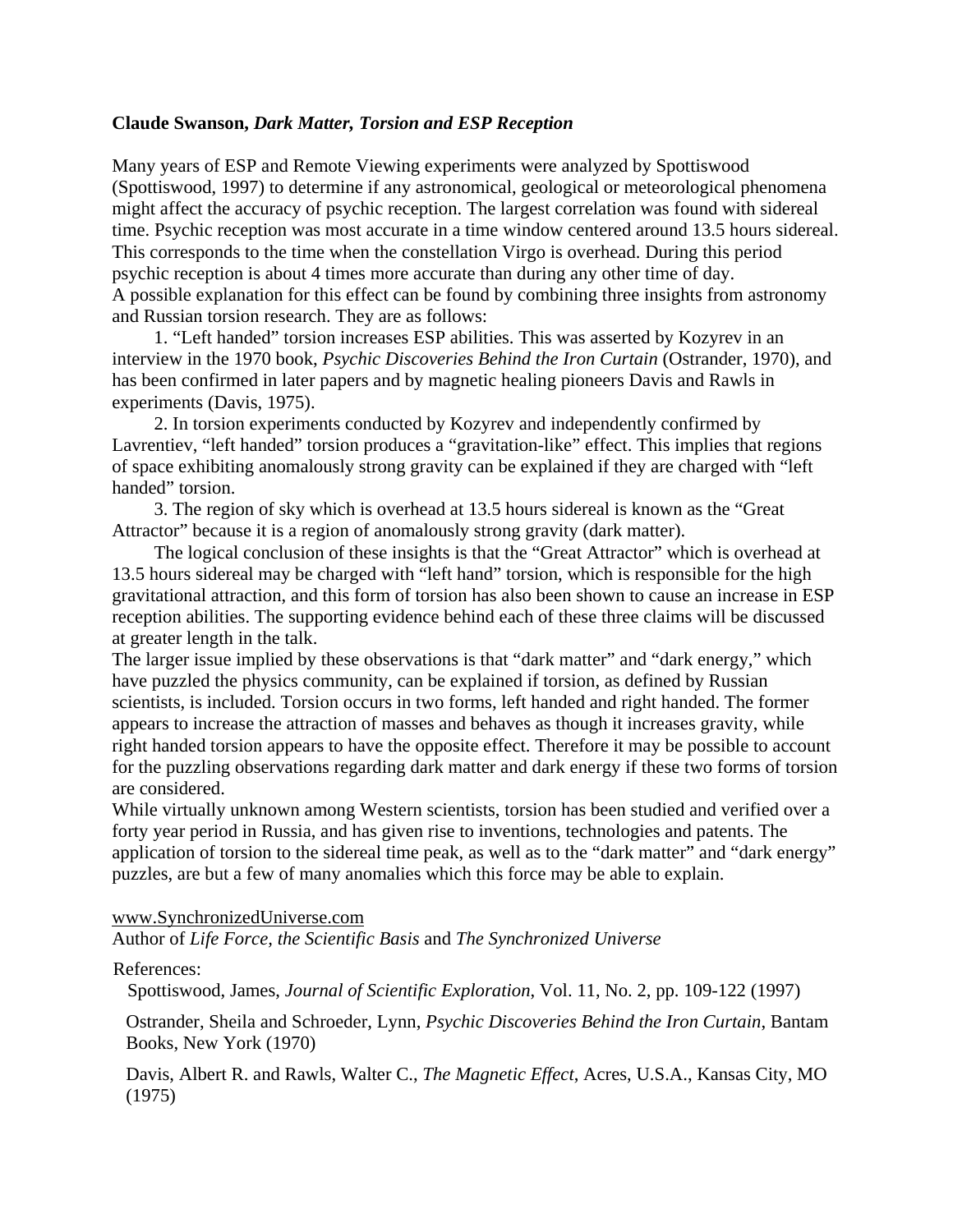**Claude Swanson, *Dark Matter, Torsion and ESP Reception***

Many years of ESP and Remote Viewing experiments were analyzed by Spottiswood (Spottiswood, 1997) to determine if any astronomical, geological or meteorological phenomena might affect the accuracy of psychic reception. The largest correlation was found with sidereal time. Psychic reception was most accurate in a time window centered around 13.5 hours sidereal. This corresponds to the time when the constellation Virgo is overhead. During this period psychic reception is about 4 times more accurate than during any other time of day.
A possible explanation for this effect can be found by combining three insights from astronomy and Russian torsion research. They are as follows:

1. "Left handed" torsion increases ESP abilities. This was asserted by Kozyrev in an interview in the 1970 book, *Psychic Discoveries Behind the Iron Curtain* (Ostrander, 1970), and has been confirmed in later papers and by magnetic healing pioneers Davis and Rawls in experiments (Davis, 1975).

2. In torsion experiments conducted by Kozyrev and independently confirmed by Lavrentiev, "left handed" torsion produces a "gravitation-like" effect. This implies that regions of space exhibiting anomalously strong gravity can be explained if they are charged with "left handed" torsion.

3. The region of sky which is overhead at 13.5 hours sidereal is known as the "Great Attractor" because it is a region of anomalously strong gravity (dark matter).

The logical conclusion of these insights is that the "Great Attractor" which is overhead at 13.5 hours sidereal may be charged with "left hand" torsion, which is responsible for the high gravitational attraction, and this form of torsion has also been shown to cause an increase in ESP reception abilities. The supporting evidence behind each of these three claims will be discussed at greater length in the talk.

The larger issue implied by these observations is that "dark matter" and "dark energy," which have puzzled the physics community, can be explained if torsion, as defined by Russian scientists, is included. Torsion occurs in two forms, left handed and right handed. The former appears to increase the attraction of masses and behaves as though it increases gravity, while right handed torsion appears to have the opposite effect. Therefore it may be possible to account for the puzzling observations regarding dark matter and dark energy if these two forms of torsion are considered.

While virtually unknown among Western scientists, torsion has been studied and verified over a forty year period in Russia, and has given rise to inventions, technologies and patents. The application of torsion to the sidereal time peak, as well as to the "dark matter" and "dark energy" puzzles, are but a few of many anomalies which this force may be able to explain.

www.SynchronizedUniverse.com
Author of *Life Force, the Scientific Basis* and *The Synchronized Universe*

References:

Spottiswood, James, *Journal of Scientific Exploration*, Vol. 11, No. 2, pp. 109-122 (1997)

Ostrander, Sheila and Schroeder, Lynn, *Psychic Discoveries Behind the Iron Curtain*, Bantam Books, New York (1970)

Davis, Albert R. and Rawls, Walter C., *The Magnetic Effect*, Acres, U.S.A., Kansas City, MO (1975)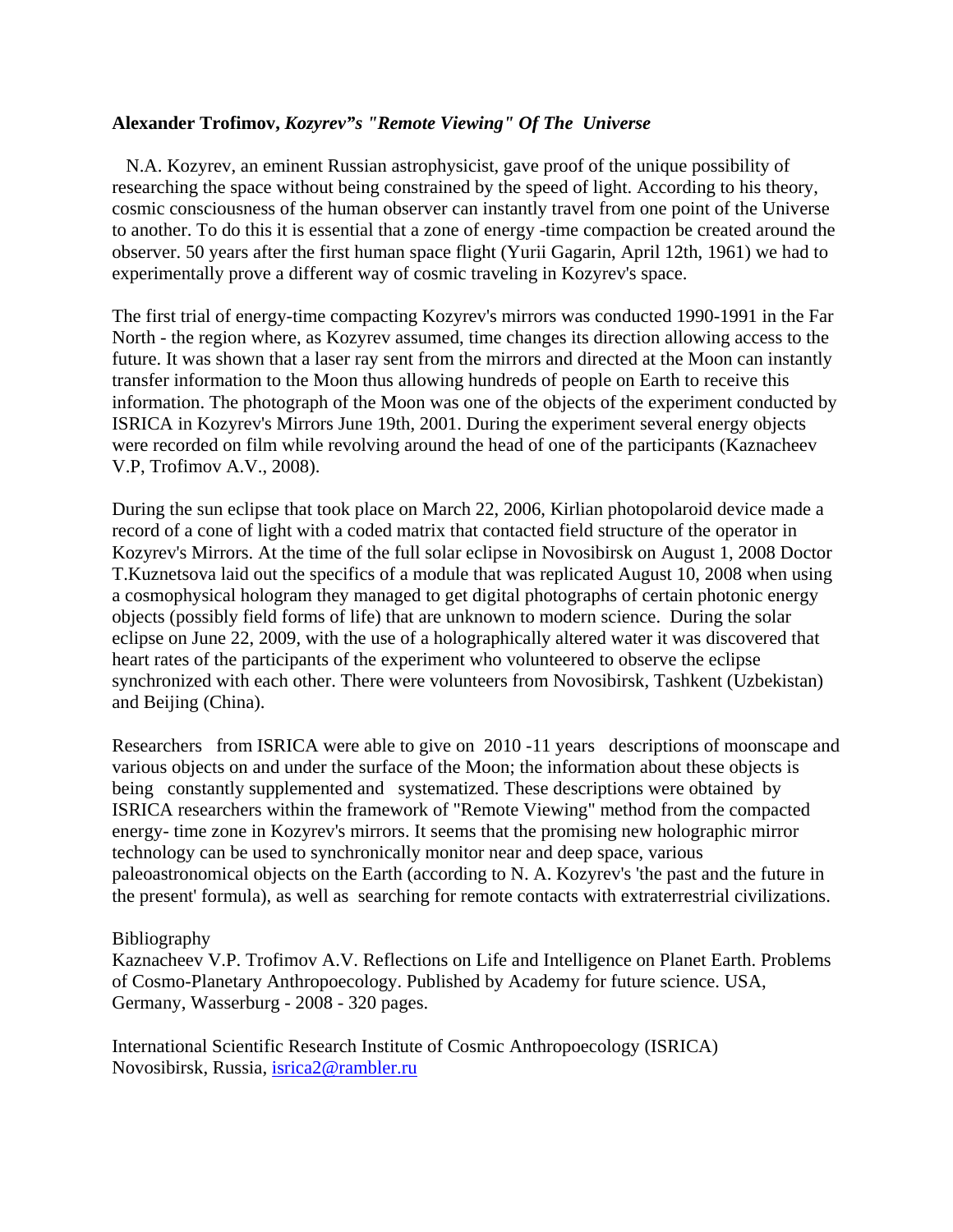**Alexander Trofimov,** ***Kozyrev"s "Remote Viewing" Of The Universe***

N.A. Kozyrev, an eminent Russian astrophysicist, gave proof of the unique possibility of researching the space without being constrained by the speed of light. According to his theory, cosmic consciousness of the human observer can instantly travel from one point of the Universe to another. To do this it is essential that a zone of energy -time compaction be created around the observer. 50 years after the first human space flight (Yurii Gagarin, April 12th, 1961) we had to experimentally prove a different way of cosmic traveling in Kozyrev's space.

The first trial of energy-time compacting Kozyrev's mirrors was conducted 1990-1991 in the Far North - the region where, as Kozyrev assumed, time changes its direction allowing access to the future. It was shown that a laser ray sent from the mirrors and directed at the Moon can instantly transfer information to the Moon thus allowing hundreds of people on Earth to receive this information. The photograph of the Moon was one of the objects of the experiment conducted by ISRICA in Kozyrev's Mirrors June 19th, 2001. During the experiment several energy objects were recorded on film while revolving around the head of one of the participants (Kaznacheev V.P, Trofimov A.V., 2008).

During the sun eclipse that took place on March 22, 2006, Kirlian photopolaroid device made a record of a cone of light with a coded matrix that contacted field structure of the operator in Kozyrev's Mirrors. At the time of the full solar eclipse in Novosibirsk on August 1, 2008 Doctor T.Kuznetsova laid out the specifics of a module that was replicated August 10, 2008 when using a cosmophysical hologram they managed to get digital photographs of certain photonic energy objects (possibly field forms of life) that are unknown to modern science. During the solar eclipse on June 22, 2009, with the use of a holographically altered water it was discovered that heart rates of the participants of the experiment who volunteered to observe the eclipse synchronized with each other. There were volunteers from Novosibirsk, Tashkent (Uzbekistan) and Beijing (China).

Researchers from ISRICA were able to give on 2010 -11 years descriptions of moonscape and various objects on and under the surface of the Moon; the information about these objects is being constantly supplemented and systematized. These descriptions were obtained by ISRICA researchers within the framework of "Remote Viewing" method from the compacted energy- time zone in Kozyrev's mirrors. It seems that the promising new holographic mirror technology can be used to synchronically monitor near and deep space, various paleoastronomical objects on the Earth (according to N. A. Kozyrev's 'the past and the future in the present' formula), as well as searching for remote contacts with extraterrestrial civilizations.

Bibliography

Kaznacheev V.P. Trofimov A.V. Reflections on Life and Intelligence on Planet Earth. Problems of Cosmo-Planetary Anthropoecology. Published by Academy for future science. USA, Germany, Wasserburg - 2008 - 320 pages.

International Scientific Research Institute of Cosmic Anthropoecology (ISRICA)
Novosibirsk, Russia, isrica2@rambler.ru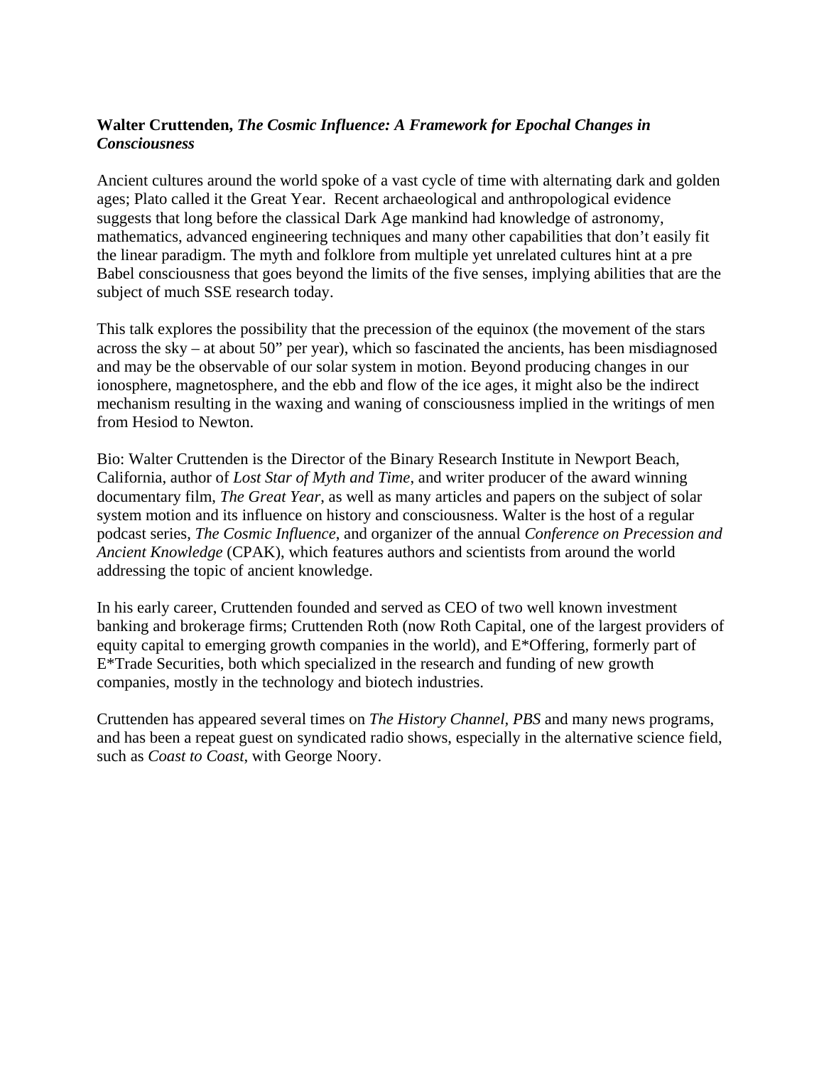**Walter Cruttenden, *The Cosmic Influence: A Framework for Epochal Changes in Consciousness***

Ancient cultures around the world spoke of a vast cycle of time with alternating dark and golden ages; Plato called it the Great Year. Recent archaeological and anthropological evidence suggests that long before the classical Dark Age mankind had knowledge of astronomy, mathematics, advanced engineering techniques and many other capabilities that don't easily fit the linear paradigm. The myth and folklore from multiple yet unrelated cultures hint at a pre Babel consciousness that goes beyond the limits of the five senses, implying abilities that are the subject of much SSE research today.

This talk explores the possibility that the precession of the equinox (the movement of the stars across the sky – at about 50" per year), which so fascinated the ancients, has been misdiagnosed and may be the observable of our solar system in motion. Beyond producing changes in our ionosphere, magnetosphere, and the ebb and flow of the ice ages, it might also be the indirect mechanism resulting in the waxing and waning of consciousness implied in the writings of men from Hesiod to Newton.

Bio: Walter Cruttenden is the Director of the Binary Research Institute in Newport Beach, California, author of *Lost Star of Myth and Time*, and writer producer of the award winning documentary film, *The Great Year*, as well as many articles and papers on the subject of solar system motion and its influence on history and consciousness. Walter is the host of a regular podcast series, *The Cosmic Influence*, and organizer of the annual *Conference on Precession and Ancient Knowledge* (CPAK), which features authors and scientists from around the world addressing the topic of ancient knowledge.

In his early career, Cruttenden founded and served as CEO of two well known investment banking and brokerage firms; Cruttenden Roth (now Roth Capital, one of the largest providers of equity capital to emerging growth companies in the world), and E*Offering, formerly part of E*Trade Securities, both which specialized in the research and funding of new growth companies, mostly in the technology and biotech industries.

Cruttenden has appeared several times on *The History Channel, PBS* and many news programs, and has been a repeat guest on syndicated radio shows, especially in the alternative science field, such as *Coast to Coast*, with George Noory.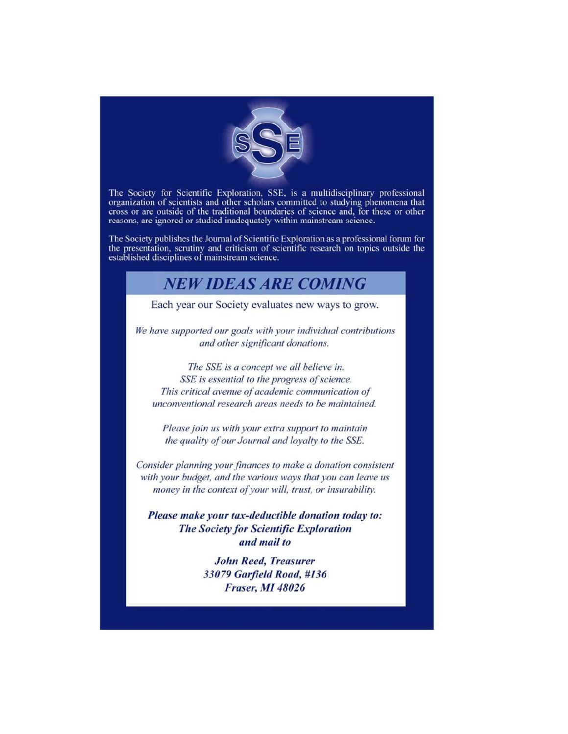The Society for Scientific Exploration, SSE, is a multidisciplinary professional organization of scientists and other scholars committed to studying phenomena that cross or are outside of the traditional boundaries of science and, for these or other reasons, are ignored or studied inadequately within mainstream science.

The Society publishes the Journal of Scientific Exploration as a professional forum for the presentation, scrutiny and criticism of scientific research on topics outside the established disciplines of mainstream science.

## *NEW IDEAS ARE COMING*

Each year our Society evaluates new ways to grow.

*We have supported our goals with your individual contributions and other significant donations.*

*The SSE is a concept we all believe in.*
*SSE is essential to the progress of science.*
*This critical avenue of academic communication of unconventional research areas needs to be maintained.*

*Please join us with your extra support to maintain the quality of our Journal and loyalty to the SSE.*

*Consider planning your finances to make a donation consistent with your budget, and the various ways that you can leave us money in the context of your will, trust, or insurability.*

***Please make your tax-deductible donation today to:***
***The Society for Scientific Exploration***
***and mail to***

***John Reed, Treasurer***
***33079 Garfield Road, #136***
***Fraser, MI 48026***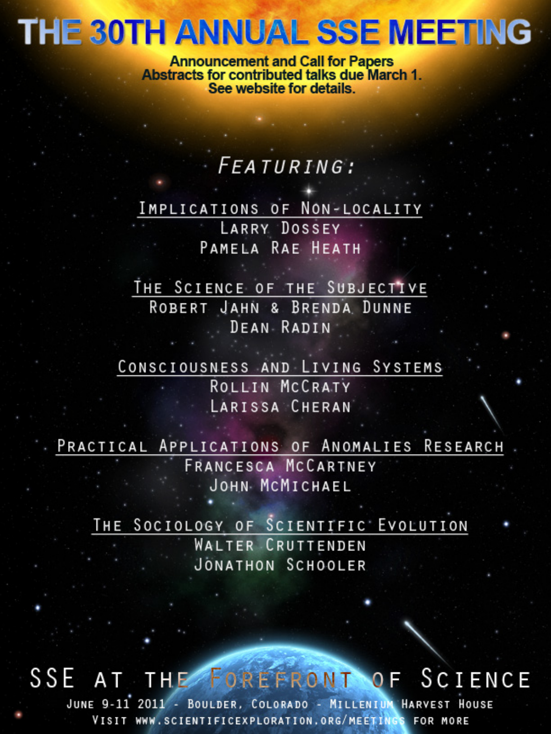# THE 30TH ANNUAL SSE MEETING

**Announcement and Call for Papers**
**Abstracts for contributed talks due March 1.**
**See website for details.**

## FEATURING:

**IMPLICATIONS OF NON-LOCALITY**
LARRY DOSSEY
PAMELA RAE HEATH

**THE SCIENCE OF THE SUBJECTIVE**
ROBERT JAHN & BRENDA DUNNE
DEAN RADIN

**CONSCIOUSNESS AND LIVING SYSTEMS**
ROLLIN MCCRATY
LARISSA CHERAN

**PRACTICAL APPLICATIONS OF ANOMALIES RESEARCH**
FRANCESCA MCCARTNEY
JOHN MCMICHAEL

**THE SOCIOLOGY OF SCIENTIFIC EVOLUTION**
WALTER CRUTTENDEN
JONATHON SCHOOLER

## SSE AT THE FOREFRONT OF SCIENCE

JUNE 9-11 2011 - BOULDER, COLORADO - MILLENIUM HARVEST HOUSE
VISIT WWW.SCIENTIFICEXPLORATION.ORG/MEETINGS FOR MORE